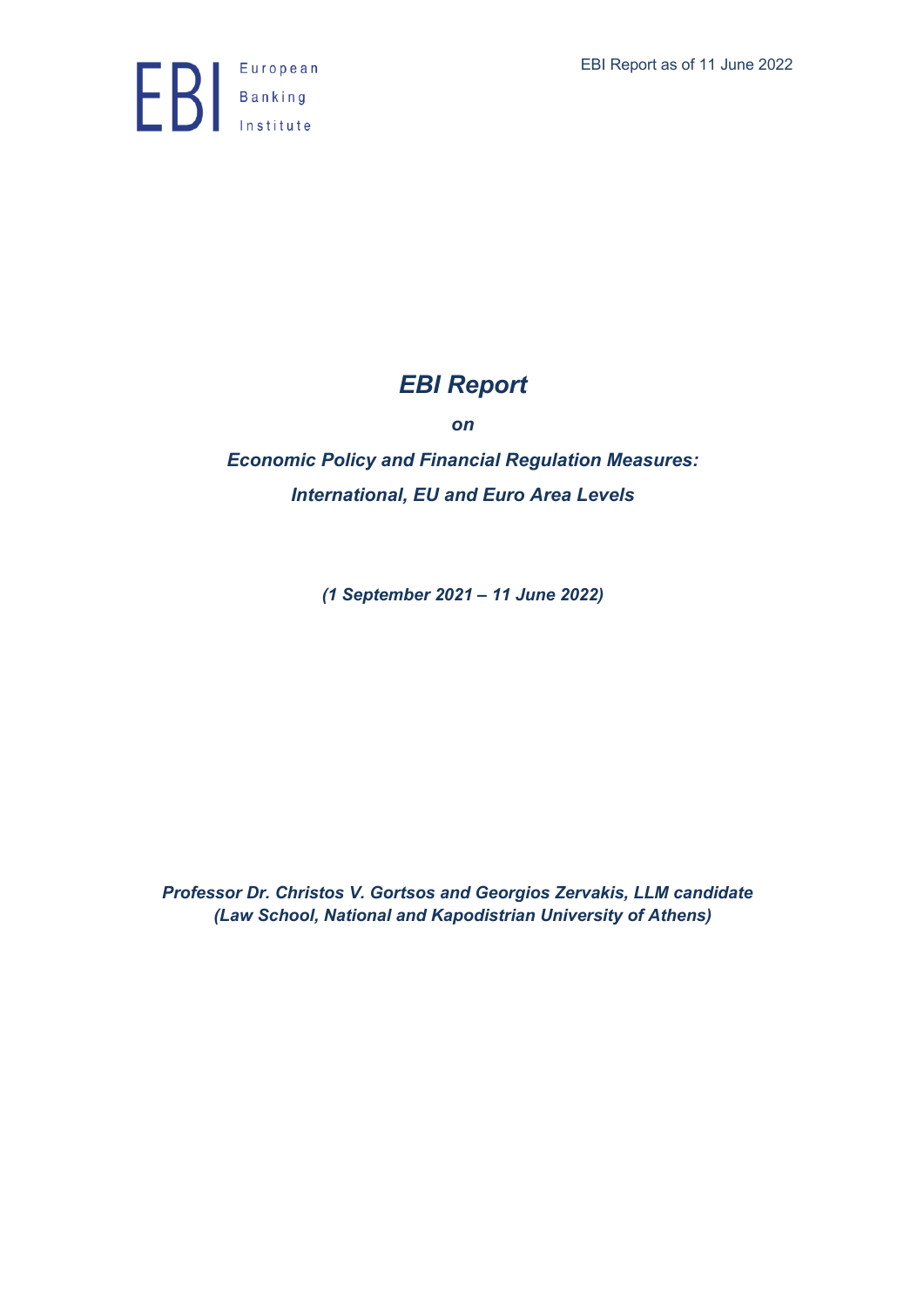EBI Report as of 11 June 2022

European Banking Institute

# *EBI Report*

***on***

## *Economic Policy and Financial Regulation Measures: International, EU and Euro Area Levels*

***(1 September 2021 – 11 June 2022)***

***Professor Dr. Christos V. Gortsos and Georgios Zervakis, LLM candidate (Law School, National and Kapodistrian University of Athens)***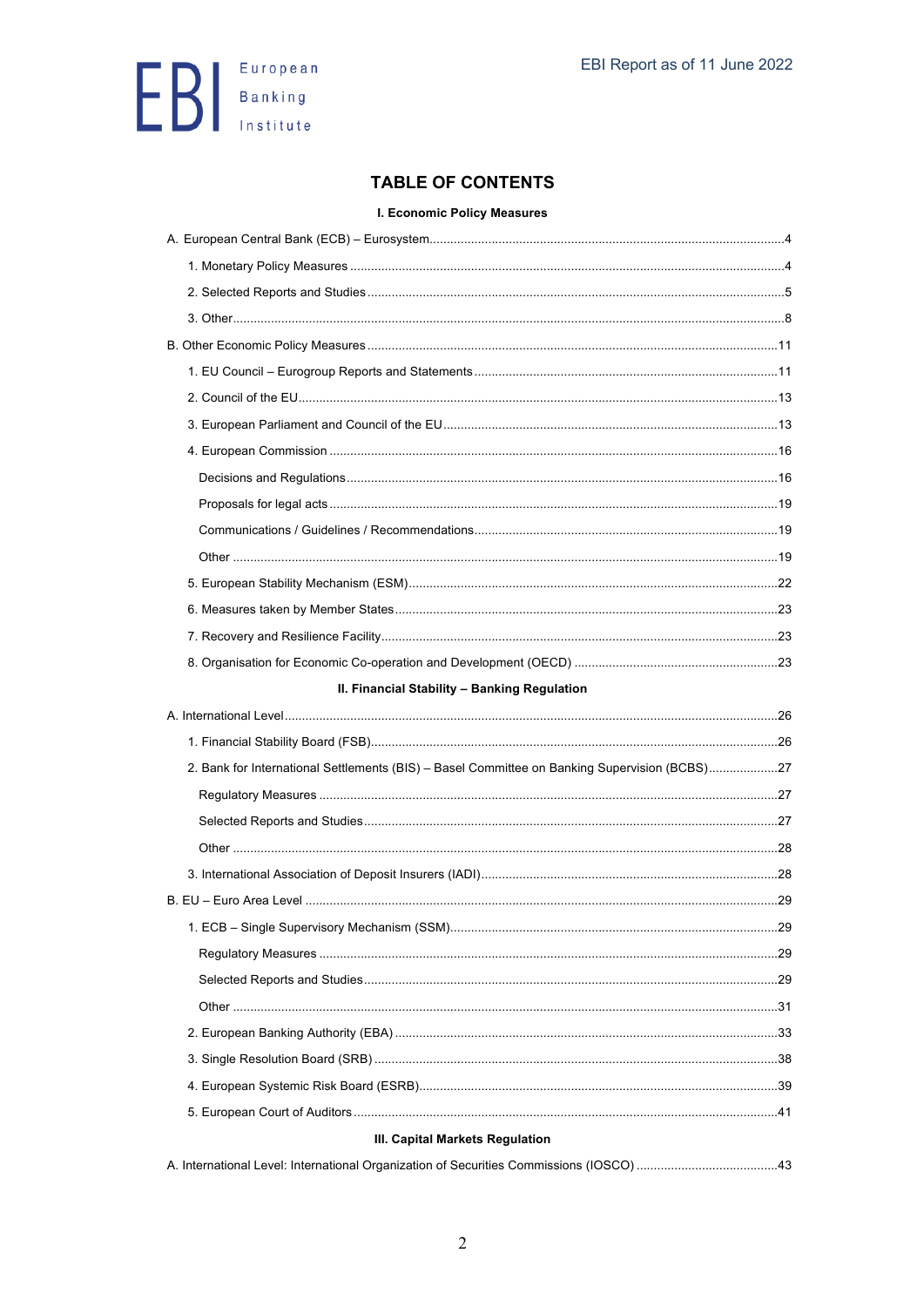# TABLE OF CONTENTS

**I. Economic Policy Measures**

A. European Central Bank (ECB) – Eurosystem .....4

1. Monetary Policy Measures .....4
2. Selected Reports and Studies .....5
3. Other .....8

B. Other Economic Policy Measures .....11

1. EU Council – Eurogroup Reports and Statements .....11
2. Council of the EU .....13
3. European Parliament and Council of the EU .....13
4. European Commission .....16
   - Decisions and Regulations .....16
   - Proposals for legal acts .....19
   - Communications / Guidelines / Recommendations .....19
   - Other .....19
5. European Stability Mechanism (ESM) .....22
6. Measures taken by Member States .....23
7. Recovery and Resilience Facility .....23
8. Organisation for Economic Co-operation and Development (OECD) .....23

**II. Financial Stability – Banking Regulation**

A. International Level .....26

1. Financial Stability Board (FSB) .....26
2. Bank for International Settlements (BIS) – Basel Committee on Banking Supervision (BCBS) .....27
   - Regulatory Measures .....27
   - Selected Reports and Studies .....27
   - Other .....28
3. International Association of Deposit Insurers (IADI) .....28

B. EU – Euro Area Level .....29

1. ECB – Single Supervisory Mechanism (SSM) .....29
   - Regulatory Measures .....29
   - Selected Reports and Studies .....29
   - Other .....31
2. European Banking Authority (EBA) .....33
3. Single Resolution Board (SRB) .....38
4. European Systemic Risk Board (ESRB) .....39
5. European Court of Auditors .....41

**III. Capital Markets Regulation**

A. International Level: International Organization of Securities Commissions (IOSCO) .....43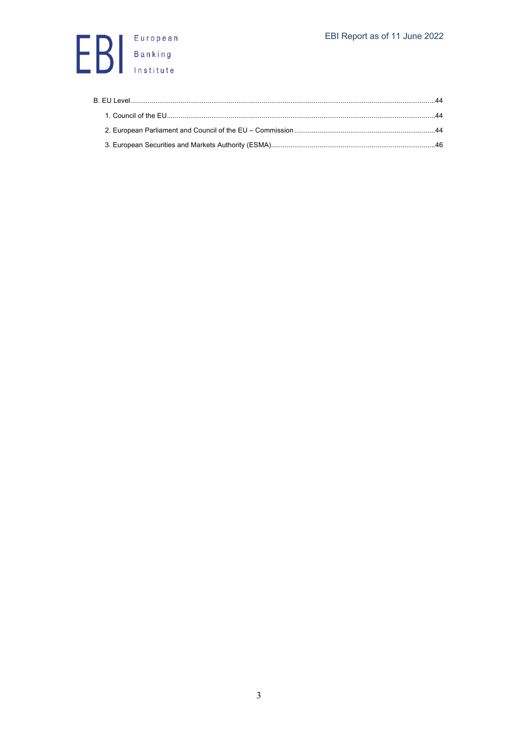B. EU Level ..... 44

1. Council of the EU ..... 44
2. European Parliament and Council of the EU – Commission ..... 44
3. European Securities and Markets Authority (ESMA) ..... 46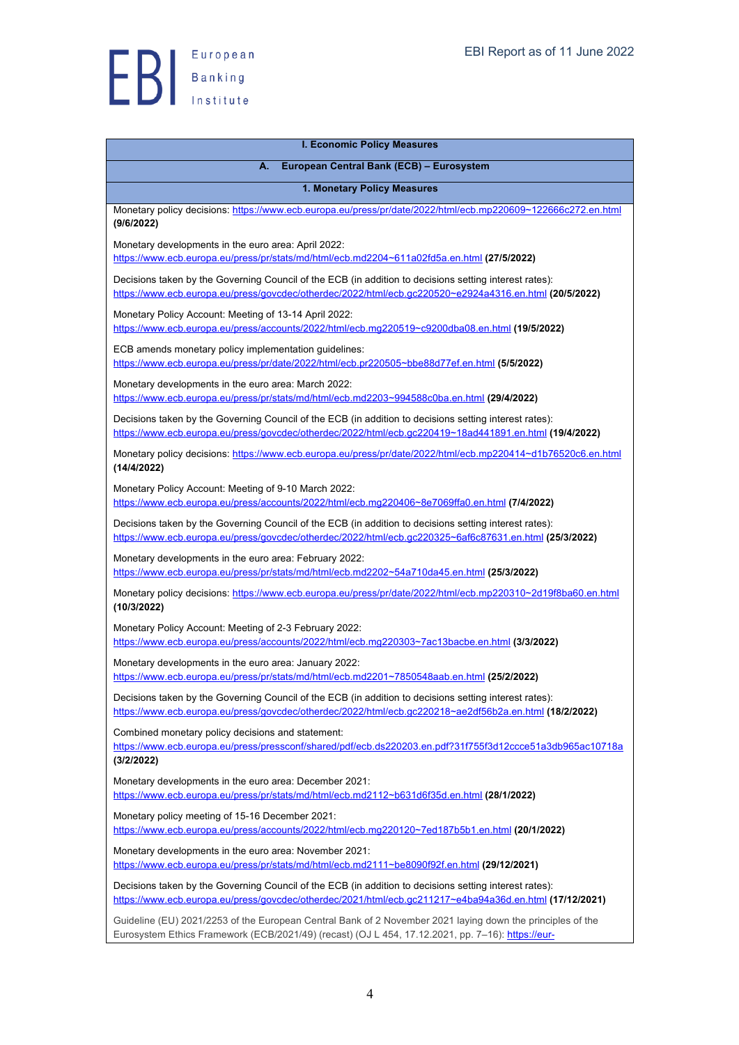## I. Economic Policy Measures

### A. European Central Bank (ECB) – Eurosystem

#### 1. Monetary Policy Measures

Monetary policy decisions: https://www.ecb.europa.eu/press/pr/date/2022/html/ecb.mp220609~122666c272.en.html **(9/6/2022)**

Monetary developments in the euro area: April 2022: https://www.ecb.europa.eu/press/pr/stats/md/html/ecb.md2204~611a02fd5a.en.html **(27/5/2022)**

Decisions taken by the Governing Council of the ECB (in addition to decisions setting interest rates): https://www.ecb.europa.eu/press/govcdec/otherdec/2022/html/ecb.gc220520~e2924a4316.en.html **(20/5/2022)**

Monetary Policy Account: Meeting of 13-14 April 2022: https://www.ecb.europa.eu/press/accounts/2022/html/ecb.mg220519~c9200dba08.en.html **(19/5/2022)**

ECB amends monetary policy implementation guidelines: https://www.ecb.europa.eu/press/pr/date/2022/html/ecb.pr220505~bbe88d77ef.en.html **(5/5/2022)**

Monetary developments in the euro area: March 2022: https://www.ecb.europa.eu/press/pr/stats/md/html/ecb.md2203~994588c0ba.en.html **(29/4/2022)**

Decisions taken by the Governing Council of the ECB (in addition to decisions setting interest rates): https://www.ecb.europa.eu/press/govcdec/otherdec/2022/html/ecb.gc220419~18ad441891.en.html **(19/4/2022)**

Monetary policy decisions: https://www.ecb.europa.eu/press/pr/date/2022/html/ecb.mp220414~d1b76520c6.en.html **(14/4/2022)**

Monetary Policy Account: Meeting of 9-10 March 2022: https://www.ecb.europa.eu/press/accounts/2022/html/ecb.mg220406~8e7069ffa0.en.html **(7/4/2022)**

Decisions taken by the Governing Council of the ECB (in addition to decisions setting interest rates): https://www.ecb.europa.eu/press/govcdec/otherdec/2022/html/ecb.gc220325~6af6c87631.en.html **(25/3/2022)**

Monetary developments in the euro area: February 2022: https://www.ecb.europa.eu/press/pr/stats/md/html/ecb.md2202~54a710da45.en.html **(25/3/2022)**

Monetary policy decisions: https://www.ecb.europa.eu/press/pr/date/2022/html/ecb.mp220310~2d19f8ba60.en.html **(10/3/2022)**

Monetary Policy Account: Meeting of 2-3 February 2022: https://www.ecb.europa.eu/press/accounts/2022/html/ecb.mg220303~7ac13bacbe.en.html **(3/3/2022)**

Monetary developments in the euro area: January 2022: https://www.ecb.europa.eu/press/pr/stats/md/html/ecb.md2201~7850548aab.en.html **(25/2/2022)**

Decisions taken by the Governing Council of the ECB (in addition to decisions setting interest rates): https://www.ecb.europa.eu/press/govcdec/otherdec/2022/html/ecb.gc220218~ae2df56b2a.en.html **(18/2/2022)**

Combined monetary policy decisions and statement: https://www.ecb.europa.eu/press/pressconf/shared/pdf/ecb.ds220203.en.pdf?31f755f3d12ccce51a3db965ac10718a **(3/2/2022)**

Monetary developments in the euro area: December 2021: https://www.ecb.europa.eu/press/pr/stats/md/html/ecb.md2112~b631d6f35d.en.html **(28/1/2022)**

Monetary policy meeting of 15-16 December 2021: https://www.ecb.europa.eu/press/accounts/2022/html/ecb.mg220120~7ed187b5b1.en.html **(20/1/2022)**

Monetary developments in the euro area: November 2021: https://www.ecb.europa.eu/press/pr/stats/md/html/ecb.md2111~be8090f92f.en.html **(29/12/2021)**

Decisions taken by the Governing Council of the ECB (in addition to decisions setting interest rates): https://www.ecb.europa.eu/press/govcdec/otherdec/2021/html/ecb.gc211217~e4ba94a36d.en.html **(17/12/2021)**

Guideline (EU) 2021/2253 of the European Central Bank of 2 November 2021 laying down the principles of the Eurosystem Ethics Framework (ECB/2021/49) (recast) (OJ L 454, 17.12.2021, pp. 7–16): https://eur-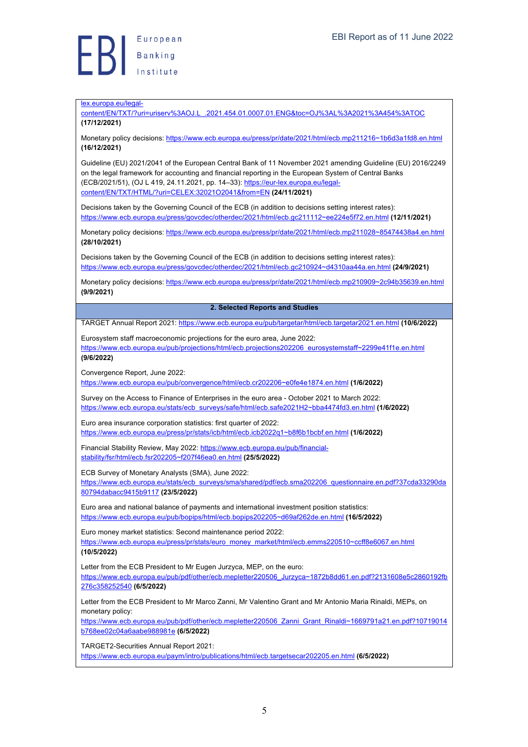lex.europa.eu/legal-content/EN/TXT/?uri=uriserv%3AOJ.L_.2021.454.01.0007.01.ENG&toc=OJ%3AL%3A2021%3A454%3ATOC **(17/12/2021)**

Monetary policy decisions: https://www.ecb.europa.eu/press/pr/date/2021/html/ecb.mp211216~1b6d3a1fd8.en.html **(16/12/2021)**

Guideline (EU) 2021/2041 of the European Central Bank of 11 November 2021 amending Guideline (EU) 2016/2249 on the legal framework for accounting and financial reporting in the European System of Central Banks (ECB/2021/51), (OJ L 419, 24.11.2021, pp. 14–33): https://eur-lex.europa.eu/legal-content/EN/TXT/HTML/?uri=CELEX:32021O2041&from=EN **(24/11/2021)**

Decisions taken by the Governing Council of the ECB (in addition to decisions setting interest rates): https://www.ecb.europa.eu/press/govcdec/otherdec/2021/html/ecb.gc211112~ee224e5f72.en.html **(12/11/2021)**

Monetary policy decisions: https://www.ecb.europa.eu/press/pr/date/2021/html/ecb.mp211028~85474438a4.en.html **(28/10/2021)**

Decisions taken by the Governing Council of the ECB (in addition to decisions setting interest rates): https://www.ecb.europa.eu/press/govcdec/otherdec/2021/html/ecb.gc210924~d4310aa44a.en.html **(24/9/2021)**

Monetary policy decisions: https://www.ecb.europa.eu/press/pr/date/2021/html/ecb.mp210909~2c94b35639.en.html **(9/9/2021)**

## 2. Selected Reports and Studies

TARGET Annual Report 2021: https://www.ecb.europa.eu/pub/targetar/html/ecb.targetar2021.en.html **(10/6/2022)**

Eurosystem staff macroeconomic projections for the euro area, June 2022: https://www.ecb.europa.eu/pub/projections/html/ecb.projections202206_eurosystemstaff~2299e41f1e.en.html **(9/6/2022)**

Convergence Report, June 2022: https://www.ecb.europa.eu/pub/convergence/html/ecb.cr202206~e0fe4e1874.en.html **(1/6/2022)**

Survey on the Access to Finance of Enterprises in the euro area - October 2021 to March 2022: https://www.ecb.europa.eu/stats/ecb_surveys/safe/html/ecb.safe2021H2~bba4474fd3.en.html **(1/6/2022)**

Euro area insurance corporation statistics: first quarter of 2022: https://www.ecb.europa.eu/press/pr/stats/icb/html/ecb.icb2022q1~b8f6b1bcbf.en.html **(1/6/2022)**

Financial Stability Review, May 2022: https://www.ecb.europa.eu/pub/financial-stability/fsr/html/ecb.fsr202205~f207f46ea0.en.html **(25/5/2022)**

ECB Survey of Monetary Analysts (SMA), June 2022: https://www.ecb.europa.eu/stats/ecb_surveys/sma/shared/pdf/ecb.sma202206_questionnaire.en.pdf?37cda33290da80794dabacc9415b9117 **(23/5/2022)**

Euro area and national balance of payments and international investment position statistics: https://www.ecb.europa.eu/pub/bopips/html/ecb.bopips202205~d69af262de.en.html **(16/5/2022)**

Euro money market statistics: Second maintenance period 2022: https://www.ecb.europa.eu/press/pr/stats/euro_money_market/html/ecb.emms220510~ccff8e6067.en.html **(10/5/2022)**

Letter from the ECB President to Mr Eugen Jurzyca, MEP, on the euro: https://www.ecb.europa.eu/pub/pdf/other/ecb.mepletter220506_Jurzyca~1872b8dd61.en.pdf?2131608e5c2860192fb276c358252540 **(6/5/2022)**

Letter from the ECB President to Mr Marco Zanni, Mr Valentino Grant and Mr Antonio Maria Rinaldi, MEPs, on monetary policy: https://www.ecb.europa.eu/pub/pdf/other/ecb.mepletter220506_Zanni_Grant_Rinaldi~1669791a21.en.pdf?10719014b768ee02c04a6aabe988981e **(6/5/2022)**

TARGET2-Securities Annual Report 2021: https://www.ecb.europa.eu/paym/intro/publications/html/ecb.targetsecar202205.en.html **(6/5/2022)**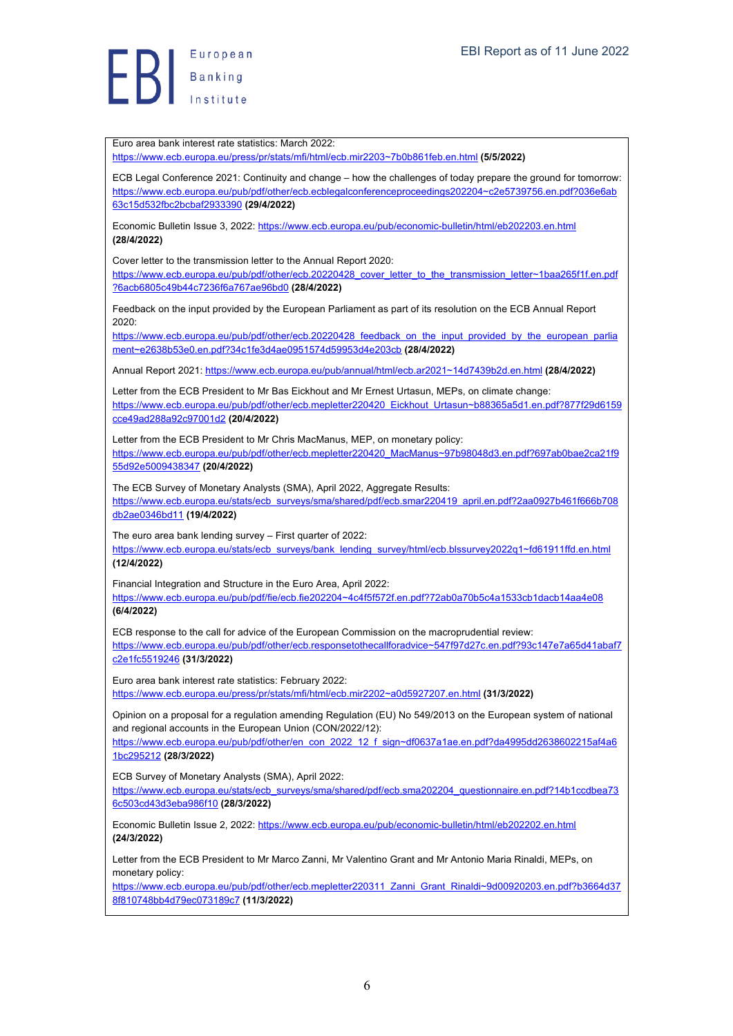Euro area bank interest rate statistics: March 2022: https://www.ecb.europa.eu/press/pr/stats/mfi/html/ecb.mir2203~7b0b861feb.en.html **(5/5/2022)**

ECB Legal Conference 2021: Continuity and change – how the challenges of today prepare the ground for tomorrow: https://www.ecb.europa.eu/pub/pdf/other/ecb.ecblegalconferenceproceedings202204~c2e5739756.en.pdf?036e6ab63c15d532fbc2bcbaf2933390 **(29/4/2022)**

Economic Bulletin Issue 3, 2022: https://www.ecb.europa.eu/pub/economic-bulletin/html/eb202203.en.html **(28/4/2022)**

Cover letter to the transmission letter to the Annual Report 2020: https://www.ecb.europa.eu/pub/pdf/other/ecb.20220428_cover_letter_to_the_transmission_letter~1baa265f1f.en.pdf?6acb6805c49b44c7236f6a767ae96bd0 **(28/4/2022)**

Feedback on the input provided by the European Parliament as part of its resolution on the ECB Annual Report 2020: https://www.ecb.europa.eu/pub/pdf/other/ecb.20220428_feedback_on_the_input_provided_by_the_european_parliament~e2638b53e0.en.pdf?34c1fe3d4ae0951574d59953d4e203cb **(28/4/2022)**

Annual Report 2021: https://www.ecb.europa.eu/pub/annual/html/ecb.ar2021~14d7439b2d.en.html **(28/4/2022)**

Letter from the ECB President to Mr Bas Eickhout and Mr Ernest Urtasun, MEPs, on climate change: https://www.ecb.europa.eu/pub/pdf/other/ecb.mepletter220420_Eickhout_Urtasun~b88365a5d1.en.pdf?877f29d6159cce49ad288a92c97001d2 **(20/4/2022)**

Letter from the ECB President to Mr Chris MacManus, MEP, on monetary policy: https://www.ecb.europa.eu/pub/pdf/other/ecb.mepletter220420_MacManus~97b98048d3.en.pdf?697ab0bae2ca21f955d92e5009438347 **(20/4/2022)**

The ECB Survey of Monetary Analysts (SMA), April 2022, Aggregate Results: https://www.ecb.europa.eu/stats/ecb_surveys/sma/shared/pdf/ecb.smar220419_april.en.pdf?2aa0927b461f666b708db2ae0346bd11 **(19/4/2022)**

The euro area bank lending survey – First quarter of 2022: https://www.ecb.europa.eu/stats/ecb_surveys/bank_lending_survey/html/ecb.blssurvey2022q1~fd61911ffd.en.html **(12/4/2022)**

Financial Integration and Structure in the Euro Area, April 2022: https://www.ecb.europa.eu/pub/pdf/fie/ecb.fie202204~4c4f5f572f.en.pdf?72ab0a70b5c4a1533cb1dacb14aa4e08 **(6/4/2022)**

ECB response to the call for advice of the European Commission on the macroprudential review: https://www.ecb.europa.eu/pub/pdf/other/ecb.responsetothecallforadvice~547f97d27c.en.pdf?93c147e7a65d41abaf7c2e1fc5519246 **(31/3/2022)**

Euro area bank interest rate statistics: February 2022: https://www.ecb.europa.eu/press/pr/stats/mfi/html/ecb.mir2202~a0d5927207.en.html **(31/3/2022)**

Opinion on a proposal for a regulation amending Regulation (EU) No 549/2013 on the European system of national and regional accounts in the European Union (CON/2022/12): https://www.ecb.europa.eu/pub/pdf/other/en_con_2022_12_f_sign~df0637a1ae.en.pdf?da4995dd2638602215af4a61bc295212 **(28/3/2022)**

ECB Survey of Monetary Analysts (SMA), April 2022: https://www.ecb.europa.eu/stats/ecb_surveys/sma/shared/pdf/ecb.sma202204_questionnaire.en.pdf?14b1ccdbea736c503cd43d3eba986f10 **(28/3/2022)**

Economic Bulletin Issue 2, 2022: https://www.ecb.europa.eu/pub/economic-bulletin/html/eb202202.en.html **(24/3/2022)**

Letter from the ECB President to Mr Marco Zanni, Mr Valentino Grant and Mr Antonio Maria Rinaldi, MEPs, on monetary policy: https://www.ecb.europa.eu/pub/pdf/other/ecb.mepletter220311_Zanni_Grant_Rinaldi~9d00920203.en.pdf?b3664d378f810748bb4d79ec073189c7 **(11/3/2022)**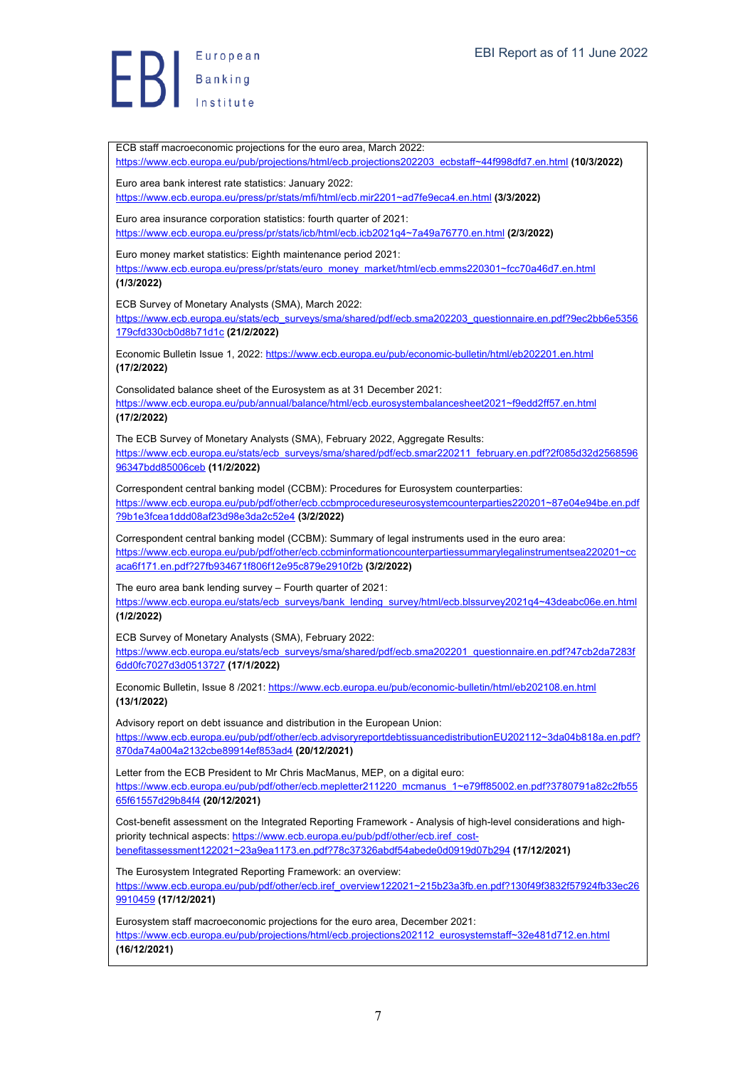ECB staff macroeconomic projections for the euro area, March 2022: https://www.ecb.europa.eu/pub/projections/html/ecb.projections202203_ecbstaff~44f998dfd7.en.html **(10/3/2022)**

Euro area bank interest rate statistics: January 2022: https://www.ecb.europa.eu/press/pr/stats/mfi/html/ecb.mir2201~ad7fe9eca4.en.html **(3/3/2022)**

Euro area insurance corporation statistics: fourth quarter of 2021: https://www.ecb.europa.eu/press/pr/stats/icb/html/ecb.icb2021q4~7a49a76770.en.html **(2/3/2022)**

Euro money market statistics: Eighth maintenance period 2021: https://www.ecb.europa.eu/press/pr/stats/euro_money_market/html/ecb.emms220301~fcc70a46d7.en.html **(1/3/2022)**

ECB Survey of Monetary Analysts (SMA), March 2022: https://www.ecb.europa.eu/stats/ecb_surveys/sma/shared/pdf/ecb.sma202203_questionnaire.en.pdf?9ec2bb6e5356179cfd330cb0d8b71d1c **(21/2/2022)**

Economic Bulletin Issue 1, 2022: https://www.ecb.europa.eu/pub/economic-bulletin/html/eb202201.en.html **(17/2/2022)**

Consolidated balance sheet of the Eurosystem as at 31 December 2021: https://www.ecb.europa.eu/pub/annual/balance/html/ecb.eurosystembalancesheet2021~f9edd2ff57.en.html **(17/2/2022)**

The ECB Survey of Monetary Analysts (SMA), February 2022, Aggregate Results: https://www.ecb.europa.eu/stats/ecb_surveys/sma/shared/pdf/ecb.smar220211_february.en.pdf?2f085d32d256859696347bdd85006ceb **(11/2/2022)**

Correspondent central banking model (CCBM): Procedures for Eurosystem counterparties: https://www.ecb.europa.eu/pub/pdf/other/ecb.ccbmprocedureseurosystemcounterparties220201~87e04e94be.en.pdf?9b1e3fcea1ddd08af23d98e3da2c52e4 **(3/2/2022)**

Correspondent central banking model (CCBM): Summary of legal instruments used in the euro area: https://www.ecb.europa.eu/pub/pdf/other/ecb.ccbminformationcounterpartiessummarylegalinstrumentsea220201~ccaca6f171.en.pdf?27fb934671f806f12e95c879e2910f2b **(3/2/2022)**

The euro area bank lending survey – Fourth quarter of 2021: https://www.ecb.europa.eu/stats/ecb_surveys/bank_lending_survey/html/ecb.blssurvey2021q4~43deabc06e.en.html **(1/2/2022)**

ECB Survey of Monetary Analysts (SMA), February 2022: https://www.ecb.europa.eu/stats/ecb_surveys/sma/shared/pdf/ecb.sma202201_questionnaire.en.pdf?47cb2da7283f6dd0fc7027d3d0513727 **(17/1/2022)**

Economic Bulletin, Issue 8 /2021: https://www.ecb.europa.eu/pub/economic-bulletin/html/eb202108.en.html **(13/1/2022)**

Advisory report on debt issuance and distribution in the European Union: https://www.ecb.europa.eu/pub/pdf/other/ecb.advisoryreportdebtissuancedistributionEU202112~3da04b818a.en.pdf?870da74a004a2132cbe89914ef853ad4 **(20/12/2021)**

Letter from the ECB President to Mr Chris MacManus, MEP, on a digital euro: https://www.ecb.europa.eu/pub/pdf/other/ecb.mepletter211220_mcmanus_1~e79ff85002.en.pdf?3780791a82c2fb5565f61557d29b84f4 **(20/12/2021)**

Cost-benefit assessment on the Integrated Reporting Framework - Analysis of high-level considerations and high-priority technical aspects: https://www.ecb.europa.eu/pub/pdf/other/ecb.iref_cost-benefitassessment122021~23a9ea1173.en.pdf?78c37326abdf54abede0d0919d07b294 **(17/12/2021)**

The Eurosystem Integrated Reporting Framework: an overview: https://www.ecb.europa.eu/pub/pdf/other/ecb.iref_overview122021~215b23a3fb.en.pdf?130f49f3832f57924fb33ec269910459 **(17/12/2021)**

Eurosystem staff macroeconomic projections for the euro area, December 2021: https://www.ecb.europa.eu/pub/projections/html/ecb.projections202112_eurosystemstaff~32e481d712.en.html **(16/12/2021)**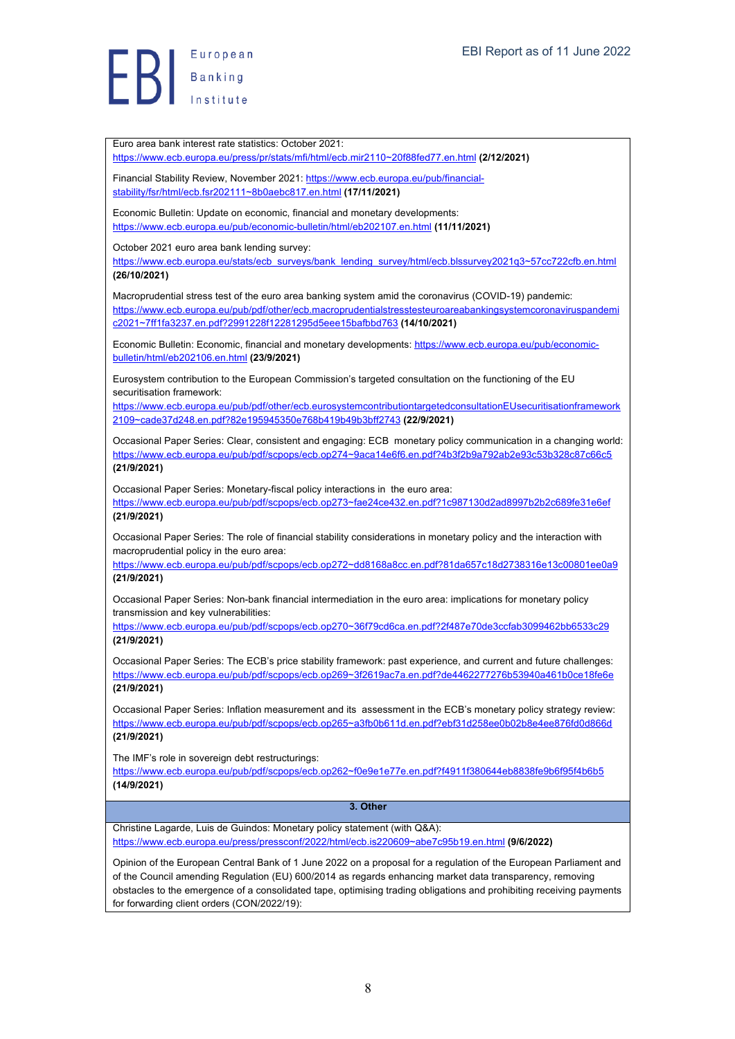Euro area bank interest rate statistics: October 2021: https://www.ecb.europa.eu/press/pr/stats/mfi/html/ecb.mir2110~20f88fed77.en.html **(2/12/2021)**

Financial Stability Review, November 2021: https://www.ecb.europa.eu/pub/financial-stability/fsr/html/ecb.fsr202111~8b0aebc817.en.html **(17/11/2021)**

Economic Bulletin: Update on economic, financial and monetary developments: https://www.ecb.europa.eu/pub/economic-bulletin/html/eb202107.en.html **(11/11/2021)**

October 2021 euro area bank lending survey: https://www.ecb.europa.eu/stats/ecb_surveys/bank_lending_survey/html/ecb.blssurvey2021q3~57cc722cfb.en.html **(26/10/2021)**

Macroprudential stress test of the euro area banking system amid the coronavirus (COVID-19) pandemic: https://www.ecb.europa.eu/pub/pdf/other/ecb.macroprudentialstresstesteuroareabankingsystemcoronaviruspandemic2021~7ff1fa3237.en.pdf?2991228f12281295d5eee15bafbbd763 **(14/10/2021)**

Economic Bulletin: Economic, financial and monetary developments: https://www.ecb.europa.eu/pub/economic-bulletin/html/eb202106.en.html **(23/9/2021)**

Eurosystem contribution to the European Commission's targeted consultation on the functioning of the EU securitisation framework: https://www.ecb.europa.eu/pub/pdf/other/ecb.eurosystemcontributiontargetedconsultationEUsecuritisationframework2109~cade37d248.en.pdf?82e195945350e768b419b49b3bff2743 **(22/9/2021)**

Occasional Paper Series: Clear, consistent and engaging: ECB monetary policy communication in a changing world: https://www.ecb.europa.eu/pub/pdf/scpops/ecb.op274~9aca14e6f6.en.pdf?4b3f2b9a792ab2e93c53b328c87c66c5 **(21/9/2021)**

Occasional Paper Series: Monetary-fiscal policy interactions in the euro area: https://www.ecb.europa.eu/pub/pdf/scpops/ecb.op273~fae24ce432.en.pdf?1c987130d2ad8997b2b2c689fe31e6ef **(21/9/2021)**

Occasional Paper Series: The role of financial stability considerations in monetary policy and the interaction with macroprudential policy in the euro area: https://www.ecb.europa.eu/pub/pdf/scpops/ecb.op272~dd8168a8cc.en.pdf?81da657c18d2738316e13c00801ee0a9 **(21/9/2021)**

Occasional Paper Series: Non-bank financial intermediation in the euro area: implications for monetary policy transmission and key vulnerabilities: https://www.ecb.europa.eu/pub/pdf/scpops/ecb.op270~36f79cd6ca.en.pdf?2f487e70de3ccfab3099462bb6533c29 **(21/9/2021)**

Occasional Paper Series: The ECB's price stability framework: past experience, and current and future challenges: https://www.ecb.europa.eu/pub/pdf/scpops/ecb.op269~3f2619ac7a.en.pdf?de4462277276b53940a461b0ce18fe6e **(21/9/2021)**

Occasional Paper Series: Inflation measurement and its assessment in the ECB's monetary policy strategy review: https://www.ecb.europa.eu/pub/pdf/scpops/ecb.op265~a3fb0b611d.en.pdf?ebf31d258ee0b02b8e4ee876fd0d866d **(21/9/2021)**

The IMF's role in sovereign debt restructurings: https://www.ecb.europa.eu/pub/pdf/scpops/ecb.op262~f0e9e1e77e.en.pdf?f4911f380644eb8838fe9b6f95f4b6b5 **(14/9/2021)**

**3. Other**

Christine Lagarde, Luis de Guindos: Monetary policy statement (with Q&A): https://www.ecb.europa.eu/press/pressconf/2022/html/ecb.is220609~abe7c95b19.en.html **(9/6/2022)**

Opinion of the European Central Bank of 1 June 2022 on a proposal for a regulation of the European Parliament and of the Council amending Regulation (EU) 600/2014 as regards enhancing market data transparency, removing obstacles to the emergence of a consolidated tape, optimising trading obligations and prohibiting receiving payments for forwarding client orders (CON/2022/19):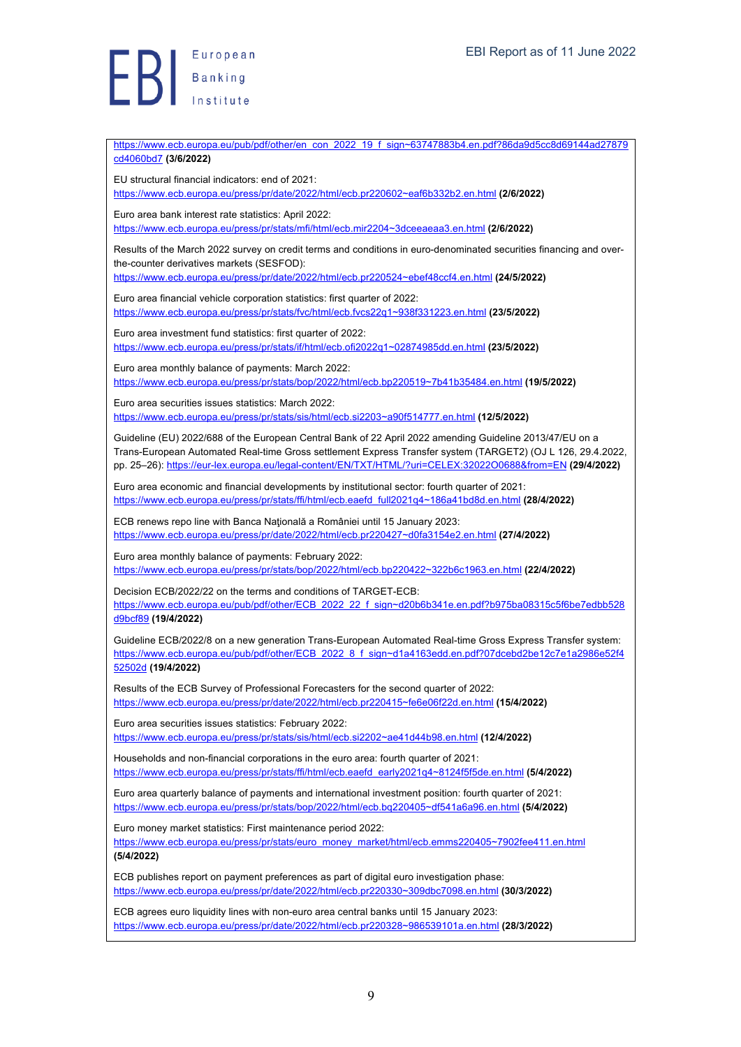https://www.ecb.europa.eu/pub/pdf/other/en_con_2022_19_f_sign~63747883b4.en.pdf?86da9d5cc8d69144ad27879cd4060bd7 **(3/6/2022)**

EU structural financial indicators: end of 2021:
https://www.ecb.europa.eu/press/pr/date/2022/html/ecb.pr220602~eaf6b332b2.en.html **(2/6/2022)**

Euro area bank interest rate statistics: April 2022:
https://www.ecb.europa.eu/press/pr/stats/mfi/html/ecb.mir2204~3dceeaeaa3.en.html **(2/6/2022)**

Results of the March 2022 survey on credit terms and conditions in euro-denominated securities financing and over-the-counter derivatives markets (SESFOD):
https://www.ecb.europa.eu/press/pr/date/2022/html/ecb.pr220524~ebef48ccf4.en.html **(24/5/2022)**

Euro area financial vehicle corporation statistics: first quarter of 2022:
https://www.ecb.europa.eu/press/pr/stats/fvc/html/ecb.fvcs22q1~938f331223.en.html **(23/5/2022)**

Euro area investment fund statistics: first quarter of 2022:
https://www.ecb.europa.eu/press/pr/stats/if/html/ecb.ofi2022q1~02874985dd.en.html **(23/5/2022)**

Euro area monthly balance of payments: March 2022:
https://www.ecb.europa.eu/press/pr/stats/bop/2022/html/ecb.bp220519~7b41b35484.en.html **(19/5/2022)**

Euro area securities issues statistics: March 2022:
https://www.ecb.europa.eu/press/pr/stats/sis/html/ecb.si2203~a90f514777.en.html **(12/5/2022)**

Guideline (EU) 2022/688 of the European Central Bank of 22 April 2022 amending Guideline 2013/47/EU on a Trans-European Automated Real-time Gross settlement Express Transfer system (TARGET2) (OJ L 126, 29.4.2022, pp. 25–26): https://eur-lex.europa.eu/legal-content/EN/TXT/HTML/?uri=CELEX:32022O0688&from=EN **(29/4/2022)**

Euro area economic and financial developments by institutional sector: fourth quarter of 2021:
https://www.ecb.europa.eu/press/pr/stats/ffi/html/ecb.eaefd_full2021q4~186a41bd8d.en.html **(28/4/2022)**

ECB renews repo line with Banca Naţională a României until 15 January 2023:
https://www.ecb.europa.eu/press/pr/date/2022/html/ecb.pr220427~d0fa3154e2.en.html **(27/4/2022)**

Euro area monthly balance of payments: February 2022:
https://www.ecb.europa.eu/press/pr/stats/bop/2022/html/ecb.bp220422~322b6c1963.en.html **(22/4/2022)**

Decision ECB/2022/22 on the terms and conditions of TARGET-ECB:
https://www.ecb.europa.eu/pub/pdf/other/ECB_2022_22_f_sign~d20b6b341e.en.pdf?b975ba08315c5f6be7edbb528d9bcf89 **(19/4/2022)**

Guideline ECB/2022/8 on a new generation Trans-European Automated Real-time Gross Express Transfer system:
https://www.ecb.europa.eu/pub/pdf/other/ECB_2022_8_f_sign~d1a4163edd.en.pdf?07dcebd2be12c7e1a2986e52f452502d **(19/4/2022)**

Results of the ECB Survey of Professional Forecasters for the second quarter of 2022:
https://www.ecb.europa.eu/press/pr/date/2022/html/ecb.pr220415~fe6e06f22d.en.html **(15/4/2022)**

Euro area securities issues statistics: February 2022:
https://www.ecb.europa.eu/press/pr/stats/sis/html/ecb.si2202~ae41d44b98.en.html **(12/4/2022)**

Households and non-financial corporations in the euro area: fourth quarter of 2021:
https://www.ecb.europa.eu/press/pr/stats/ffi/html/ecb.eaefd_early2021q4~8124f5f5de.en.html **(5/4/2022)**

Euro area quarterly balance of payments and international investment position: fourth quarter of 2021:
https://www.ecb.europa.eu/press/pr/stats/bop/2022/html/ecb.bq220405~df541a6a96.en.html **(5/4/2022)**

Euro money market statistics: First maintenance period 2022:
https://www.ecb.europa.eu/press/pr/stats/euro_money_market/html/ecb.emms220405~7902fee411.en.html **(5/4/2022)**

ECB publishes report on payment preferences as part of digital euro investigation phase:
https://www.ecb.europa.eu/press/pr/date/2022/html/ecb.pr220330~309dbc7098.en.html **(30/3/2022)**

ECB agrees euro liquidity lines with non-euro area central banks until 15 January 2023:
https://www.ecb.europa.eu/press/pr/date/2022/html/ecb.pr220328~986539101a.en.html **(28/3/2022)**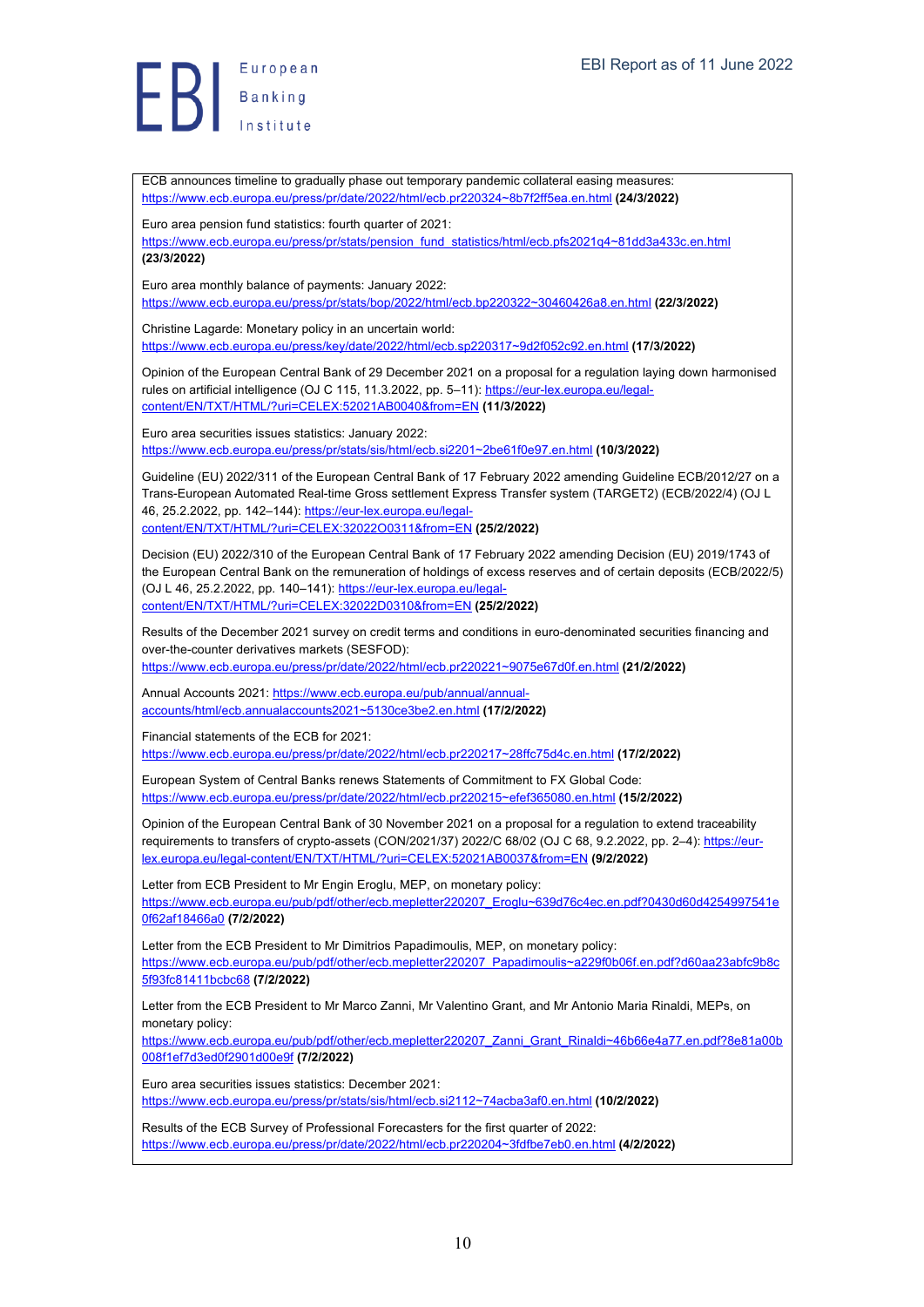ECB announces timeline to gradually phase out temporary pandemic collateral easing measures: https://www.ecb.europa.eu/press/pr/date/2022/html/ecb.pr220324~8b7f2ff5ea.en.html **(24/3/2022)**

Euro area pension fund statistics: fourth quarter of 2021: https://www.ecb.europa.eu/press/pr/stats/pension_fund_statistics/html/ecb.pfs2021q4~81dd3a433c.en.html **(23/3/2022)**

Euro area monthly balance of payments: January 2022: https://www.ecb.europa.eu/press/pr/stats/bop/2022/html/ecb.bp220322~30460426a8.en.html **(22/3/2022)**

Christine Lagarde: Monetary policy in an uncertain world: https://www.ecb.europa.eu/press/key/date/2022/html/ecb.sp220317~9d2f052c92.en.html **(17/3/2022)**

Opinion of the European Central Bank of 29 December 2021 on a proposal for a regulation laying down harmonised rules on artificial intelligence (OJ C 115, 11.3.2022, pp. 5–11): https://eur-lex.europa.eu/legal-content/EN/TXT/HTML/?uri=CELEX:52021AB0040&from=EN **(11/3/2022)**

Euro area securities issues statistics: January 2022: https://www.ecb.europa.eu/press/pr/stats/sis/html/ecb.si2201~2be61f0e97.en.html **(10/3/2022)**

Guideline (EU) 2022/311 of the European Central Bank of 17 February 2022 amending Guideline ECB/2012/27 on a Trans-European Automated Real-time Gross settlement Express Transfer system (TARGET2) (ECB/2022/4) (OJ L 46, 25.2.2022, pp. 142–144): https://eur-lex.europa.eu/legal-content/EN/TXT/HTML/?uri=CELEX:32022O0311&from=EN **(25/2/2022)**

Decision (EU) 2022/310 of the European Central Bank of 17 February 2022 amending Decision (EU) 2019/1743 of the European Central Bank on the remuneration of holdings of excess reserves and of certain deposits (ECB/2022/5) (OJ L 46, 25.2.2022, pp. 140–141): https://eur-lex.europa.eu/legal-content/EN/TXT/HTML/?uri=CELEX:32022D0310&from=EN **(25/2/2022)**

Results of the December 2021 survey on credit terms and conditions in euro-denominated securities financing and over-the-counter derivatives markets (SESFOD): https://www.ecb.europa.eu/press/pr/date/2022/html/ecb.pr220221~9075e67d0f.en.html **(21/2/2022)**

Annual Accounts 2021: https://www.ecb.europa.eu/pub/annual/annual-accounts/html/ecb.annualaccounts2021~5130ce3be2.en.html **(17/2/2022)**

Financial statements of the ECB for 2021: https://www.ecb.europa.eu/press/pr/date/2022/html/ecb.pr220217~28ffc75d4c.en.html **(17/2/2022)**

European System of Central Banks renews Statements of Commitment to FX Global Code: https://www.ecb.europa.eu/press/pr/date/2022/html/ecb.pr220215~efef365080.en.html **(15/2/2022)**

Opinion of the European Central Bank of 30 November 2021 on a proposal for a regulation to extend traceability requirements to transfers of crypto-assets (CON/2021/37) 2022/C 68/02 (OJ C 68, 9.2.2022, pp. 2–4): https://eur-lex.europa.eu/legal-content/EN/TXT/HTML/?uri=CELEX:52021AB0037&from=EN **(9/2/2022)**

Letter from ECB President to Mr Engin Eroglu, MEP, on monetary policy: https://www.ecb.europa.eu/pub/pdf/other/ecb.mepletter220207_Eroglu~639d76c4ec.en.pdf?0430d60d4254997541e0f62af18466a0 **(7/2/2022)**

Letter from the ECB President to Mr Dimitrios Papadimoulis, MEP, on monetary policy: https://www.ecb.europa.eu/pub/pdf/other/ecb.mepletter220207_Papadimoulis~a229f0b06f.en.pdf?d60aa23abfc9b8c5f93fc81411bcbc68 **(7/2/2022)**

Letter from the ECB President to Mr Marco Zanni, Mr Valentino Grant, and Mr Antonio Maria Rinaldi, MEPs, on monetary policy: https://www.ecb.europa.eu/pub/pdf/other/ecb.mepletter220207_Zanni_Grant_Rinaldi~46b66e4a77.en.pdf?8e81a00b008f1ef7d3ed0f2901d00e9f **(7/2/2022)**

Euro area securities issues statistics: December 2021: https://www.ecb.europa.eu/press/pr/stats/sis/html/ecb.si2112~74acba3af0.en.html **(10/2/2022)**

Results of the ECB Survey of Professional Forecasters for the first quarter of 2022: https://www.ecb.europa.eu/press/pr/date/2022/html/ecb.pr220204~3fdfbe7eb0.en.html **(4/2/2022)**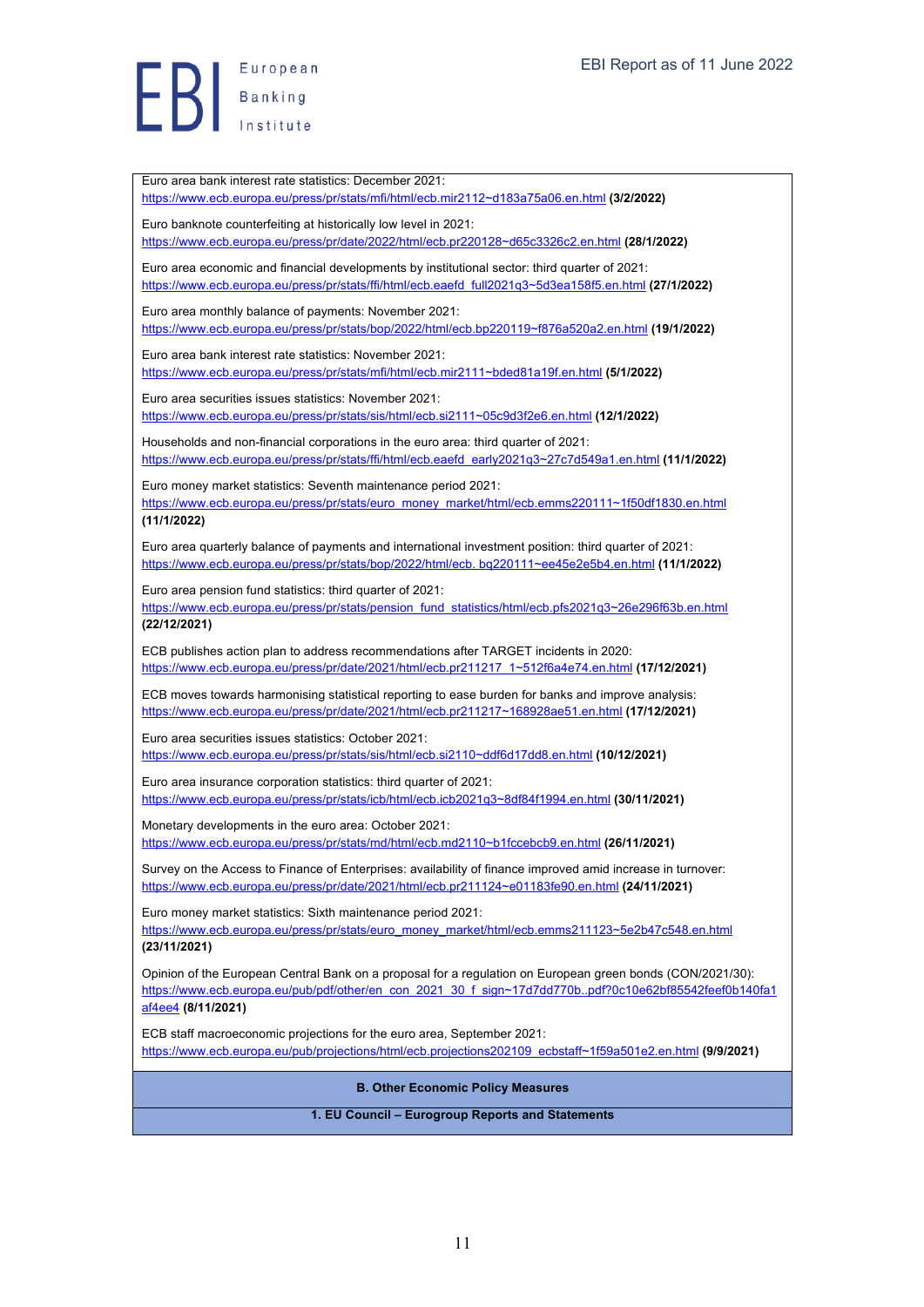Euro area bank interest rate statistics: December 2021:
https://www.ecb.europa.eu/press/pr/stats/mfi/html/ecb.mir2112~d183a75a06.en.html **(3/2/2022)**

Euro banknote counterfeiting at historically low level in 2021:
https://www.ecb.europa.eu/press/pr/date/2022/html/ecb.pr220128~d65c3326c2.en.html **(28/1/2022)**

Euro area economic and financial developments by institutional sector: third quarter of 2021:
https://www.ecb.europa.eu/press/pr/stats/ffi/html/ecb.eaefd_full2021q3~5d3ea158f5.en.html **(27/1/2022)**

Euro area monthly balance of payments: November 2021:
https://www.ecb.europa.eu/press/pr/stats/bop/2022/html/ecb.bp220119~f876a520a2.en.html **(19/1/2022)**

Euro area bank interest rate statistics: November 2021:
https://www.ecb.europa.eu/press/pr/stats/mfi/html/ecb.mir2111~bded81a19f.en.html **(5/1/2022)**

Euro area securities issues statistics: November 2021:
https://www.ecb.europa.eu/press/pr/stats/sis/html/ecb.si2111~05c9d3f2e6.en.html **(12/1/2022)**

Households and non-financial corporations in the euro area: third quarter of 2021:
https://www.ecb.europa.eu/press/pr/stats/ffi/html/ecb.eaefd_early2021q3~27c7d549a1.en.html **(11/1/2022)**

Euro money market statistics: Seventh maintenance period 2021:
https://www.ecb.europa.eu/press/pr/stats/euro_money_market/html/ecb.emms220111~1f50df1830.en.html **(11/1/2022)**

Euro area quarterly balance of payments and international investment position: third quarter of 2021:
https://www.ecb.europa.eu/press/pr/stats/bop/2022/html/ecb.bq220111~ee45e2e5b4.en.html **(11/1/2022)**

Euro area pension fund statistics: third quarter of 2021:
https://www.ecb.europa.eu/press/pr/stats/pension_fund_statistics/html/ecb.pfs2021q3~26e296f63b.en.html **(22/12/2021)**

ECB publishes action plan to address recommendations after TARGET incidents in 2020:
https://www.ecb.europa.eu/press/pr/date/2021/html/ecb.pr211217_1~512f6a4e74.en.html **(17/12/2021)**

ECB moves towards harmonising statistical reporting to ease burden for banks and improve analysis:
https://www.ecb.europa.eu/press/pr/date/2021/html/ecb.pr211217~168928ae51.en.html **(17/12/2021)**

Euro area securities issues statistics: October 2021:
https://www.ecb.europa.eu/press/pr/stats/sis/html/ecb.si2110~ddf6d17dd8.en.html **(10/12/2021)**

Euro area insurance corporation statistics: third quarter of 2021:
https://www.ecb.europa.eu/press/pr/stats/icb/html/ecb.icb2021q3~8df84f1994.en.html **(30/11/2021)**

Monetary developments in the euro area: October 2021:
https://www.ecb.europa.eu/press/pr/stats/md/html/ecb.md2110~b1fccebcb9.en.html **(26/11/2021)**

Survey on the Access to Finance of Enterprises: availability of finance improved amid increase in turnover:
https://www.ecb.europa.eu/press/pr/date/2021/html/ecb.pr211124~e01183fe90.en.html **(24/11/2021)**

Euro money market statistics: Sixth maintenance period 2021:
https://www.ecb.europa.eu/press/pr/stats/euro_money_market/html/ecb.emms211123~5e2b47c548.en.html **(23/11/2021)**

Opinion of the European Central Bank on a proposal for a regulation on European green bonds (CON/2021/30):
https://www.ecb.europa.eu/pub/pdf/other/en_con_2021_30_f_sign~17d7dd770b..pdf?0c10e62bf85542feef0b140fa1af4ee4 **(8/11/2021)**

ECB staff macroeconomic projections for the euro area, September 2021:
https://www.ecb.europa.eu/pub/projections/html/ecb.projections202109_ecbstaff~1f59a501e2.en.html **(9/9/2021)**

## B. Other Economic Policy Measures

### 1. EU Council – Eurogroup Reports and Statements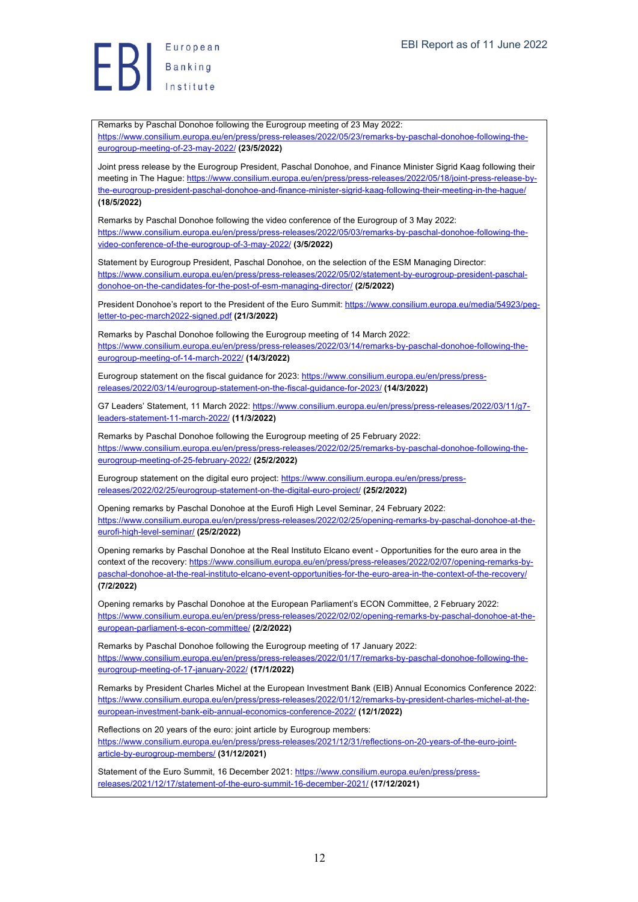Remarks by Paschal Donohoe following the Eurogroup meeting of 23 May 2022: https://www.consilium.europa.eu/en/press/press-releases/2022/05/23/remarks-by-paschal-donohoe-following-the-eurogroup-meeting-of-23-may-2022/ **(23/5/2022)**

Joint press release by the Eurogroup President, Paschal Donohoe, and Finance Minister Sigrid Kaag following their meeting in The Hague: https://www.consilium.europa.eu/en/press/press-releases/2022/05/18/joint-press-release-by-the-eurogroup-president-paschal-donohoe-and-finance-minister-sigrid-kaag-following-their-meeting-in-the-hague/ **(18/5/2022)**

Remarks by Paschal Donohoe following the video conference of the Eurogroup of 3 May 2022: https://www.consilium.europa.eu/en/press/press-releases/2022/05/03/remarks-by-paschal-donohoe-following-the-video-conference-of-the-eurogroup-of-3-may-2022/ **(3/5/2022)**

Statement by Eurogroup President, Paschal Donohoe, on the selection of the ESM Managing Director: https://www.consilium.europa.eu/en/press/press-releases/2022/05/02/statement-by-eurogroup-president-paschal-donohoe-on-the-candidates-for-the-post-of-esm-managing-director/ **(2/5/2022)**

President Donohoe's report to the President of the Euro Summit: https://www.consilium.europa.eu/media/54923/peg-letter-to-pec-march2022-signed.pdf **(21/3/2022)**

Remarks by Paschal Donohoe following the Eurogroup meeting of 14 March 2022: https://www.consilium.europa.eu/en/press/press-releases/2022/03/14/remarks-by-paschal-donohoe-following-the-eurogroup-meeting-of-14-march-2022/ **(14/3/2022)**

Eurogroup statement on the fiscal guidance for 2023: https://www.consilium.europa.eu/en/press/press-releases/2022/03/14/eurogroup-statement-on-the-fiscal-guidance-for-2023/ **(14/3/2022)**

G7 Leaders' Statement, 11 March 2022: https://www.consilium.europa.eu/en/press/press-releases/2022/03/11/g7-leaders-statement-11-march-2022/ **(11/3/2022)**

Remarks by Paschal Donohoe following the Eurogroup meeting of 25 February 2022: https://www.consilium.europa.eu/en/press/press-releases/2022/02/25/remarks-by-paschal-donohoe-following-the-eurogroup-meeting-of-25-february-2022/ **(25/2/2022)**

Eurogroup statement on the digital euro project: https://www.consilium.europa.eu/en/press/press-releases/2022/02/25/eurogroup-statement-on-the-digital-euro-project/ **(25/2/2022)**

Opening remarks by Paschal Donohoe at the Eurofi High Level Seminar, 24 February 2022: https://www.consilium.europa.eu/en/press/press-releases/2022/02/25/opening-remarks-by-paschal-donohoe-at-the-eurofi-high-level-seminar/ **(25/2/2022)**

Opening remarks by Paschal Donohoe at the Real Instituto Elcano event - Opportunities for the euro area in the context of the recovery: https://www.consilium.europa.eu/en/press/press-releases/2022/02/07/opening-remarks-by-paschal-donohoe-at-the-real-instituto-elcano-event-opportunities-for-the-euro-area-in-the-context-of-the-recovery/ **(7/2/2022)**

Opening remarks by Paschal Donohoe at the European Parliament's ECON Committee, 2 February 2022: https://www.consilium.europa.eu/en/press/press-releases/2022/02/02/opening-remarks-by-paschal-donohoe-at-the-european-parliament-s-econ-committee/ **(2/2/2022)**

Remarks by Paschal Donohoe following the Eurogroup meeting of 17 January 2022: https://www.consilium.europa.eu/en/press/press-releases/2022/01/17/remarks-by-paschal-donohoe-following-the-eurogroup-meeting-of-17-january-2022/ **(17/1/2022)**

Remarks by President Charles Michel at the European Investment Bank (EIB) Annual Economics Conference 2022: https://www.consilium.europa.eu/en/press/press-releases/2022/01/12/remarks-by-president-charles-michel-at-the-european-investment-bank-eib-annual-economics-conference-2022/ **(12/1/2022)**

Reflections on 20 years of the euro: joint article by Eurogroup members: https://www.consilium.europa.eu/en/press/press-releases/2021/12/31/reflections-on-20-years-of-the-euro-joint-article-by-eurogroup-members/ **(31/12/2021)**

Statement of the Euro Summit, 16 December 2021: https://www.consilium.europa.eu/en/press/press-releases/2021/12/17/statement-of-the-euro-summit-16-december-2021/ **(17/12/2021)**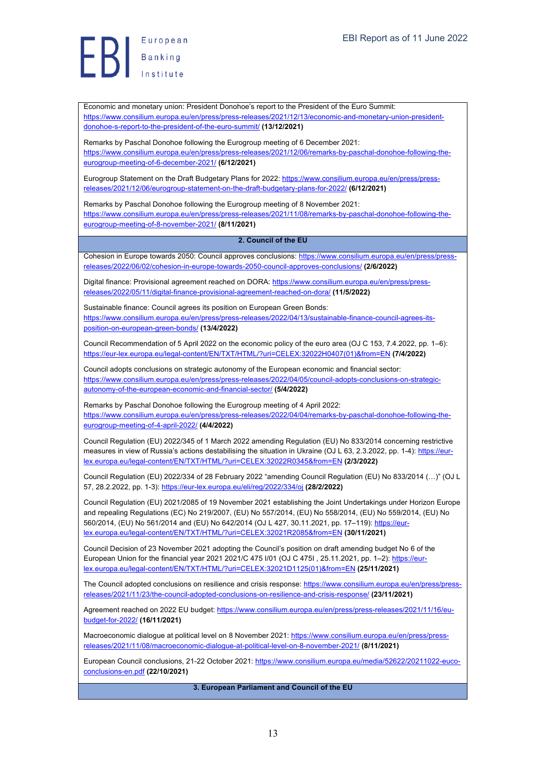Economic and monetary union: President Donohoe's report to the President of the Euro Summit: https://www.consilium.europa.eu/en/press/press-releases/2021/12/13/economic-and-monetary-union-president-donohoe-s-report-to-the-president-of-the-euro-summit/ **(13/12/2021)**

Remarks by Paschal Donohoe following the Eurogroup meeting of 6 December 2021: https://www.consilium.europa.eu/en/press/press-releases/2021/12/06/remarks-by-paschal-donohoe-following-the-eurogroup-meeting-of-6-december-2021/ **(6/12/2021)**

Eurogroup Statement on the Draft Budgetary Plans for 2022: https://www.consilium.europa.eu/en/press/press-releases/2021/12/06/eurogroup-statement-on-the-draft-budgetary-plans-for-2022/ **(6/12/2021)**

Remarks by Paschal Donohoe following the Eurogroup meeting of 8 November 2021: https://www.consilium.europa.eu/en/press/press-releases/2021/11/08/remarks-by-paschal-donohoe-following-the-eurogroup-meeting-of-8-november-2021/ **(8/11/2021)**

**2. Council of the EU**

Cohesion in Europe towards 2050: Council approves conclusions: https://www.consilium.europa.eu/en/press/press-releases/2022/06/02/cohesion-in-europe-towards-2050-council-approves-conclusions/ **(2/6/2022)**

Digital finance: Provisional agreement reached on DORA: https://www.consilium.europa.eu/en/press/press-releases/2022/05/11/digital-finance-provisional-agreement-reached-on-dora/ **(11/5/2022)**

Sustainable finance: Council agrees its position on European Green Bonds: https://www.consilium.europa.eu/en/press/press-releases/2022/04/13/sustainable-finance-council-agrees-its-position-on-european-green-bonds/ **(13/4/2022)**

Council Recommendation of 5 April 2022 on the economic policy of the euro area (OJ C 153, 7.4.2022, pp. 1–6): https://eur-lex.europa.eu/legal-content/EN/TXT/HTML/?uri=CELEX:32022H0407(01)&from=EN **(7/4/2022)**

Council adopts conclusions on strategic autonomy of the European economic and financial sector: https://www.consilium.europa.eu/en/press/press-releases/2022/04/05/council-adopts-conclusions-on-strategic-autonomy-of-the-european-economic-and-financial-sector/ **(5/4/2022)**

Remarks by Paschal Donohoe following the Eurogroup meeting of 4 April 2022: https://www.consilium.europa.eu/en/press/press-releases/2022/04/04/remarks-by-paschal-donohoe-following-the-eurogroup-meeting-of-4-april-2022/ **(4/4/2022)**

Council Regulation (EU) 2022/345 of 1 March 2022 amending Regulation (EU) No 833/2014 concerning restrictive measures in view of Russia's actions destabilising the situation in Ukraine (OJ L 63, 2.3.2022, pp. 1-4): https://eur-lex.europa.eu/legal-content/EN/TXT/HTML/?uri=CELEX:32022R0345&from=EN **(2/3/2022)**

Council Regulation (EU) 2022/334 of 28 February 2022 "amending Council Regulation (EU) No 833/2014 (…)" (OJ L 57, 28.2.2022, pp. 1-3): https://eur-lex.europa.eu/eli/reg/2022/334/oj **(28/2/2022)**

Council Regulation (EU) 2021/2085 of 19 November 2021 establishing the Joint Undertakings under Horizon Europe and repealing Regulations (EC) No 219/2007, (EU) No 557/2014, (EU) No 558/2014, (EU) No 559/2014, (EU) No 560/2014, (EU) No 561/2014 and (EU) No 642/2014 (OJ L 427, 30.11.2021, pp. 17–119): https://eur-lex.europa.eu/legal-content/EN/TXT/HTML/?uri=CELEX:32021R2085&from=EN **(30/11/2021)**

Council Decision of 23 November 2021 adopting the Council's position on draft amending budget No 6 of the European Union for the financial year 2021 2021/C 475 I/01 (OJ C 475I , 25.11.2021, pp. 1–2): https://eur-lex.europa.eu/legal-content/EN/TXT/HTML/?uri=CELEX:32021D1125(01)&from=EN **(25/11/2021)**

The Council adopted conclusions on resilience and crisis response: https://www.consilium.europa.eu/en/press/press-releases/2021/11/23/the-council-adopted-conclusions-on-resilience-and-crisis-response/ **(23/11/2021)**

Agreement reached on 2022 EU budget: https://www.consilium.europa.eu/en/press/press-releases/2021/11/16/eu-budget-for-2022/ **(16/11/2021)**

Macroeconomic dialogue at political level on 8 November 2021: https://www.consilium.europa.eu/en/press/press-releases/2021/11/08/macroeconomic-dialogue-at-political-level-on-8-november-2021/ **(8/11/2021)**

European Council conclusions, 21-22 October 2021: https://www.consilium.europa.eu/media/52622/20211022-euco-conclusions-en.pdf **(22/10/2021)**

**3. European Parliament and Council of the EU**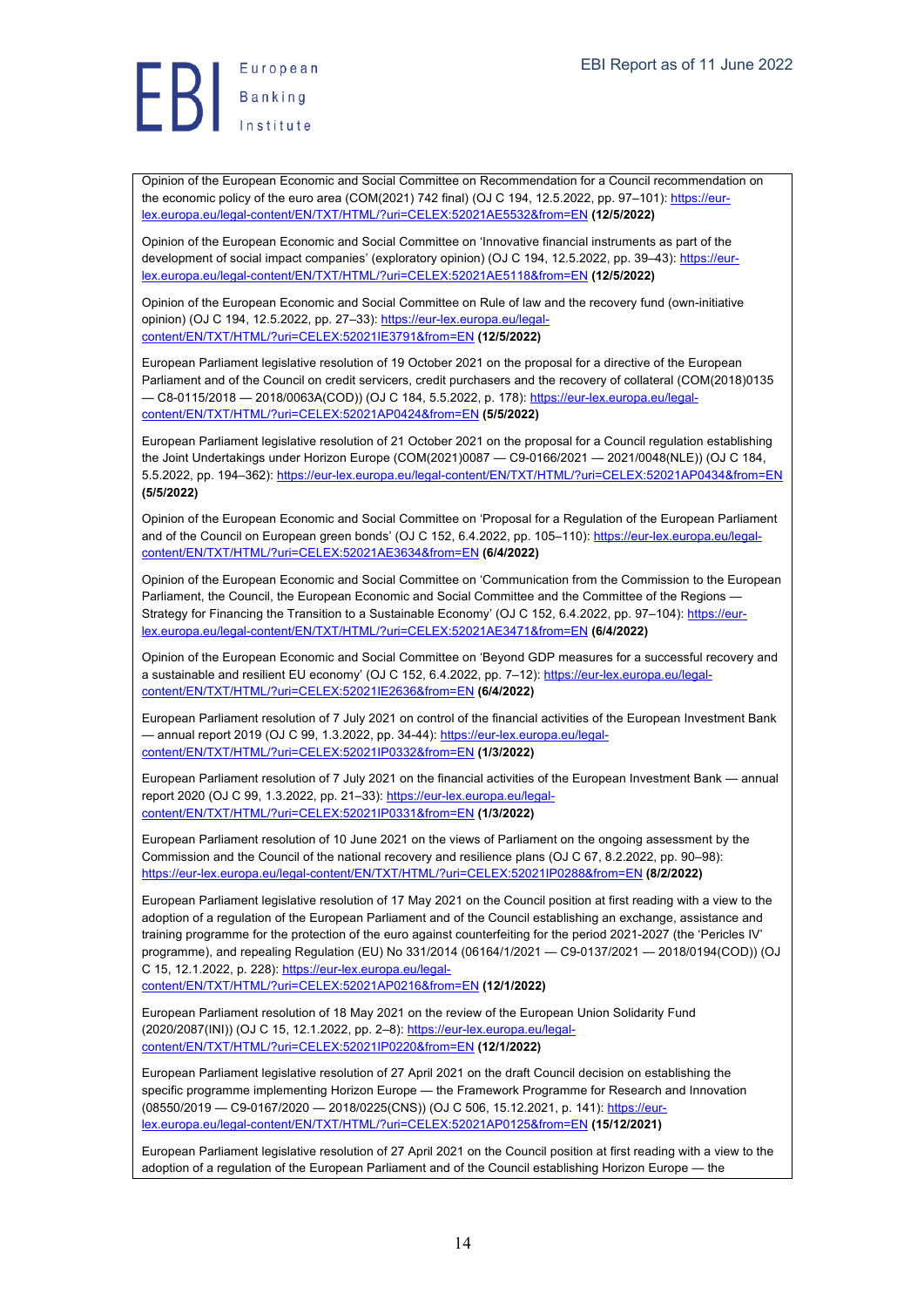Opinion of the European Economic and Social Committee on Recommendation for a Council recommendation on the economic policy of the euro area (COM(2021) 742 final) (OJ C 194, 12.5.2022, pp. 97–101): https://eur-lex.europa.eu/legal-content/EN/TXT/HTML/?uri=CELEX:52021AE5532&from=EN **(12/5/2022)**

Opinion of the European Economic and Social Committee on 'Innovative financial instruments as part of the development of social impact companies' (exploratory opinion) (OJ C 194, 12.5.2022, pp. 39–43): https://eur-lex.europa.eu/legal-content/EN/TXT/HTML/?uri=CELEX:52021AE5118&from=EN **(12/5/2022)**

Opinion of the European Economic and Social Committee on Rule of law and the recovery fund (own-initiative opinion) (OJ C 194, 12.5.2022, pp. 27–33): https://eur-lex.europa.eu/legal-content/EN/TXT/HTML/?uri=CELEX:52021IE3791&from=EN **(12/5/2022)**

European Parliament legislative resolution of 19 October 2021 on the proposal for a directive of the European Parliament and of the Council on credit servicers, credit purchasers and the recovery of collateral (COM(2018)0135 — C8-0115/2018 — 2018/0063A(COD)) (OJ C 184, 5.5.2022, p. 178): https://eur-lex.europa.eu/legal-content/EN/TXT/HTML/?uri=CELEX:52021AP0424&from=EN **(5/5/2022)**

European Parliament legislative resolution of 21 October 2021 on the proposal for a Council regulation establishing the Joint Undertakings under Horizon Europe (COM(2021)0087 — C9-0166/2021 — 2021/0048(NLE)) (OJ C 184, 5.5.2022, pp. 194–362): https://eur-lex.europa.eu/legal-content/EN/TXT/HTML/?uri=CELEX:52021AP0434&from=EN **(5/5/2022)**

Opinion of the European Economic and Social Committee on 'Proposal for a Regulation of the European Parliament and of the Council on European green bonds' (OJ C 152, 6.4.2022, pp. 105–110): https://eur-lex.europa.eu/legal-content/EN/TXT/HTML/?uri=CELEX:52021AE3634&from=EN **(6/4/2022)**

Opinion of the European Economic and Social Committee on 'Communication from the Commission to the European Parliament, the Council, the European Economic and Social Committee and the Committee of the Regions — Strategy for Financing the Transition to a Sustainable Economy' (OJ C 152, 6.4.2022, pp. 97–104): https://eur-lex.europa.eu/legal-content/EN/TXT/HTML/?uri=CELEX:52021AE3471&from=EN **(6/4/2022)**

Opinion of the European Economic and Social Committee on 'Beyond GDP measures for a successful recovery and a sustainable and resilient EU economy' (OJ C 152, 6.4.2022, pp. 7–12): https://eur-lex.europa.eu/legal-content/EN/TXT/HTML/?uri=CELEX:52021IE2636&from=EN **(6/4/2022)**

European Parliament resolution of 7 July 2021 on control of the financial activities of the European Investment Bank — annual report 2019 (OJ C 99, 1.3.2022, pp. 34-44): https://eur-lex.europa.eu/legal-content/EN/TXT/HTML/?uri=CELEX:52021IP0332&from=EN **(1/3/2022)**

European Parliament resolution of 7 July 2021 on the financial activities of the European Investment Bank — annual report 2020 (OJ C 99, 1.3.2022, pp. 21–33): https://eur-lex.europa.eu/legal-content/EN/TXT/HTML/?uri=CELEX:52021IP0331&from=EN **(1/3/2022)**

European Parliament resolution of 10 June 2021 on the views of Parliament on the ongoing assessment by the Commission and the Council of the national recovery and resilience plans (OJ C 67, 8.2.2022, pp. 90–98): https://eur-lex.europa.eu/legal-content/EN/TXT/HTML/?uri=CELEX:52021IP0288&from=EN **(8/2/2022)**

European Parliament legislative resolution of 17 May 2021 on the Council position at first reading with a view to the adoption of a regulation of the European Parliament and of the Council establishing an exchange, assistance and training programme for the protection of the euro against counterfeiting for the period 2021-2027 (the 'Pericles IV' programme), and repealing Regulation (EU) No 331/2014 (06164/1/2021 — C9-0137/2021 — 2018/0194(COD)) (OJ C 15, 12.1.2022, p. 228): https://eur-lex.europa.eu/legal-content/EN/TXT/HTML/?uri=CELEX:52021AP0216&from=EN **(12/1/2022)**

European Parliament resolution of 18 May 2021 on the review of the European Union Solidarity Fund (2020/2087(INI)) (OJ C 15, 12.1.2022, pp. 2–8): https://eur-lex.europa.eu/legal-content/EN/TXT/HTML/?uri=CELEX:52021IP0220&from=EN **(12/1/2022)**

European Parliament legislative resolution of 27 April 2021 on the draft Council decision on establishing the specific programme implementing Horizon Europe — the Framework Programme for Research and Innovation (08550/2019 — C9-0167/2020 — 2018/0225(CNS)) (OJ C 506, 15.12.2021, p. 141): https://eur-lex.europa.eu/legal-content/EN/TXT/HTML/?uri=CELEX:52021AP0125&from=EN **(15/12/2021)**

European Parliament legislative resolution of 27 April 2021 on the Council position at first reading with a view to the adoption of a regulation of the European Parliament and of the Council establishing Horizon Europe — the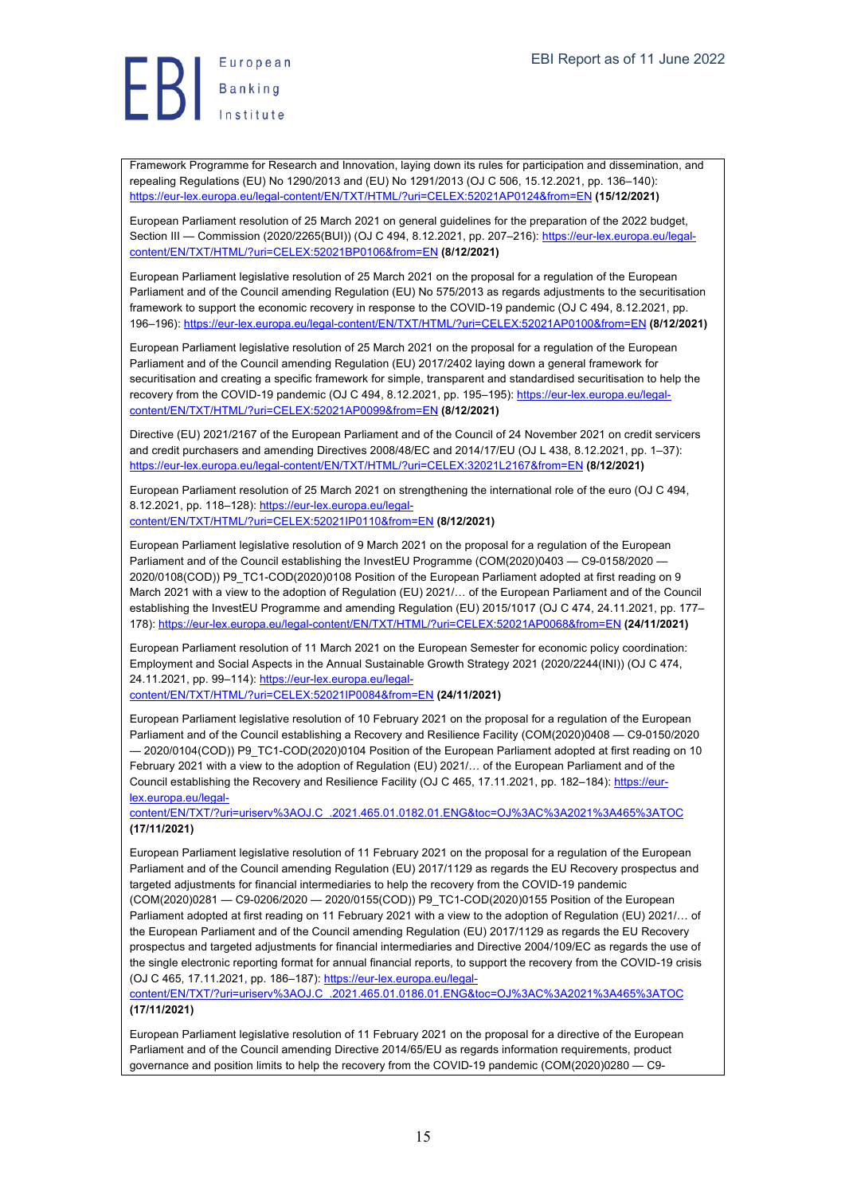Framework Programme for Research and Innovation, laying down its rules for participation and dissemination, and repealing Regulations (EU) No 1290/2013 and (EU) No 1291/2013 (OJ C 506, 15.12.2021, pp. 136–140): https://eur-lex.europa.eu/legal-content/EN/TXT/HTML/?uri=CELEX:52021AP0124&from=EN **(15/12/2021)**

European Parliament resolution of 25 March 2021 on general guidelines for the preparation of the 2022 budget, Section III — Commission (2020/2265(BUI)) (OJ C 494, 8.12.2021, pp. 207–216): https://eur-lex.europa.eu/legal-content/EN/TXT/HTML/?uri=CELEX:52021BP0106&from=EN **(8/12/2021)**

European Parliament legislative resolution of 25 March 2021 on the proposal for a regulation of the European Parliament and of the Council amending Regulation (EU) No 575/2013 as regards adjustments to the securitisation framework to support the economic recovery in response to the COVID-19 pandemic (OJ C 494, 8.12.2021, pp. 196–196): https://eur-lex.europa.eu/legal-content/EN/TXT/HTML/?uri=CELEX:52021AP0100&from=EN **(8/12/2021)**

European Parliament legislative resolution of 25 March 2021 on the proposal for a regulation of the European Parliament and of the Council amending Regulation (EU) 2017/2402 laying down a general framework for securitisation and creating a specific framework for simple, transparent and standardised securitisation to help the recovery from the COVID-19 pandemic (OJ C 494, 8.12.2021, pp. 195–195): https://eur-lex.europa.eu/legal-content/EN/TXT/HTML/?uri=CELEX:52021AP0099&from=EN **(8/12/2021)**

Directive (EU) 2021/2167 of the European Parliament and of the Council of 24 November 2021 on credit servicers and credit purchasers and amending Directives 2008/48/EC and 2014/17/EU (OJ L 438, 8.12.2021, pp. 1–37): https://eur-lex.europa.eu/legal-content/EN/TXT/HTML/?uri=CELEX:32021L2167&from=EN **(8/12/2021)**

European Parliament resolution of 25 March 2021 on strengthening the international role of the euro (OJ C 494, 8.12.2021, pp. 118–128): https://eur-lex.europa.eu/legal-content/EN/TXT/HTML/?uri=CELEX:52021IP0110&from=EN **(8/12/2021)**

European Parliament legislative resolution of 9 March 2021 on the proposal for a regulation of the European Parliament and of the Council establishing the InvestEU Programme (COM(2020)0403 — C9-0158/2020 — 2020/0108(COD)) P9_TC1-COD(2020)0108 Position of the European Parliament adopted at first reading on 9 March 2021 with a view to the adoption of Regulation (EU) 2021/… of the European Parliament and of the Council establishing the InvestEU Programme and amending Regulation (EU) 2015/1017 (OJ C 474, 24.11.2021, pp. 177–178): https://eur-lex.europa.eu/legal-content/EN/TXT/HTML/?uri=CELEX:52021AP0068&from=EN **(24/11/2021)**

European Parliament resolution of 11 March 2021 on the European Semester for economic policy coordination: Employment and Social Aspects in the Annual Sustainable Growth Strategy 2021 (2020/2244(INI)) (OJ C 474, 24.11.2021, pp. 99–114): https://eur-lex.europa.eu/legal-content/EN/TXT/HTML/?uri=CELEX:52021IP0084&from=EN **(24/11/2021)**

European Parliament legislative resolution of 10 February 2021 on the proposal for a regulation of the European Parliament and of the Council establishing a Recovery and Resilience Facility (COM(2020)0408 — C9-0150/2020 — 2020/0104(COD)) P9_TC1-COD(2020)0104 Position of the European Parliament adopted at first reading on 10 February 2021 with a view to the adoption of Regulation (EU) 2021/… of the European Parliament and of the Council establishing the Recovery and Resilience Facility (OJ C 465, 17.11.2021, pp. 182–184): https://eur-lex.europa.eu/legal-content/EN/TXT/?uri=uriserv%3AOJ.C_.2021.465.01.0182.01.ENG&toc=OJ%3AC%3A2021%3A465%3ATOC **(17/11/2021)**

European Parliament legislative resolution of 11 February 2021 on the proposal for a regulation of the European Parliament and of the Council amending Regulation (EU) 2017/1129 as regards the EU Recovery prospectus and targeted adjustments for financial intermediaries to help the recovery from the COVID-19 pandemic (COM(2020)0281 — C9-0206/2020 — 2020/0155(COD)) P9_TC1-COD(2020)0155 Position of the European Parliament adopted at first reading on 11 February 2021 with a view to the adoption of Regulation (EU) 2021/… of the European Parliament and of the Council amending Regulation (EU) 2017/1129 as regards the EU Recovery prospectus and targeted adjustments for financial intermediaries and Directive 2004/109/EC as regards the use of the single electronic reporting format for annual financial reports, to support the recovery from the COVID-19 crisis (OJ C 465, 17.11.2021, pp. 186–187): https://eur-lex.europa.eu/legal-content/EN/TXT/?uri=uriserv%3AOJ.C_.2021.465.01.0186.01.ENG&toc=OJ%3AC%3A2021%3A465%3ATOC **(17/11/2021)**

European Parliament legislative resolution of 11 February 2021 on the proposal for a directive of the European Parliament and of the Council amending Directive 2014/65/EU as regards information requirements, product governance and position limits to help the recovery from the COVID-19 pandemic (COM(2020)0280 — C9-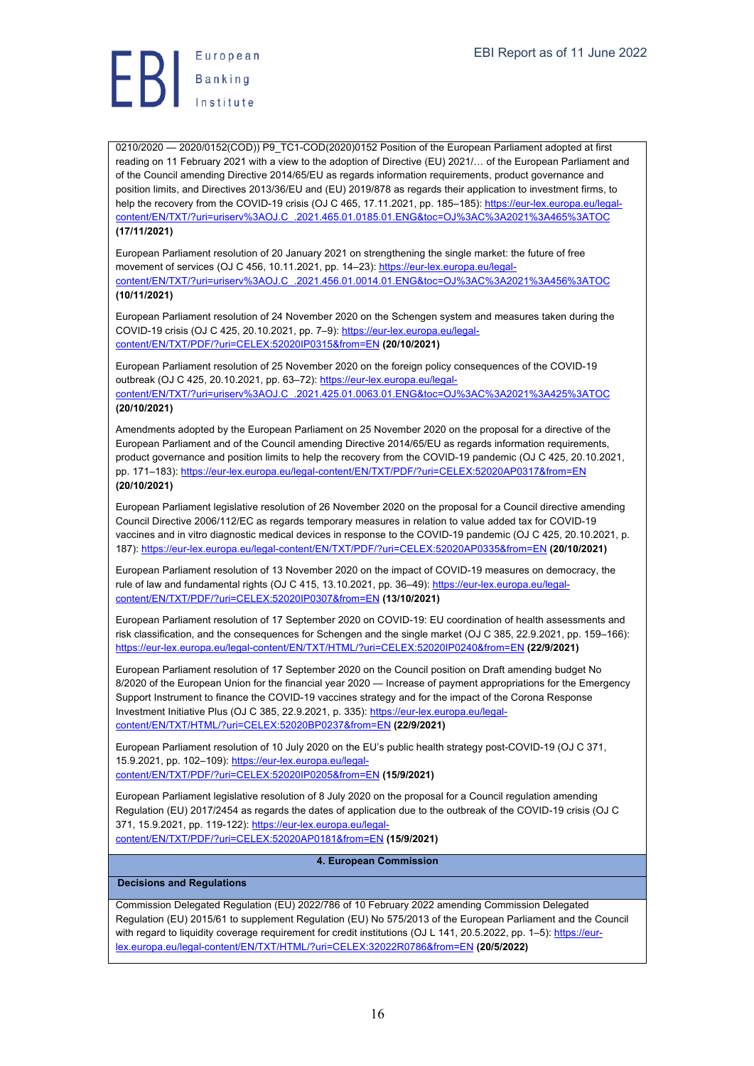0210/2020 — 2020/0152(COD)) P9_TC1-COD(2020)0152 Position of the European Parliament adopted at first reading on 11 February 2021 with a view to the adoption of Directive (EU) 2021/… of the European Parliament and of the Council amending Directive 2014/65/EU as regards information requirements, product governance and position limits, and Directives 2013/36/EU and (EU) 2019/878 as regards their application to investment firms, to help the recovery from the COVID-19 crisis (OJ C 465, 17.11.2021, pp. 185–185): https://eur-lex.europa.eu/legal-content/EN/TXT/?uri=uriserv%3AOJ.C_.2021.465.01.0185.01.ENG&toc=OJ%3AC%3A2021%3A465%3ATOC **(17/11/2021)**

European Parliament resolution of 20 January 2021 on strengthening the single market: the future of free movement of services (OJ C 456, 10.11.2021, pp. 14–23): https://eur-lex.europa.eu/legal-content/EN/TXT/?uri=uriserv%3AOJ.C_.2021.456.01.0014.01.ENG&toc=OJ%3AC%3A2021%3A456%3ATOC **(10/11/2021)**

European Parliament resolution of 24 November 2020 on the Schengen system and measures taken during the COVID-19 crisis (OJ C 425, 20.10.2021, pp. 7–9): https://eur-lex.europa.eu/legal-content/EN/TXT/PDF/?uri=CELEX:52020IP0315&from=EN **(20/10/2021)**

European Parliament resolution of 25 November 2020 on the foreign policy consequences of the COVID-19 outbreak (OJ C 425, 20.10.2021, pp. 63–72): https://eur-lex.europa.eu/legal-content/EN/TXT/?uri=uriserv%3AOJ.C_.2021.425.01.0063.01.ENG&toc=OJ%3AC%3A2021%3A425%3ATOC **(20/10/2021)**

Amendments adopted by the European Parliament on 25 November 2020 on the proposal for a directive of the European Parliament and of the Council amending Directive 2014/65/EU as regards information requirements, product governance and position limits to help the recovery from the COVID-19 pandemic (OJ C 425, 20.10.2021, pp. 171–183): https://eur-lex.europa.eu/legal-content/EN/TXT/PDF/?uri=CELEX:52020AP0317&from=EN **(20/10/2021)**

European Parliament legislative resolution of 26 November 2020 on the proposal for a Council directive amending Council Directive 2006/112/EC as regards temporary measures in relation to value added tax for COVID-19 vaccines and in vitro diagnostic medical devices in response to the COVID-19 pandemic (OJ C 425, 20.10.2021, p. 187): https://eur-lex.europa.eu/legal-content/EN/TXT/PDF/?uri=CELEX:52020AP0335&from=EN **(20/10/2021)**

European Parliament resolution of 13 November 2020 on the impact of COVID-19 measures on democracy, the rule of law and fundamental rights (OJ C 415, 13.10.2021, pp. 36–49): https://eur-lex.europa.eu/legal-content/EN/TXT/PDF/?uri=CELEX:52020IP0307&from=EN **(13/10/2021)**

European Parliament resolution of 17 September 2020 on COVID-19: EU coordination of health assessments and risk classification, and the consequences for Schengen and the single market (OJ C 385, 22.9.2021, pp. 159–166): https://eur-lex.europa.eu/legal-content/EN/TXT/HTML/?uri=CELEX:52020IP0240&from=EN **(22/9/2021)**

European Parliament resolution of 17 September 2020 on the Council position on Draft amending budget No 8/2020 of the European Union for the financial year 2020 — Increase of payment appropriations for the Emergency Support Instrument to finance the COVID-19 vaccines strategy and for the impact of the Corona Response Investment Initiative Plus (OJ C 385, 22.9.2021, p. 335): https://eur-lex.europa.eu/legal-content/EN/TXT/HTML/?uri=CELEX:52020BP0237&from=EN **(22/9/2021)**

European Parliament resolution of 10 July 2020 on the EU's public health strategy post-COVID-19 (OJ C 371, 15.9.2021, pp. 102–109): https://eur-lex.europa.eu/legal-content/EN/TXT/PDF/?uri=CELEX:52020IP0205&from=EN **(15/9/2021)**

European Parliament legislative resolution of 8 July 2020 on the proposal for a Council regulation amending Regulation (EU) 2017/2454 as regards the dates of application due to the outbreak of the COVID-19 crisis (OJ C 371, 15.9.2021, pp. 119-122): https://eur-lex.europa.eu/legal-content/EN/TXT/PDF/?uri=CELEX:52020AP0181&from=EN **(15/9/2021)**

## 4. European Commission

### Decisions and Regulations

Commission Delegated Regulation (EU) 2022/786 of 10 February 2022 amending Commission Delegated Regulation (EU) 2015/61 to supplement Regulation (EU) No 575/2013 of the European Parliament and the Council with regard to liquidity coverage requirement for credit institutions (OJ L 141, 20.5.2022, pp. 1–5): https://eur-lex.europa.eu/legal-content/EN/TXT/HTML/?uri=CELEX:32022R0786&from=EN **(20/5/2022)**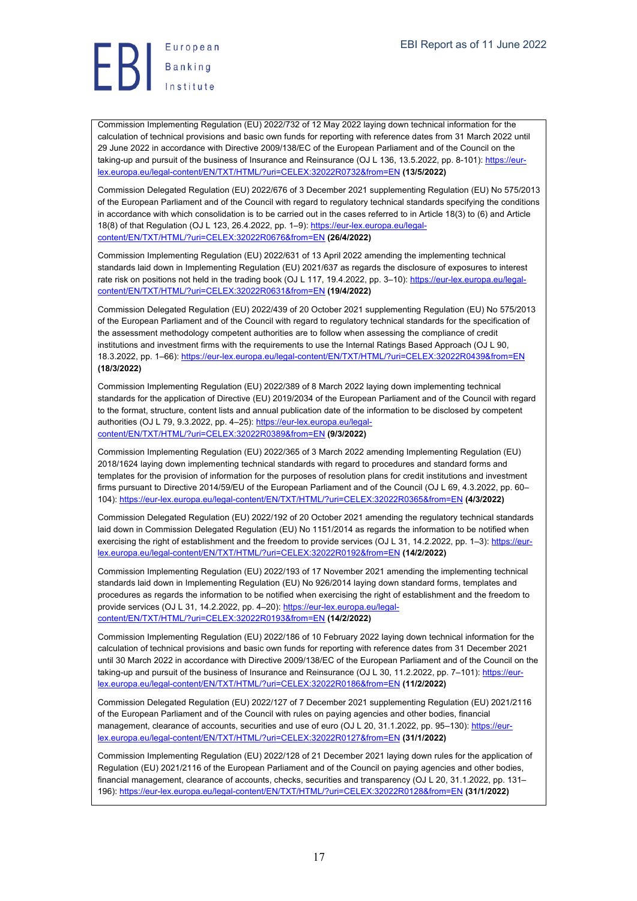Commission Implementing Regulation (EU) 2022/732 of 12 May 2022 laying down technical information for the calculation of technical provisions and basic own funds for reporting with reference dates from 31 March 2022 until 29 June 2022 in accordance with Directive 2009/138/EC of the European Parliament and of the Council on the taking-up and pursuit of the business of Insurance and Reinsurance (OJ L 136, 13.5.2022, pp. 8-101): https://eur-lex.europa.eu/legal-content/EN/TXT/HTML/?uri=CELEX:32022R0732&from=EN **(13/5/2022)**

Commission Delegated Regulation (EU) 2022/676 of 3 December 2021 supplementing Regulation (EU) No 575/2013 of the European Parliament and of the Council with regard to regulatory technical standards specifying the conditions in accordance with which consolidation is to be carried out in the cases referred to in Article 18(3) to (6) and Article 18(8) of that Regulation (OJ L 123, 26.4.2022, pp. 1–9): https://eur-lex.europa.eu/legal-content/EN/TXT/HTML/?uri=CELEX:32022R0676&from=EN **(26/4/2022)**

Commission Implementing Regulation (EU) 2022/631 of 13 April 2022 amending the implementing technical standards laid down in Implementing Regulation (EU) 2021/637 as regards the disclosure of exposures to interest rate risk on positions not held in the trading book (OJ L 117, 19.4.2022, pp. 3–10): https://eur-lex.europa.eu/legal-content/EN/TXT/HTML/?uri=CELEX:32022R0631&from=EN **(19/4/2022)**

Commission Delegated Regulation (EU) 2022/439 of 20 October 2021 supplementing Regulation (EU) No 575/2013 of the European Parliament and of the Council with regard to regulatory technical standards for the specification of the assessment methodology competent authorities are to follow when assessing the compliance of credit institutions and investment firms with the requirements to use the Internal Ratings Based Approach (OJ L 90, 18.3.2022, pp. 1–66): https://eur-lex.europa.eu/legal-content/EN/TXT/HTML/?uri=CELEX:32022R0439&from=EN **(18/3/2022)**

Commission Implementing Regulation (EU) 2022/389 of 8 March 2022 laying down implementing technical standards for the application of Directive (EU) 2019/2034 of the European Parliament and of the Council with regard to the format, structure, content lists and annual publication date of the information to be disclosed by competent authorities (OJ L 79, 9.3.2022, pp. 4–25): https://eur-lex.europa.eu/legal-content/EN/TXT/HTML/?uri=CELEX:32022R0389&from=EN **(9/3/2022)**

Commission Implementing Regulation (EU) 2022/365 of 3 March 2022 amending Implementing Regulation (EU) 2018/1624 laying down implementing technical standards with regard to procedures and standard forms and templates for the provision of information for the purposes of resolution plans for credit institutions and investment firms pursuant to Directive 2014/59/EU of the European Parliament and of the Council (OJ L 69, 4.3.2022, pp. 60–104): https://eur-lex.europa.eu/legal-content/EN/TXT/HTML/?uri=CELEX:32022R0365&from=EN **(4/3/2022)**

Commission Delegated Regulation (EU) 2022/192 of 20 October 2021 amending the regulatory technical standards laid down in Commission Delegated Regulation (EU) No 1151/2014 as regards the information to be notified when exercising the right of establishment and the freedom to provide services (OJ L 31, 14.2.2022, pp. 1–3): https://eur-lex.europa.eu/legal-content/EN/TXT/HTML/?uri=CELEX:32022R0192&from=EN **(14/2/2022)**

Commission Implementing Regulation (EU) 2022/193 of 17 November 2021 amending the implementing technical standards laid down in Implementing Regulation (EU) No 926/2014 laying down standard forms, templates and procedures as regards the information to be notified when exercising the right of establishment and the freedom to provide services (OJ L 31, 14.2.2022, pp. 4–20): https://eur-lex.europa.eu/legal-content/EN/TXT/HTML/?uri=CELEX:32022R0193&from=EN **(14/2/2022)**

Commission Implementing Regulation (EU) 2022/186 of 10 February 2022 laying down technical information for the calculation of technical provisions and basic own funds for reporting with reference dates from 31 December 2021 until 30 March 2022 in accordance with Directive 2009/138/EC of the European Parliament and of the Council on the taking-up and pursuit of the business of Insurance and Reinsurance (OJ L 30, 11.2.2022, pp. 7–101): https://eur-lex.europa.eu/legal-content/EN/TXT/HTML/?uri=CELEX:32022R0186&from=EN **(11/2/2022)**

Commission Delegated Regulation (EU) 2022/127 of 7 December 2021 supplementing Regulation (EU) 2021/2116 of the European Parliament and of the Council with rules on paying agencies and other bodies, financial management, clearance of accounts, securities and use of euro (OJ L 20, 31.1.2022, pp. 95–130): https://eur-lex.europa.eu/legal-content/EN/TXT/HTML/?uri=CELEX:32022R0127&from=EN **(31/1/2022)**

Commission Implementing Regulation (EU) 2022/128 of 21 December 2021 laying down rules for the application of Regulation (EU) 2021/2116 of the European Parliament and of the Council on paying agencies and other bodies, financial management, clearance of accounts, checks, securities and transparency (OJ L 20, 31.1.2022, pp. 131–196): https://eur-lex.europa.eu/legal-content/EN/TXT/HTML/?uri=CELEX:32022R0128&from=EN **(31/1/2022)**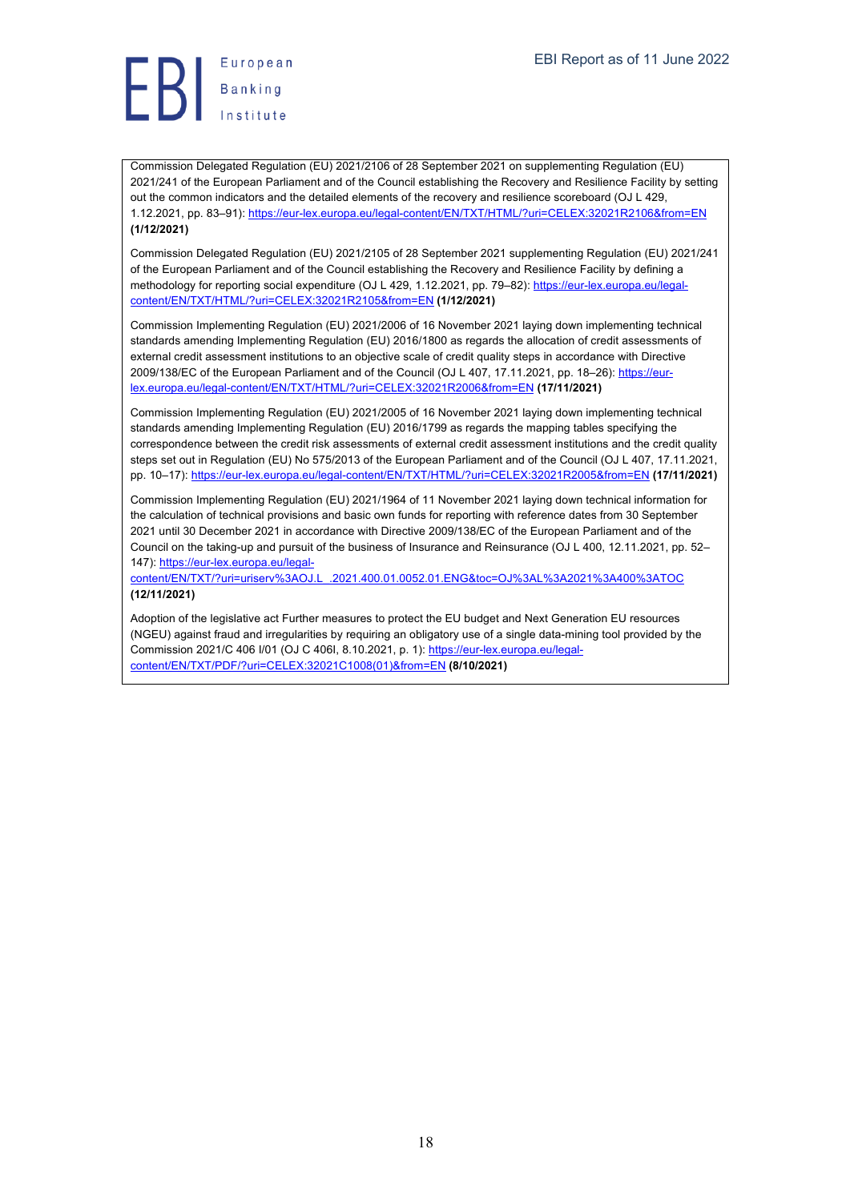Commission Delegated Regulation (EU) 2021/2106 of 28 September 2021 on supplementing Regulation (EU) 2021/241 of the European Parliament and of the Council establishing the Recovery and Resilience Facility by setting out the common indicators and the detailed elements of the recovery and resilience scoreboard (OJ L 429, 1.12.2021, pp. 83–91): https://eur-lex.europa.eu/legal-content/EN/TXT/HTML/?uri=CELEX:32021R2106&from=EN **(1/12/2021)**

Commission Delegated Regulation (EU) 2021/2105 of 28 September 2021 supplementing Regulation (EU) 2021/241 of the European Parliament and of the Council establishing the Recovery and Resilience Facility by defining a methodology for reporting social expenditure (OJ L 429, 1.12.2021, pp. 79–82): https://eur-lex.europa.eu/legal-content/EN/TXT/HTML/?uri=CELEX:32021R2105&from=EN **(1/12/2021)**

Commission Implementing Regulation (EU) 2021/2006 of 16 November 2021 laying down implementing technical standards amending Implementing Regulation (EU) 2016/1800 as regards the allocation of credit assessments of external credit assessment institutions to an objective scale of credit quality steps in accordance with Directive 2009/138/EC of the European Parliament and of the Council (OJ L 407, 17.11.2021, pp. 18–26): https://eur-lex.europa.eu/legal-content/EN/TXT/HTML/?uri=CELEX:32021R2006&from=EN **(17/11/2021)**

Commission Implementing Regulation (EU) 2021/2005 of 16 November 2021 laying down implementing technical standards amending Implementing Regulation (EU) 2016/1799 as regards the mapping tables specifying the correspondence between the credit risk assessments of external credit assessment institutions and the credit quality steps set out in Regulation (EU) No 575/2013 of the European Parliament and of the Council (OJ L 407, 17.11.2021, pp. 10–17): https://eur-lex.europa.eu/legal-content/EN/TXT/HTML/?uri=CELEX:32021R2005&from=EN **(17/11/2021)**

Commission Implementing Regulation (EU) 2021/1964 of 11 November 2021 laying down technical information for the calculation of technical provisions and basic own funds for reporting with reference dates from 30 September 2021 until 30 December 2021 in accordance with Directive 2009/138/EC of the European Parliament and of the Council on the taking-up and pursuit of the business of Insurance and Reinsurance (OJ L 400, 12.11.2021, pp. 52–147): https://eur-lex.europa.eu/legal-content/EN/TXT/?uri=uriserv%3AOJ.L_.2021.400.01.0052.01.ENG&toc=OJ%3AL%3A2021%3A400%3ATOC **(12/11/2021)**

Adoption of the legislative act Further measures to protect the EU budget and Next Generation EU resources (NGEU) against fraud and irregularities by requiring an obligatory use of a single data-mining tool provided by the Commission 2021/C 406 I/01 (OJ C 406I, 8.10.2021, p. 1): https://eur-lex.europa.eu/legal-content/EN/TXT/PDF/?uri=CELEX:32021C1008(01)&from=EN **(8/10/2021)**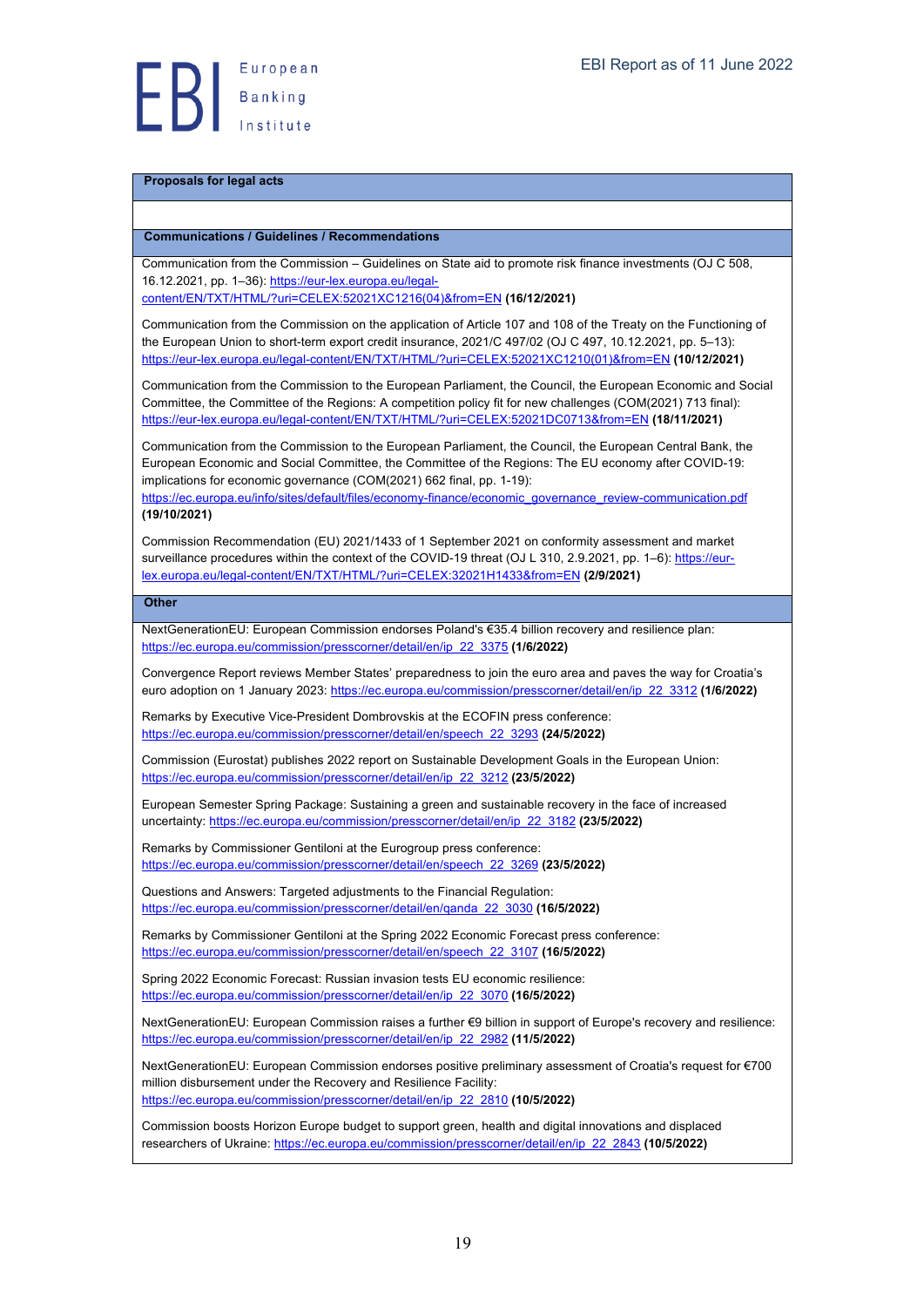**Proposals for legal acts**

**Communications / Guidelines / Recommendations**

Communication from the Commission – Guidelines on State aid to promote risk finance investments (OJ C 508, 16.12.2021, pp. 1–36): https://eur-lex.europa.eu/legal-content/EN/TXT/HTML/?uri=CELEX:52021XC1216(04)&from=EN **(16/12/2021)**

Communication from the Commission on the application of Article 107 and 108 of the Treaty on the Functioning of the European Union to short-term export credit insurance, 2021/C 497/02 (OJ C 497, 10.12.2021, pp. 5–13): https://eur-lex.europa.eu/legal-content/EN/TXT/HTML/?uri=CELEX:52021XC1210(01)&from=EN **(10/12/2021)**

Communication from the Commission to the European Parliament, the Council, the European Economic and Social Committee, the Committee of the Regions: A competition policy fit for new challenges (COM(2021) 713 final): https://eur-lex.europa.eu/legal-content/EN/TXT/HTML/?uri=CELEX:52021DC0713&from=EN **(18/11/2021)**

Communication from the Commission to the European Parliament, the Council, the European Central Bank, the European Economic and Social Committee, the Committee of the Regions: The EU economy after COVID-19: implications for economic governance (COM(2021) 662 final, pp. 1-19): https://ec.europa.eu/info/sites/default/files/economy-finance/economic_governance_review-communication.pdf **(19/10/2021)**

Commission Recommendation (EU) 2021/1433 of 1 September 2021 on conformity assessment and market surveillance procedures within the context of the COVID-19 threat (OJ L 310, 2.9.2021, pp. 1–6): https://eur-lex.europa.eu/legal-content/EN/TXT/HTML/?uri=CELEX:32021H1433&from=EN **(2/9/2021)**

**Other**

NextGenerationEU: European Commission endorses Poland's €35.4 billion recovery and resilience plan: https://ec.europa.eu/commission/presscorner/detail/en/ip_22_3375 **(1/6/2022)**

Convergence Report reviews Member States' preparedness to join the euro area and paves the way for Croatia's euro adoption on 1 January 2023: https://ec.europa.eu/commission/presscorner/detail/en/ip_22_3312 **(1/6/2022)**

Remarks by Executive Vice-President Dombrovskis at the ECOFIN press conference: https://ec.europa.eu/commission/presscorner/detail/en/speech_22_3293 **(24/5/2022)**

Commission (Eurostat) publishes 2022 report on Sustainable Development Goals in the European Union: https://ec.europa.eu/commission/presscorner/detail/en/ip_22_3212 **(23/5/2022)**

European Semester Spring Package: Sustaining a green and sustainable recovery in the face of increased uncertainty: https://ec.europa.eu/commission/presscorner/detail/en/ip_22_3182 **(23/5/2022)**

Remarks by Commissioner Gentiloni at the Eurogroup press conference: https://ec.europa.eu/commission/presscorner/detail/en/speech_22_3269 **(23/5/2022)**

Questions and Answers: Targeted adjustments to the Financial Regulation: https://ec.europa.eu/commission/presscorner/detail/en/qanda_22_3030 **(16/5/2022)**

Remarks by Commissioner Gentiloni at the Spring 2022 Economic Forecast press conference: https://ec.europa.eu/commission/presscorner/detail/en/speech_22_3107 **(16/5/2022)**

Spring 2022 Economic Forecast: Russian invasion tests EU economic resilience: https://ec.europa.eu/commission/presscorner/detail/en/ip_22_3070 **(16/5/2022)**

NextGenerationEU: European Commission raises a further €9 billion in support of Europe's recovery and resilience: https://ec.europa.eu/commission/presscorner/detail/en/ip_22_2982 **(11/5/2022)**

NextGenerationEU: European Commission endorses positive preliminary assessment of Croatia's request for €700 million disbursement under the Recovery and Resilience Facility: https://ec.europa.eu/commission/presscorner/detail/en/ip_22_2810 **(10/5/2022)**

Commission boosts Horizon Europe budget to support green, health and digital innovations and displaced researchers of Ukraine: https://ec.europa.eu/commission/presscorner/detail/en/ip_22_2843 **(10/5/2022)**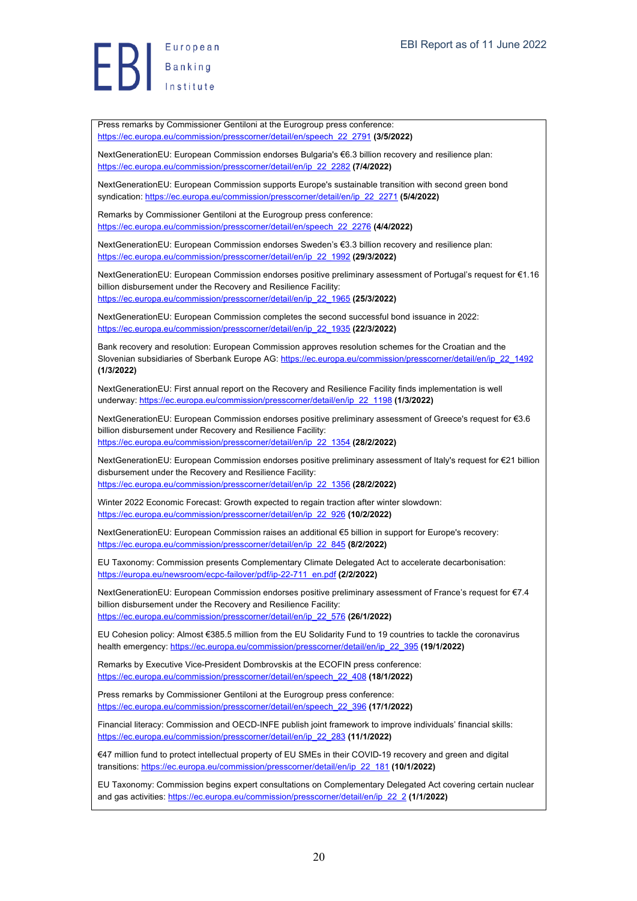Press remarks by Commissioner Gentiloni at the Eurogroup press conference: https://ec.europa.eu/commission/presscorner/detail/en/speech_22_2791 **(3/5/2022)**

NextGenerationEU: European Commission endorses Bulgaria's €6.3 billion recovery and resilience plan: https://ec.europa.eu/commission/presscorner/detail/en/ip_22_2282 **(7/4/2022)**

NextGenerationEU: European Commission supports Europe's sustainable transition with second green bond syndication: https://ec.europa.eu/commission/presscorner/detail/en/ip_22_2271 **(5/4/2022)**

Remarks by Commissioner Gentiloni at the Eurogroup press conference: https://ec.europa.eu/commission/presscorner/detail/en/speech_22_2276 **(4/4/2022)**

NextGenerationEU: European Commission endorses Sweden's €3.3 billion recovery and resilience plan: https://ec.europa.eu/commission/presscorner/detail/en/ip_22_1992 **(29/3/2022)**

NextGenerationEU: European Commission endorses positive preliminary assessment of Portugal's request for €1.16 billion disbursement under the Recovery and Resilience Facility: https://ec.europa.eu/commission/presscorner/detail/en/ip_22_1965 **(25/3/2022)**

NextGenerationEU: European Commission completes the second successful bond issuance in 2022: https://ec.europa.eu/commission/presscorner/detail/en/ip_22_1935 **(22/3/2022)**

Bank recovery and resolution: European Commission approves resolution schemes for the Croatian and the Slovenian subsidiaries of Sberbank Europe AG: https://ec.europa.eu/commission/presscorner/detail/en/ip_22_1492 **(1/3/2022)**

NextGenerationEU: First annual report on the Recovery and Resilience Facility finds implementation is well underway: https://ec.europa.eu/commission/presscorner/detail/en/ip_22_1198 **(1/3/2022)**

NextGenerationEU: European Commission endorses positive preliminary assessment of Greece's request for €3.6 billion disbursement under Recovery and Resilience Facility: https://ec.europa.eu/commission/presscorner/detail/en/ip_22_1354 **(28/2/2022)**

NextGenerationEU: European Commission endorses positive preliminary assessment of Italy's request for €21 billion disbursement under the Recovery and Resilience Facility: https://ec.europa.eu/commission/presscorner/detail/en/ip_22_1356 **(28/2/2022)**

Winter 2022 Economic Forecast: Growth expected to regain traction after winter slowdown: https://ec.europa.eu/commission/presscorner/detail/en/ip_22_926 **(10/2/2022)**

NextGenerationEU: European Commission raises an additional €5 billion in support for Europe's recovery: https://ec.europa.eu/commission/presscorner/detail/en/ip_22_845 **(8/2/2022)**

EU Taxonomy: Commission presents Complementary Climate Delegated Act to accelerate decarbonisation: https://europa.eu/newsroom/ecpc-failover/pdf/ip-22-711_en.pdf **(2/2/2022)**

NextGenerationEU: European Commission endorses positive preliminary assessment of France's request for €7.4 billion disbursement under the Recovery and Resilience Facility: https://ec.europa.eu/commission/presscorner/detail/en/ip_22_576 **(26/1/2022)**

EU Cohesion policy: Almost €385.5 million from the EU Solidarity Fund to 19 countries to tackle the coronavirus health emergency: https://ec.europa.eu/commission/presscorner/detail/en/ip_22_395 **(19/1/2022)**

Remarks by Executive Vice-President Dombrovskis at the ECOFIN press conference: https://ec.europa.eu/commission/presscorner/detail/en/speech_22_408 **(18/1/2022)**

Press remarks by Commissioner Gentiloni at the Eurogroup press conference: https://ec.europa.eu/commission/presscorner/detail/en/speech_22_396 **(17/1/2022)**

Financial literacy: Commission and OECD-INFE publish joint framework to improve individuals' financial skills: https://ec.europa.eu/commission/presscorner/detail/en/ip_22_283 **(11/1/2022)**

€47 million fund to protect intellectual property of EU SMEs in their COVID-19 recovery and green and digital transitions: https://ec.europa.eu/commission/presscorner/detail/en/ip_22_181 **(10/1/2022)**

EU Taxonomy: Commission begins expert consultations on Complementary Delegated Act covering certain nuclear and gas activities: https://ec.europa.eu/commission/presscorner/detail/en/ip_22_2 **(1/1/2022)**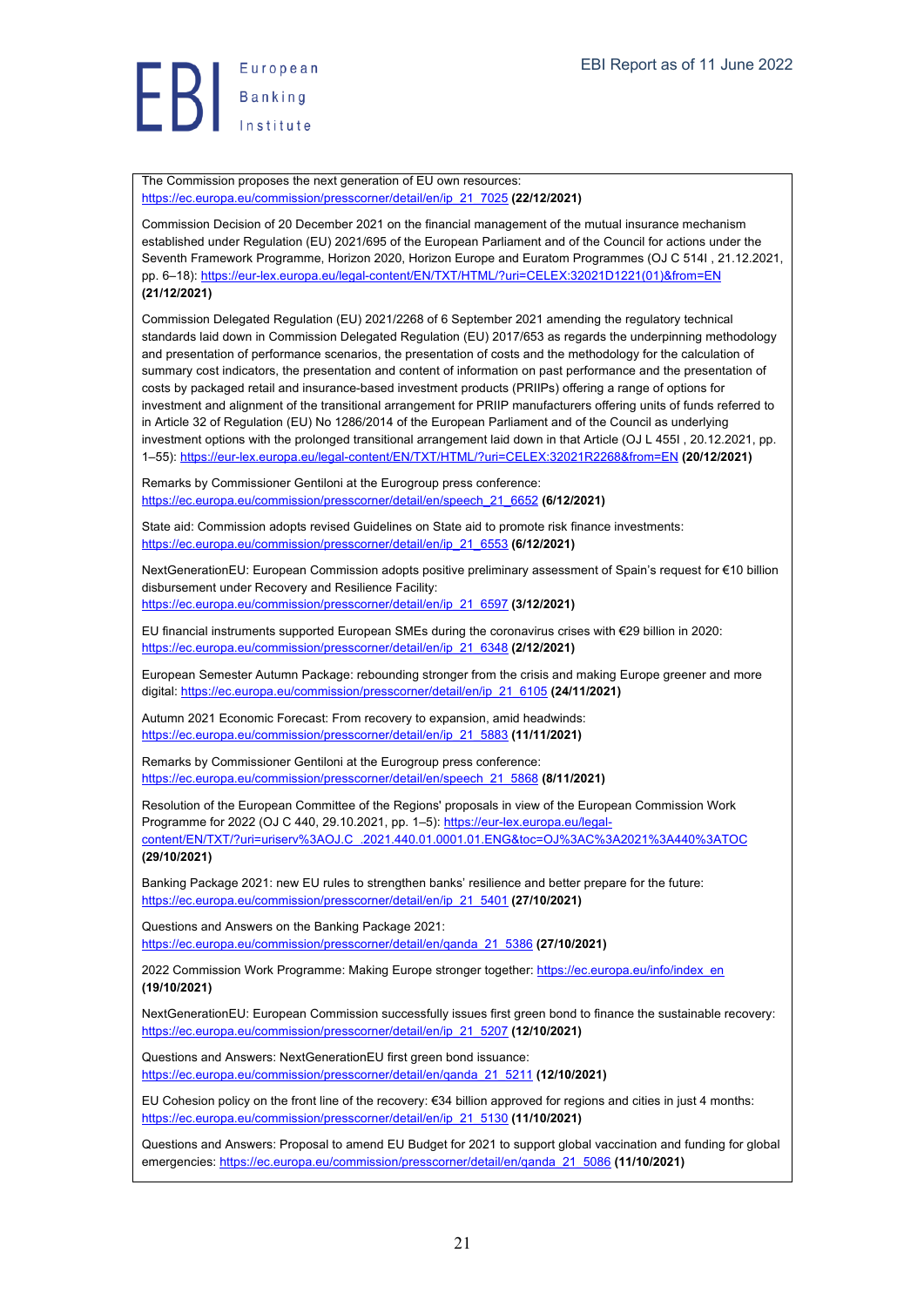The Commission proposes the next generation of EU own resources: https://ec.europa.eu/commission/presscorner/detail/en/ip_21_7025 **(22/12/2021)**

Commission Decision of 20 December 2021 on the financial management of the mutual insurance mechanism established under Regulation (EU) 2021/695 of the European Parliament and of the Council for actions under the Seventh Framework Programme, Horizon 2020, Horizon Europe and Euratom Programmes (OJ C 514I , 21.12.2021, pp. 6–18): https://eur-lex.europa.eu/legal-content/EN/TXT/HTML/?uri=CELEX:32021D1221(01)&from=EN **(21/12/2021)**

Commission Delegated Regulation (EU) 2021/2268 of 6 September 2021 amending the regulatory technical standards laid down in Commission Delegated Regulation (EU) 2017/653 as regards the underpinning methodology and presentation of performance scenarios, the presentation of costs and the methodology for the calculation of summary cost indicators, the presentation and content of information on past performance and the presentation of costs by packaged retail and insurance-based investment products (PRIIPs) offering a range of options for investment and alignment of the transitional arrangement for PRIIP manufacturers offering units of funds referred to in Article 32 of Regulation (EU) No 1286/2014 of the European Parliament and of the Council as underlying investment options with the prolonged transitional arrangement laid down in that Article (OJ L 455I , 20.12.2021, pp. 1–55): https://eur-lex.europa.eu/legal-content/EN/TXT/HTML/?uri=CELEX:32021R2268&from=EN **(20/12/2021)**

Remarks by Commissioner Gentiloni at the Eurogroup press conference: https://ec.europa.eu/commission/presscorner/detail/en/speech_21_6652 **(6/12/2021)**

State aid: Commission adopts revised Guidelines on State aid to promote risk finance investments: https://ec.europa.eu/commission/presscorner/detail/en/ip_21_6553 **(6/12/2021)**

NextGenerationEU: European Commission adopts positive preliminary assessment of Spain's request for €10 billion disbursement under Recovery and Resilience Facility: https://ec.europa.eu/commission/presscorner/detail/en/ip_21_6597 **(3/12/2021)**

EU financial instruments supported European SMEs during the coronavirus crises with €29 billion in 2020: https://ec.europa.eu/commission/presscorner/detail/en/ip_21_6348 **(2/12/2021)**

European Semester Autumn Package: rebounding stronger from the crisis and making Europe greener and more digital: https://ec.europa.eu/commission/presscorner/detail/en/ip_21_6105 **(24/11/2021)**

Autumn 2021 Economic Forecast: From recovery to expansion, amid headwinds: https://ec.europa.eu/commission/presscorner/detail/en/ip_21_5883 **(11/11/2021)**

Remarks by Commissioner Gentiloni at the Eurogroup press conference: https://ec.europa.eu/commission/presscorner/detail/en/speech_21_5868 **(8/11/2021)**

Resolution of the European Committee of the Regions' proposals in view of the European Commission Work Programme for 2022 (OJ C 440, 29.10.2021, pp. 1–5): https://eur-lex.europa.eu/legal-content/EN/TXT/?uri=uriserv%3AOJ.C_.2021.440.01.0001.01.ENG&toc=OJ%3AC%3A2021%3A440%3ATOC **(29/10/2021)**

Banking Package 2021: new EU rules to strengthen banks' resilience and better prepare for the future: https://ec.europa.eu/commission/presscorner/detail/en/ip_21_5401 **(27/10/2021)**

Questions and Answers on the Banking Package 2021: https://ec.europa.eu/commission/presscorner/detail/en/qanda_21_5386 **(27/10/2021)**

2022 Commission Work Programme: Making Europe stronger together: https://ec.europa.eu/info/index_en **(19/10/2021)**

NextGenerationEU: European Commission successfully issues first green bond to finance the sustainable recovery: https://ec.europa.eu/commission/presscorner/detail/en/ip_21_5207 **(12/10/2021)**

Questions and Answers: NextGenerationEU first green bond issuance: https://ec.europa.eu/commission/presscorner/detail/en/qanda_21_5211 **(12/10/2021)**

EU Cohesion policy on the front line of the recovery: €34 billion approved for regions and cities in just 4 months: https://ec.europa.eu/commission/presscorner/detail/en/ip_21_5130 **(11/10/2021)**

Questions and Answers: Proposal to amend EU Budget for 2021 to support global vaccination and funding for global emergencies: https://ec.europa.eu/commission/presscorner/detail/en/qanda_21_5086 **(11/10/2021)**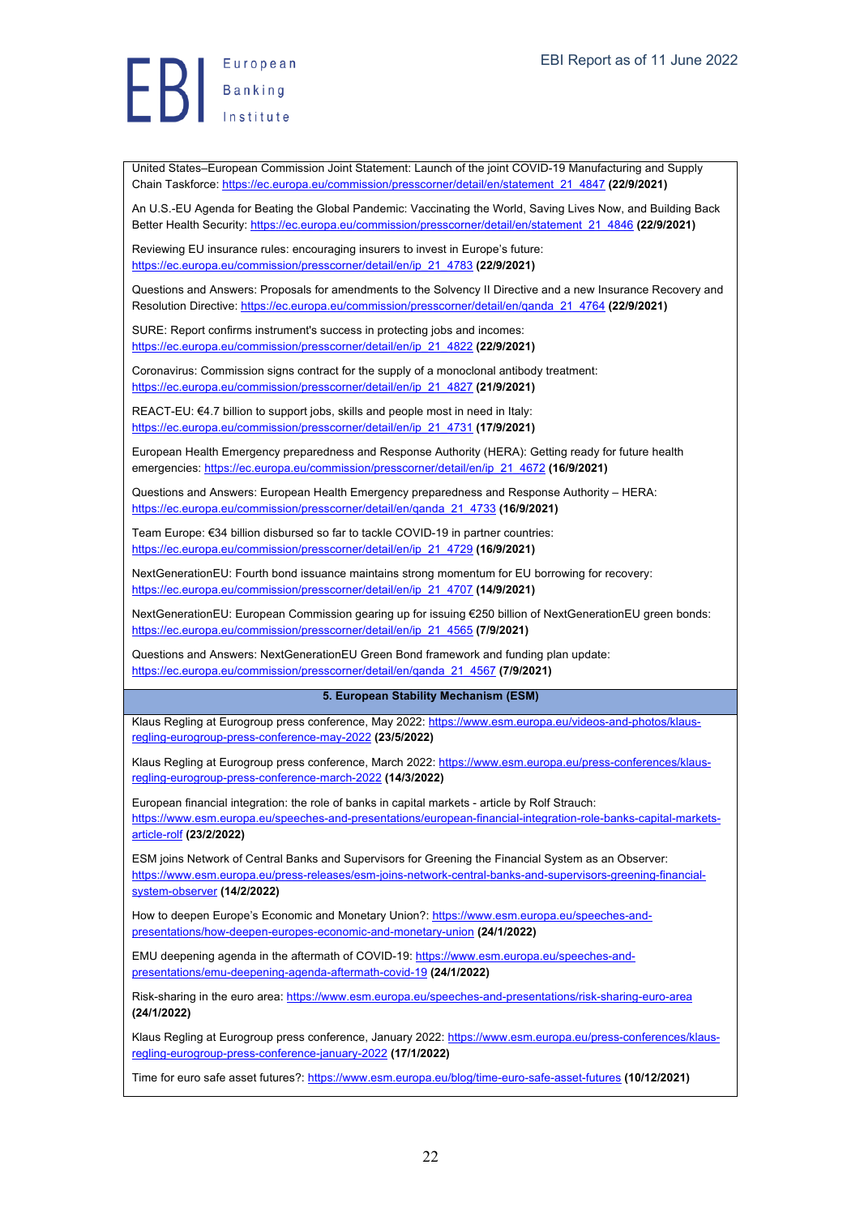United States–European Commission Joint Statement: Launch of the joint COVID-19 Manufacturing and Supply Chain Taskforce: https://ec.europa.eu/commission/presscorner/detail/en/statement_21_4847 **(22/9/2021)**

An U.S.-EU Agenda for Beating the Global Pandemic: Vaccinating the World, Saving Lives Now, and Building Back Better Health Security: https://ec.europa.eu/commission/presscorner/detail/en/statement_21_4846 **(22/9/2021)**

Reviewing EU insurance rules: encouraging insurers to invest in Europe's future: https://ec.europa.eu/commission/presscorner/detail/en/ip_21_4783 **(22/9/2021)**

Questions and Answers: Proposals for amendments to the Solvency II Directive and a new Insurance Recovery and Resolution Directive: https://ec.europa.eu/commission/presscorner/detail/en/qanda_21_4764 **(22/9/2021)**

SURE: Report confirms instrument's success in protecting jobs and incomes: https://ec.europa.eu/commission/presscorner/detail/en/ip_21_4822 **(22/9/2021)**

Coronavirus: Commission signs contract for the supply of a monoclonal antibody treatment: https://ec.europa.eu/commission/presscorner/detail/en/ip_21_4827 **(21/9/2021)**

REACT-EU: €4.7 billion to support jobs, skills and people most in need in Italy: https://ec.europa.eu/commission/presscorner/detail/en/ip_21_4731 **(17/9/2021)**

European Health Emergency preparedness and Response Authority (HERA): Getting ready for future health emergencies: https://ec.europa.eu/commission/presscorner/detail/en/ip_21_4672 **(16/9/2021)**

Questions and Answers: European Health Emergency preparedness and Response Authority – HERA: https://ec.europa.eu/commission/presscorner/detail/en/qanda_21_4733 **(16/9/2021)**

Team Europe: €34 billion disbursed so far to tackle COVID-19 in partner countries: https://ec.europa.eu/commission/presscorner/detail/en/ip_21_4729 **(16/9/2021)**

NextGenerationEU: Fourth bond issuance maintains strong momentum for EU borrowing for recovery: https://ec.europa.eu/commission/presscorner/detail/en/ip_21_4707 **(14/9/2021)**

NextGenerationEU: European Commission gearing up for issuing €250 billion of NextGenerationEU green bonds: https://ec.europa.eu/commission/presscorner/detail/en/ip_21_4565 **(7/9/2021)**

Questions and Answers: NextGenerationEU Green Bond framework and funding plan update: https://ec.europa.eu/commission/presscorner/detail/en/qanda_21_4567 **(7/9/2021)**

## 5. European Stability Mechanism (ESM)

Klaus Regling at Eurogroup press conference, May 2022: https://www.esm.europa.eu/videos-and-photos/klaus-regling-eurogroup-press-conference-may-2022 **(23/5/2022)**

Klaus Regling at Eurogroup press conference, March 2022: https://www.esm.europa.eu/press-conferences/klaus-regling-eurogroup-press-conference-march-2022 **(14/3/2022)**

European financial integration: the role of banks in capital markets - article by Rolf Strauch: https://www.esm.europa.eu/speeches-and-presentations/european-financial-integration-role-banks-capital-markets-article-rolf **(23/2/2022)**

ESM joins Network of Central Banks and Supervisors for Greening the Financial System as an Observer: https://www.esm.europa.eu/press-releases/esm-joins-network-central-banks-and-supervisors-greening-financial-system-observer **(14/2/2022)**

How to deepen Europe's Economic and Monetary Union?: https://www.esm.europa.eu/speeches-and-presentations/how-deepen-europes-economic-and-monetary-union **(24/1/2022)**

EMU deepening agenda in the aftermath of COVID-19: https://www.esm.europa.eu/speeches-and-presentations/emu-deepening-agenda-aftermath-covid-19 **(24/1/2022)**

Risk-sharing in the euro area: https://www.esm.europa.eu/speeches-and-presentations/risk-sharing-euro-area **(24/1/2022)**

Klaus Regling at Eurogroup press conference, January 2022: https://www.esm.europa.eu/press-conferences/klaus-regling-eurogroup-press-conference-january-2022 **(17/1/2022)**

Time for euro safe asset futures?: https://www.esm.europa.eu/blog/time-euro-safe-asset-futures **(10/12/2021)**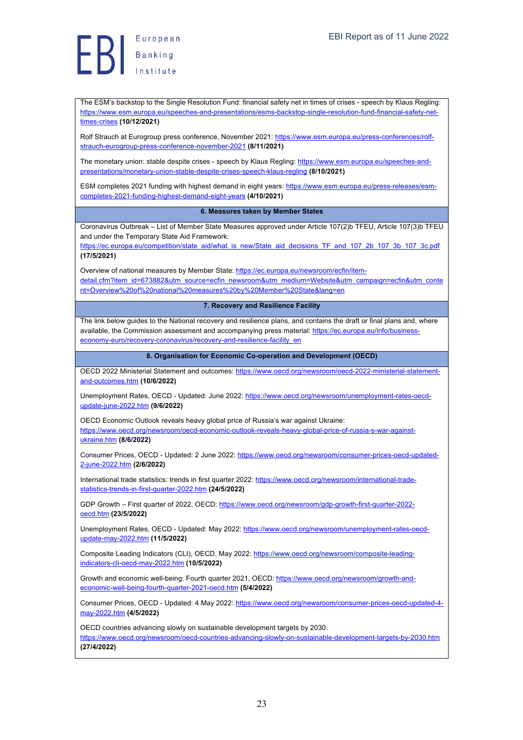The ESM's backstop to the Single Resolution Fund: financial safety net in times of crises - speech by Klaus Regling: https://www.esm.europa.eu/speeches-and-presentations/esms-backstop-single-resolution-fund-financial-safety-net-times-crises **(10/12/2021)**

Rolf Strauch at Eurogroup press conference, November 2021: https://www.esm.europa.eu/press-conferences/rolf-strauch-eurogroup-press-conference-november-2021 **(8/11/2021)**

The monetary union: stable despite crises - speech by Klaus Regling: https://www.esm.europa.eu/speeches-and-presentations/monetary-union-stable-despite-crises-speech-klaus-regling **(8/10/2021)**

ESM completes 2021 funding with highest demand in eight years: https://www.esm.europa.eu/press-releases/esm-completes-2021-funding-highest-demand-eight-years **(4/10/2021)**

**6. Measures taken by Member States**

Coronavirus Outbreak – List of Member State Measures approved under Article 107(2)b TFEU, Article 107(3)b TFEU and under the Temporary State Aid Framework: https://ec.europa.eu/competition/state_aid/what_is_new/State_aid_decisions_TF_and_107_2b_107_3b_107_3c.pdf **(17/5/2021)**

Overview of national measures by Member State: https://ec.europa.eu/newsroom/ecfin/item-detail.cfm?item_id=673882&utm_source=ecfin_newsroom&utm_medium=Website&utm_campaign=ecfin&utm_content=Overview%20of%20national%20measures%20by%20Member%20State&lang=en

**7. Recovery and Resilience Facility**

The link below guides to the National recovery and resilience plans, and contains the draft or final plans and, where available, the Commission assessment and accompanying press material: https://ec.europa.eu/info/business-economy-euro/recovery-coronavirus/recovery-and-resilience-facility_en

**8. Organisation for Economic Co-operation and Development (OECD)**

OECD 2022 Ministerial Statement and outcomes: https://www.oecd.org/newsroom/oecd-2022-ministerial-statement-and-outcomes.htm **(10/6/2022)**

Unemployment Rates, OECD - Updated: June 2022: https://www.oecd.org/newsroom/unemployment-rates-oecd-update-june-2022.htm **(9/6/2022)**

OECD Economic Outlook reveals heavy global price of Russia's war against Ukraine: https://www.oecd.org/newsroom/oecd-economic-outlook-reveals-heavy-global-price-of-russia-s-war-against-ukraine.htm **(8/6/2022)**

Consumer Prices, OECD - Updated: 2 June 2022: https://www.oecd.org/newsroom/consumer-prices-oecd-updated-2-june-2022.htm **(2/6/2022)**

International trade statistics: trends in first quarter 2022: https://www.oecd.org/newsroom/international-trade-statistics-trends-in-first-quarter-2022.htm **(24/5/2022)**

GDP Growth – First quarter of 2022, OECD: https://www.oecd.org/newsroom/gdp-growth-first-quarter-2022-oecd.htm **(23/5/2022)**

Unemployment Rates, OECD - Updated: May 2022: https://www.oecd.org/newsroom/unemployment-rates-oecd-update-may-2022.htm **(11/5/2022)**

Composite Leading Indicators (CLI), OECD, May 2022: https://www.oecd.org/newsroom/composite-leading-indicators-cli-oecd-may-2022.htm **(10/5/2022)**

Growth and economic well-being: Fourth quarter 2021, OECD: https://www.oecd.org/newsroom/growth-and-economic-well-being-fourth-quarter-2021-oecd.htm **(5/4/2022)**

Consumer Prices, OECD - Updated: 4 May 2022: https://www.oecd.org/newsroom/consumer-prices-oecd-updated-4-may-2022.htm **(4/5/2022)**

OECD countries advancing slowly on sustainable development targets by 2030: https://www.oecd.org/newsroom/oecd-countries-advancing-slowly-on-sustainable-development-targets-by-2030.htm **(27/4/2022)**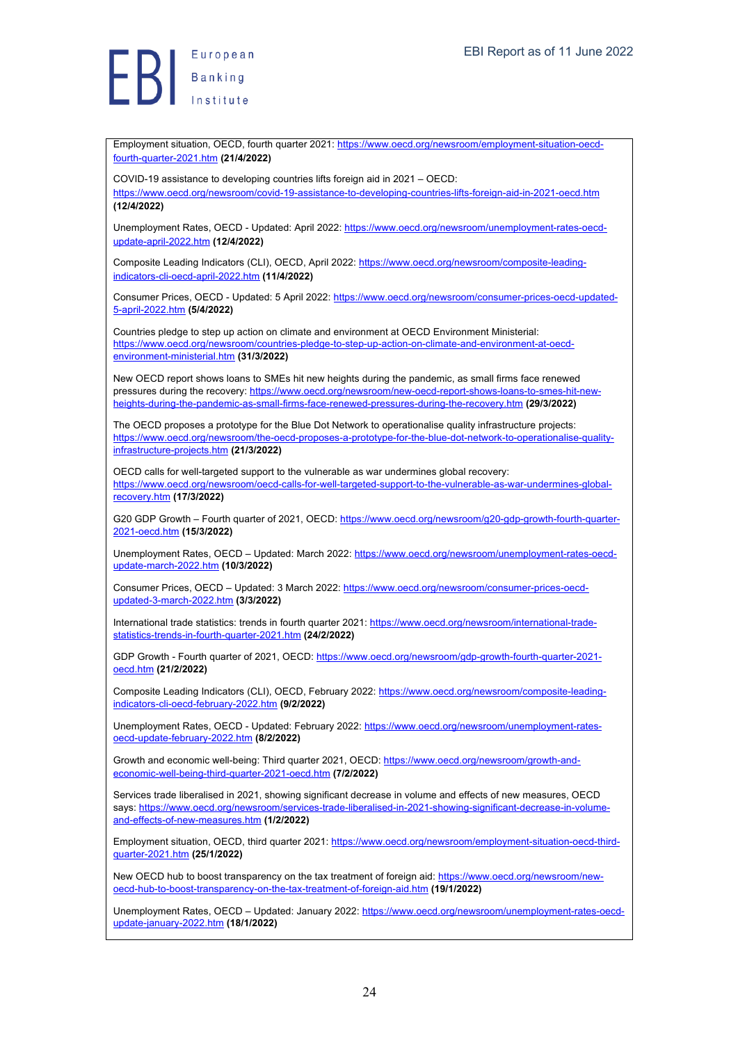Employment situation, OECD, fourth quarter 2021: https://www.oecd.org/newsroom/employment-situation-oecd-fourth-quarter-2021.htm **(21/4/2022)**

COVID-19 assistance to developing countries lifts foreign aid in 2021 – OECD: https://www.oecd.org/newsroom/covid-19-assistance-to-developing-countries-lifts-foreign-aid-in-2021-oecd.htm **(12/4/2022)**

Unemployment Rates, OECD - Updated: April 2022: https://www.oecd.org/newsroom/unemployment-rates-oecd-update-april-2022.htm **(12/4/2022)**

Composite Leading Indicators (CLI), OECD, April 2022: https://www.oecd.org/newsroom/composite-leading-indicators-cli-oecd-april-2022.htm **(11/4/2022)**

Consumer Prices, OECD - Updated: 5 April 2022: https://www.oecd.org/newsroom/consumer-prices-oecd-updated-5-april-2022.htm **(5/4/2022)**

Countries pledge to step up action on climate and environment at OECD Environment Ministerial: https://www.oecd.org/newsroom/countries-pledge-to-step-up-action-on-climate-and-environment-at-oecd-environment-ministerial.htm **(31/3/2022)**

New OECD report shows loans to SMEs hit new heights during the pandemic, as small firms face renewed pressures during the recovery: https://www.oecd.org/newsroom/new-oecd-report-shows-loans-to-smes-hit-new-heights-during-the-pandemic-as-small-firms-face-renewed-pressures-during-the-recovery.htm **(29/3/2022)**

The OECD proposes a prototype for the Blue Dot Network to operationalise quality infrastructure projects: https://www.oecd.org/newsroom/the-oecd-proposes-a-prototype-for-the-blue-dot-network-to-operationalise-quality-infrastructure-projects.htm **(21/3/2022)**

OECD calls for well-targeted support to the vulnerable as war undermines global recovery: https://www.oecd.org/newsroom/oecd-calls-for-well-targeted-support-to-the-vulnerable-as-war-undermines-global-recovery.htm **(17/3/2022)**

G20 GDP Growth – Fourth quarter of 2021, OECD: https://www.oecd.org/newsroom/g20-gdp-growth-fourth-quarter-2021-oecd.htm **(15/3/2022)**

Unemployment Rates, OECD – Updated: March 2022: https://www.oecd.org/newsroom/unemployment-rates-oecd-update-march-2022.htm **(10/3/2022)**

Consumer Prices, OECD – Updated: 3 March 2022: https://www.oecd.org/newsroom/consumer-prices-oecd-updated-3-march-2022.htm **(3/3/2022)**

International trade statistics: trends in fourth quarter 2021: https://www.oecd.org/newsroom/international-trade-statistics-trends-in-fourth-quarter-2021.htm **(24/2/2022)**

GDP Growth - Fourth quarter of 2021, OECD: https://www.oecd.org/newsroom/gdp-growth-fourth-quarter-2021-oecd.htm **(21/2/2022)**

Composite Leading Indicators (CLI), OECD, February 2022: https://www.oecd.org/newsroom/composite-leading-indicators-cli-oecd-february-2022.htm **(9/2/2022)**

Unemployment Rates, OECD - Updated: February 2022: https://www.oecd.org/newsroom/unemployment-rates-oecd-update-february-2022.htm **(8/2/2022)**

Growth and economic well-being: Third quarter 2021, OECD: https://www.oecd.org/newsroom/growth-and-economic-well-being-third-quarter-2021-oecd.htm **(7/2/2022)**

Services trade liberalised in 2021, showing significant decrease in volume and effects of new measures, OECD says: https://www.oecd.org/newsroom/services-trade-liberalised-in-2021-showing-significant-decrease-in-volume-and-effects-of-new-measures.htm **(1/2/2022)**

Employment situation, OECD, third quarter 2021: https://www.oecd.org/newsroom/employment-situation-oecd-third-quarter-2021.htm **(25/1/2022)**

New OECD hub to boost transparency on the tax treatment of foreign aid: https://www.oecd.org/newsroom/new-oecd-hub-to-boost-transparency-on-the-tax-treatment-of-foreign-aid.htm **(19/1/2022)**

Unemployment Rates, OECD – Updated: January 2022: https://www.oecd.org/newsroom/unemployment-rates-oecd-update-january-2022.htm **(18/1/2022)**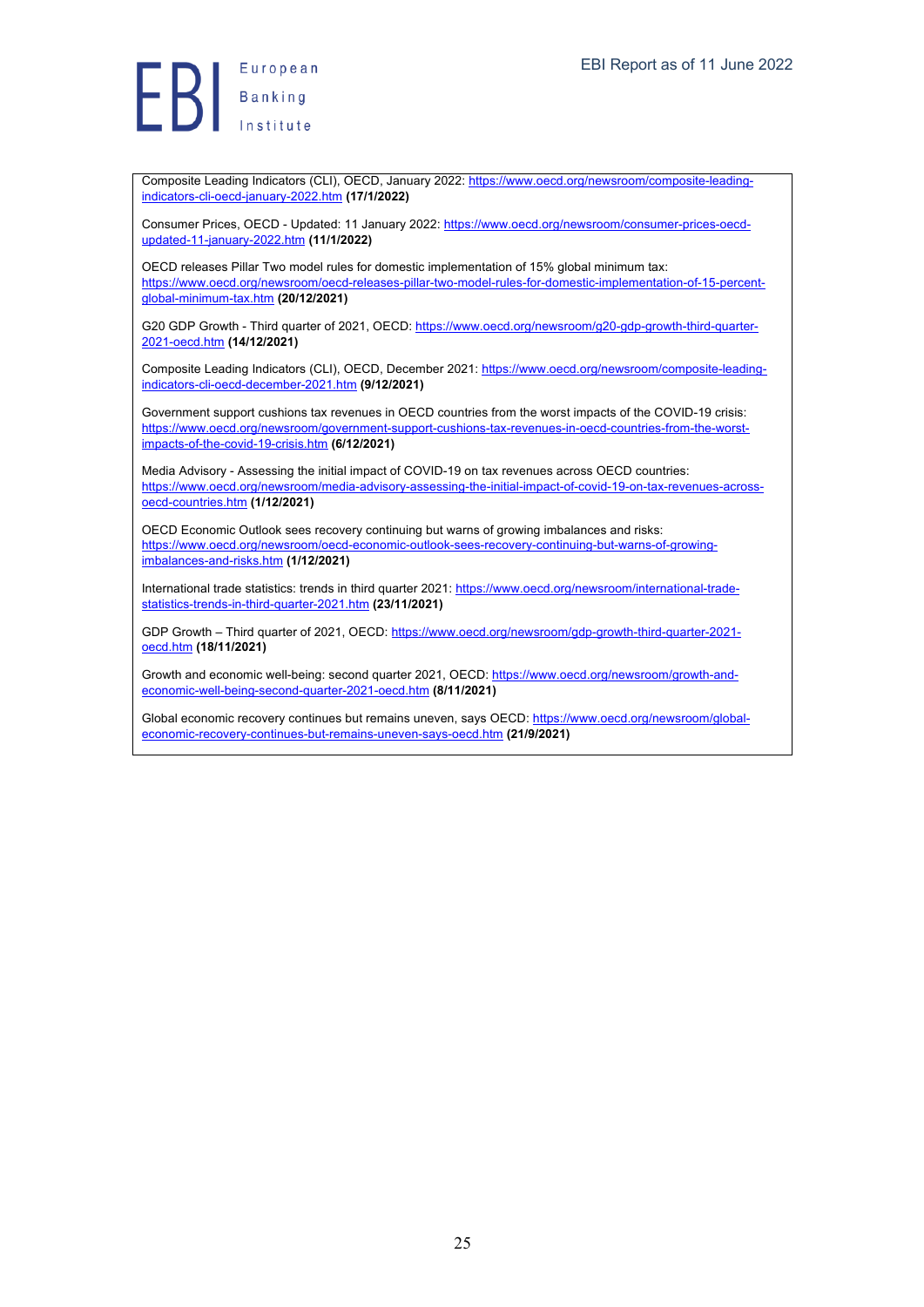Composite Leading Indicators (CLI), OECD, January 2022: https://www.oecd.org/newsroom/composite-leading-indicators-cli-oecd-january-2022.htm **(17/1/2022)**

Consumer Prices, OECD - Updated: 11 January 2022: https://www.oecd.org/newsroom/consumer-prices-oecd-updated-11-january-2022.htm **(11/1/2022)**

OECD releases Pillar Two model rules for domestic implementation of 15% global minimum tax: https://www.oecd.org/newsroom/oecd-releases-pillar-two-model-rules-for-domestic-implementation-of-15-percent-global-minimum-tax.htm **(20/12/2021)**

G20 GDP Growth - Third quarter of 2021, OECD: https://www.oecd.org/newsroom/g20-gdp-growth-third-quarter-2021-oecd.htm **(14/12/2021)**

Composite Leading Indicators (CLI), OECD, December 2021: https://www.oecd.org/newsroom/composite-leading-indicators-cli-oecd-december-2021.htm **(9/12/2021)**

Government support cushions tax revenues in OECD countries from the worst impacts of the COVID-19 crisis: https://www.oecd.org/newsroom/government-support-cushions-tax-revenues-in-oecd-countries-from-the-worst-impacts-of-the-covid-19-crisis.htm **(6/12/2021)**

Media Advisory - Assessing the initial impact of COVID-19 on tax revenues across OECD countries: https://www.oecd.org/newsroom/media-advisory-assessing-the-initial-impact-of-covid-19-on-tax-revenues-across-oecd-countries.htm **(1/12/2021)**

OECD Economic Outlook sees recovery continuing but warns of growing imbalances and risks: https://www.oecd.org/newsroom/oecd-economic-outlook-sees-recovery-continuing-but-warns-of-growing-imbalances-and-risks.htm **(1/12/2021)**

International trade statistics: trends in third quarter 2021: https://www.oecd.org/newsroom/international-trade-statistics-trends-in-third-quarter-2021.htm **(23/11/2021)**

GDP Growth – Third quarter of 2021, OECD: https://www.oecd.org/newsroom/gdp-growth-third-quarter-2021-oecd.htm **(18/11/2021)**

Growth and economic well-being: second quarter 2021, OECD: https://www.oecd.org/newsroom/growth-and-economic-well-being-second-quarter-2021-oecd.htm **(8/11/2021)**

Global economic recovery continues but remains uneven, says OECD: https://www.oecd.org/newsroom/global-economic-recovery-continues-but-remains-uneven-says-oecd.htm **(21/9/2021)**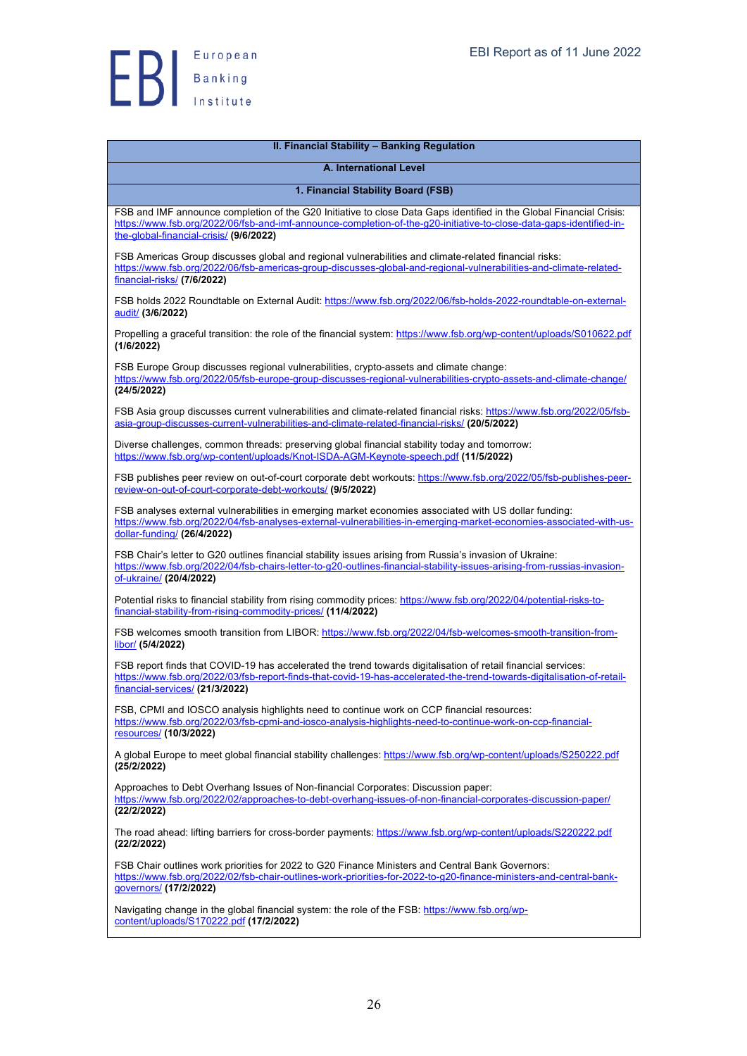## II. Financial Stability – Banking Regulation

### A. International Level

#### 1. Financial Stability Board (FSB)

FSB and IMF announce completion of the G20 Initiative to close Data Gaps identified in the Global Financial Crisis: https://www.fsb.org/2022/06/fsb-and-imf-announce-completion-of-the-g20-initiative-to-close-data-gaps-identified-in-the-global-financial-crisis/ **(9/6/2022)**

FSB Americas Group discusses global and regional vulnerabilities and climate-related financial risks: https://www.fsb.org/2022/06/fsb-americas-group-discusses-global-and-regional-vulnerabilities-and-climate-related-financial-risks/ **(7/6/2022)**

FSB holds 2022 Roundtable on External Audit: https://www.fsb.org/2022/06/fsb-holds-2022-roundtable-on-external-audit/ **(3/6/2022)**

Propelling a graceful transition: the role of the financial system: https://www.fsb.org/wp-content/uploads/S010622.pdf **(1/6/2022)**

FSB Europe Group discusses regional vulnerabilities, crypto-assets and climate change: https://www.fsb.org/2022/05/fsb-europe-group-discusses-regional-vulnerabilities-crypto-assets-and-climate-change/ **(24/5/2022)**

FSB Asia group discusses current vulnerabilities and climate-related financial risks: https://www.fsb.org/2022/05/fsb-asia-group-discusses-current-vulnerabilities-and-climate-related-financial-risks/ **(20/5/2022)**

Diverse challenges, common threads: preserving global financial stability today and tomorrow: https://www.fsb.org/wp-content/uploads/Knot-ISDA-AGM-Keynote-speech.pdf **(11/5/2022)**

FSB publishes peer review on out-of-court corporate debt workouts: https://www.fsb.org/2022/05/fsb-publishes-peer-review-on-out-of-court-corporate-debt-workouts/ **(9/5/2022)**

FSB analyses external vulnerabilities in emerging market economies associated with US dollar funding: https://www.fsb.org/2022/04/fsb-analyses-external-vulnerabilities-in-emerging-market-economies-associated-with-us-dollar-funding/ **(26/4/2022)**

FSB Chair's letter to G20 outlines financial stability issues arising from Russia's invasion of Ukraine: https://www.fsb.org/2022/04/fsb-chairs-letter-to-g20-outlines-financial-stability-issues-arising-from-russias-invasion-of-ukraine/ **(20/4/2022)**

Potential risks to financial stability from rising commodity prices: https://www.fsb.org/2022/04/potential-risks-to-financial-stability-from-rising-commodity-prices/ **(11/4/2022)**

FSB welcomes smooth transition from LIBOR: https://www.fsb.org/2022/04/fsb-welcomes-smooth-transition-from-libor/ **(5/4/2022)**

FSB report finds that COVID-19 has accelerated the trend towards digitalisation of retail financial services: https://www.fsb.org/2022/03/fsb-report-finds-that-covid-19-has-accelerated-the-trend-towards-digitalisation-of-retail-financial-services/ **(21/3/2022)**

FSB, CPMI and IOSCO analysis highlights need to continue work on CCP financial resources: https://www.fsb.org/2022/03/fsb-cpmi-and-iosco-analysis-highlights-need-to-continue-work-on-ccp-financial-resources/ **(10/3/2022)**

A global Europe to meet global financial stability challenges: https://www.fsb.org/wp-content/uploads/S250222.pdf **(25/2/2022)**

Approaches to Debt Overhang Issues of Non-financial Corporates: Discussion paper: https://www.fsb.org/2022/02/approaches-to-debt-overhang-issues-of-non-financial-corporates-discussion-paper/ **(22/2/2022)**

The road ahead: lifting barriers for cross-border payments: https://www.fsb.org/wp-content/uploads/S220222.pdf **(22/2/2022)**

FSB Chair outlines work priorities for 2022 to G20 Finance Ministers and Central Bank Governors: https://www.fsb.org/2022/02/fsb-chair-outlines-work-priorities-for-2022-to-g20-finance-ministers-and-central-bank-governors/ **(17/2/2022)**

Navigating change in the global financial system: the role of the FSB: https://www.fsb.org/wp-content/uploads/S170222.pdf **(17/2/2022)**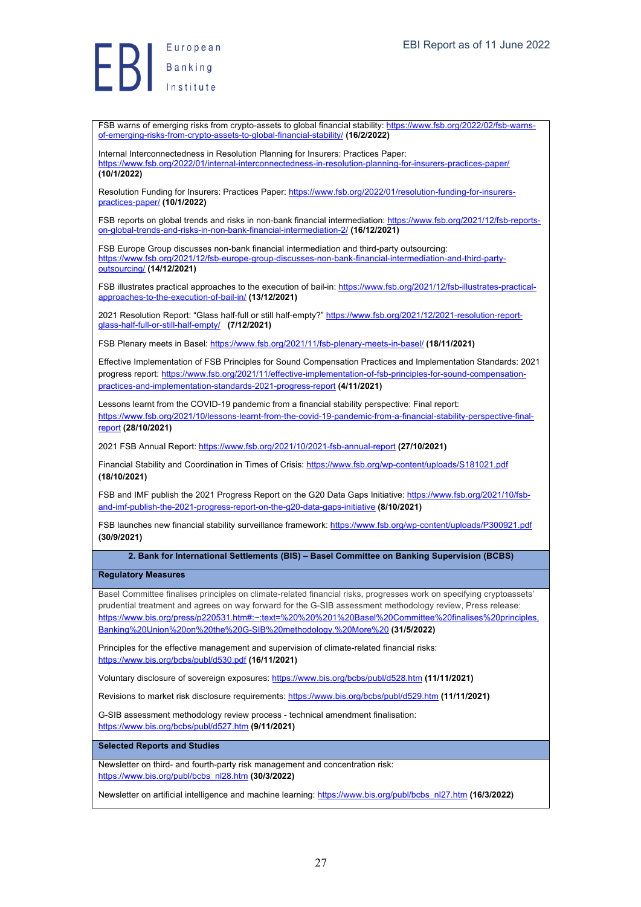FSB warns of emerging risks from crypto-assets to global financial stability: https://www.fsb.org/2022/02/fsb-warns-of-emerging-risks-from-crypto-assets-to-global-financial-stability/ **(16/2/2022)**

Internal Interconnectedness in Resolution Planning for Insurers: Practices Paper: https://www.fsb.org/2022/01/internal-interconnectedness-in-resolution-planning-for-insurers-practices-paper/ **(10/1/2022)**

Resolution Funding for Insurers: Practices Paper: https://www.fsb.org/2022/01/resolution-funding-for-insurers-practices-paper/ **(10/1/2022)**

FSB reports on global trends and risks in non-bank financial intermediation: https://www.fsb.org/2021/12/fsb-reports-on-global-trends-and-risks-in-non-bank-financial-intermediation-2/ **(16/12/2021)**

FSB Europe Group discusses non-bank financial intermediation and third-party outsourcing: https://www.fsb.org/2021/12/fsb-europe-group-discusses-non-bank-financial-intermediation-and-third-party-outsourcing/ **(14/12/2021)**

FSB illustrates practical approaches to the execution of bail-in: https://www.fsb.org/2021/12/fsb-illustrates-practical-approaches-to-the-execution-of-bail-in/ **(13/12/2021)**

2021 Resolution Report: "Glass half-full or still half-empty?" https://www.fsb.org/2021/12/2021-resolution-report-glass-half-full-or-still-half-empty/ **(7/12/2021)**

FSB Plenary meets in Basel: https://www.fsb.org/2021/11/fsb-plenary-meets-in-basel/ **(18/11/2021)**

Effective Implementation of FSB Principles for Sound Compensation Practices and Implementation Standards: 2021 progress report: https://www.fsb.org/2021/11/effective-implementation-of-fsb-principles-for-sound-compensation-practices-and-implementation-standards-2021-progress-report **(4/11/2021)**

Lessons learnt from the COVID-19 pandemic from a financial stability perspective: Final report: https://www.fsb.org/2021/10/lessons-learnt-from-the-covid-19-pandemic-from-a-financial-stability-perspective-final-report **(28/10/2021)**

2021 FSB Annual Report: https://www.fsb.org/2021/10/2021-fsb-annual-report **(27/10/2021)**

Financial Stability and Coordination in Times of Crisis: https://www.fsb.org/wp-content/uploads/S181021.pdf **(18/10/2021)**

FSB and IMF publish the 2021 Progress Report on the G20 Data Gaps Initiative: https://www.fsb.org/2021/10/fsb-and-imf-publish-the-2021-progress-report-on-the-g20-data-gaps-initiative **(8/10/2021)**

FSB launches new financial stability surveillance framework: https://www.fsb.org/wp-content/uploads/P300921.pdf **(30/9/2021)**

## 2. Bank for International Settlements (BIS) – Basel Committee on Banking Supervision (BCBS)

### Regulatory Measures

Basel Committee finalises principles on climate-related financial risks, progresses work on specifying cryptoassets' prudential treatment and agrees on way forward for the G-SIB assessment methodology review, Press release: https://www.bis.org/press/p220531.htm#:~:text=%20%20%201%20Basel%20Committee%20finalises%20principles,Banking%20Union%20on%20the%20G-SIB%20methodology.%20More%20 **(31/5/2022)**

Principles for the effective management and supervision of climate-related financial risks: https://www.bis.org/bcbs/publ/d530.pdf **(16/11/2021)**

Voluntary disclosure of sovereign exposures: https://www.bis.org/bcbs/publ/d528.htm **(11/11/2021)**

Revisions to market risk disclosure requirements: https://www.bis.org/bcbs/publ/d529.htm **(11/11/2021)**

G-SIB assessment methodology review process - technical amendment finalisation: https://www.bis.org/bcbs/publ/d527.htm **(9/11/2021)**

### Selected Reports and Studies

Newsletter on third- and fourth-party risk management and concentration risk: https://www.bis.org/publ/bcbs_nl28.htm **(30/3/2022)**

Newsletter on artificial intelligence and machine learning: https://www.bis.org/publ/bcbs_nl27.htm **(16/3/2022)**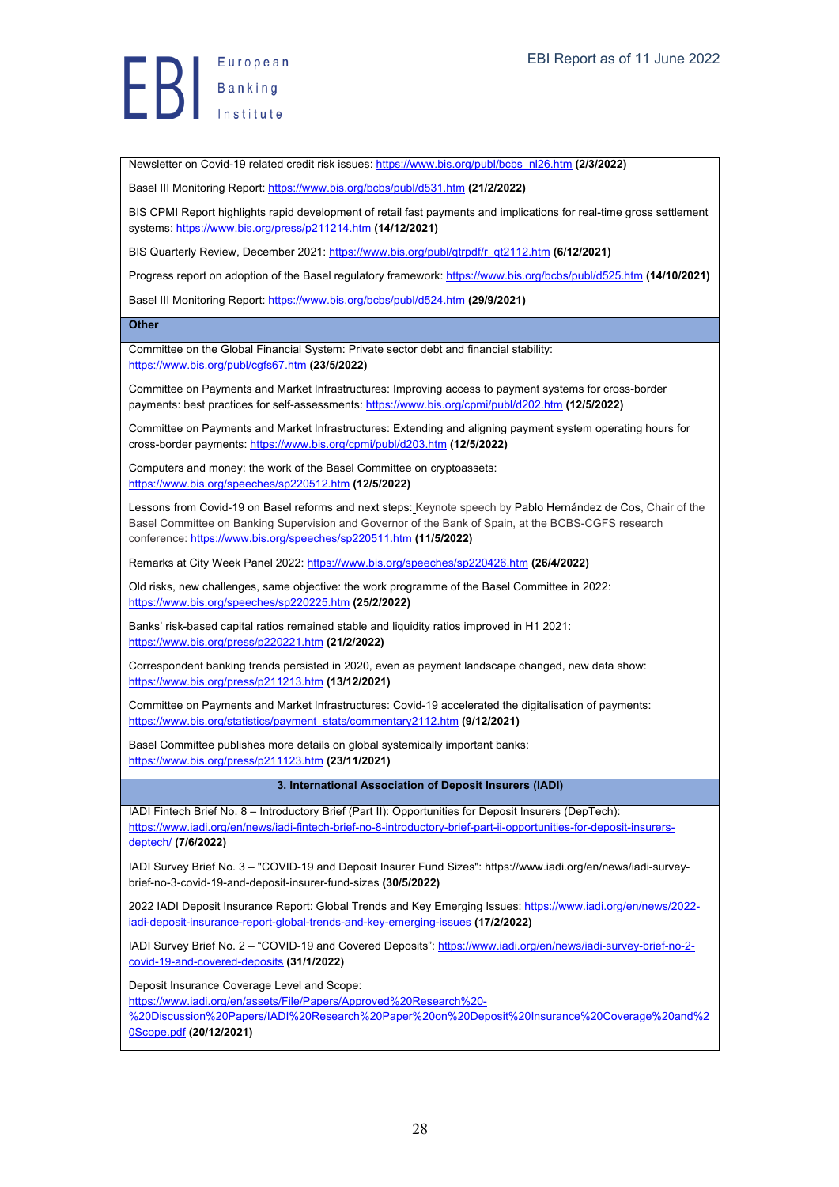Newsletter on Covid-19 related credit risk issues: https://www.bis.org/publ/bcbs_nl26.htm **(2/3/2022)**

Basel III Monitoring Report: https://www.bis.org/bcbs/publ/d531.htm **(21/2/2022)**

BIS CPMI Report highlights rapid development of retail fast payments and implications for real-time gross settlement systems: https://www.bis.org/press/p211214.htm **(14/12/2021)**

BIS Quarterly Review, December 2021: https://www.bis.org/publ/qtrpdf/r_qt2112.htm **(6/12/2021)**

Progress report on adoption of the Basel regulatory framework: https://www.bis.org/bcbs/publ/d525.htm **(14/10/2021)**

Basel III Monitoring Report: https://www.bis.org/bcbs/publ/d524.htm **(29/9/2021)**

**Other**

Committee on the Global Financial System: Private sector debt and financial stability: https://www.bis.org/publ/cgfs67.htm **(23/5/2022)**

Committee on Payments and Market Infrastructures: Improving access to payment systems for cross-border payments: best practices for self-assessments: https://www.bis.org/cpmi/publ/d202.htm **(12/5/2022)**

Committee on Payments and Market Infrastructures: Extending and aligning payment system operating hours for cross-border payments: https://www.bis.org/cpmi/publ/d203.htm **(12/5/2022)**

Computers and money: the work of the Basel Committee on cryptoassets: https://www.bis.org/speeches/sp220512.htm **(12/5/2022)**

Lessons from Covid-19 on Basel reforms and next steps: Keynote speech by Pablo Hernández de Cos, Chair of the Basel Committee on Banking Supervision and Governor of the Bank of Spain, at the BCBS-CGFS research conference: https://www.bis.org/speeches/sp220511.htm **(11/5/2022)**

Remarks at City Week Panel 2022: https://www.bis.org/speeches/sp220426.htm **(26/4/2022)**

Old risks, new challenges, same objective: the work programme of the Basel Committee in 2022: https://www.bis.org/speeches/sp220225.htm **(25/2/2022)**

Banks' risk-based capital ratios remained stable and liquidity ratios improved in H1 2021: https://www.bis.org/press/p220221.htm **(21/2/2022)**

Correspondent banking trends persisted in 2020, even as payment landscape changed, new data show: https://www.bis.org/press/p211213.htm **(13/12/2021)**

Committee on Payments and Market Infrastructures: Covid-19 accelerated the digitalisation of payments: https://www.bis.org/statistics/payment_stats/commentary2112.htm **(9/12/2021)**

Basel Committee publishes more details on global systemically important banks: https://www.bis.org/press/p211123.htm **(23/11/2021)**

**3. International Association of Deposit Insurers (IADI)**

IADI Fintech Brief No. 8 – Introductory Brief (Part II): Opportunities for Deposit Insurers (DepTech): https://www.iadi.org/en/news/iadi-fintech-brief-no-8-introductory-brief-part-ii-opportunities-for-deposit-insurers-deptech/ **(7/6/2022)**

IADI Survey Brief No. 3 – "COVID-19 and Deposit Insurer Fund Sizes": https://www.iadi.org/en/news/iadi-survey-brief-no-3-covid-19-and-deposit-insurer-fund-sizes **(30/5/2022)**

2022 IADI Deposit Insurance Report: Global Trends and Key Emerging Issues: https://www.iadi.org/en/news/2022-iadi-deposit-insurance-report-global-trends-and-key-emerging-issues **(17/2/2022)**

IADI Survey Brief No. 2 – "COVID-19 and Covered Deposits": https://www.iadi.org/en/news/iadi-survey-brief-no-2-covid-19-and-covered-deposits **(31/1/2022)**

Deposit Insurance Coverage Level and Scope: https://www.iadi.org/en/assets/File/Papers/Approved%20Research%20-%20Discussion%20Papers/IADI%20Research%20Paper%20on%20Deposit%20Insurance%20Coverage%20and%20Scope.pdf **(20/12/2021)**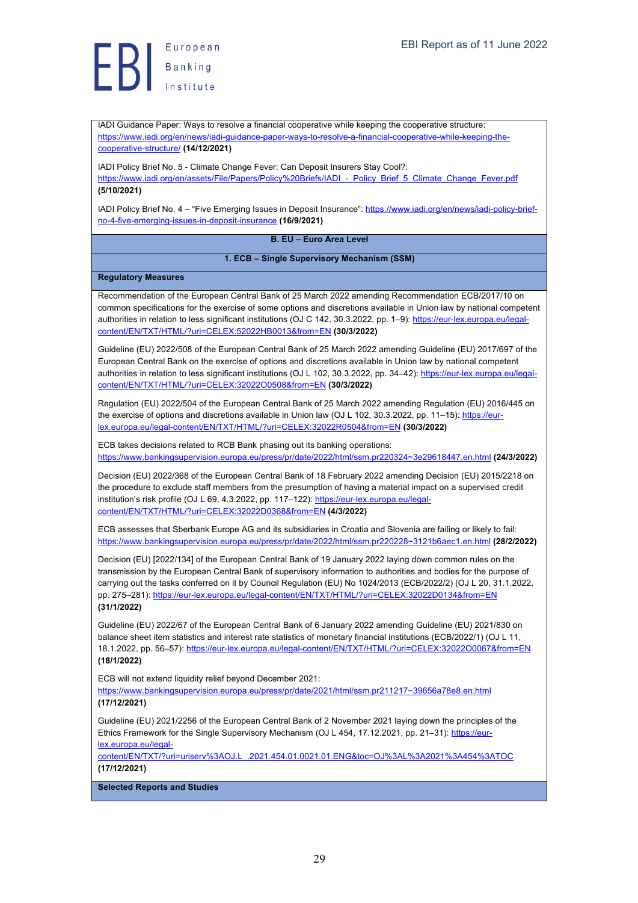IADI Guidance Paper: Ways to resolve a financial cooperative while keeping the cooperative structure: https://www.iadi.org/en/news/iadi-guidance-paper-ways-to-resolve-a-financial-cooperative-while-keeping-the-cooperative-structure/ **(14/12/2021)**

IADI Policy Brief No. 5 - Climate Change Fever: Can Deposit Insurers Stay Cool?: https://www.iadi.org/en/assets/File/Papers/Policy%20Briefs/IADI_-_Policy_Brief_5_Climate_Change_Fever.pdf **(5/10/2021)**

IADI Policy Brief No. 4 – "Five Emerging Issues in Deposit Insurance": https://www.iadi.org/en/news/iadi-policy-brief-no-4-five-emerging-issues-in-deposit-insurance **(16/9/2021)**

## B. EU – Euro Area Level

### 1. ECB – Single Supervisory Mechanism (SSM)

**Regulatory Measures**

Recommendation of the European Central Bank of 25 March 2022 amending Recommendation ECB/2017/10 on common specifications for the exercise of some options and discretions available in Union law by national competent authorities in relation to less significant institutions (OJ C 142, 30.3.2022, pp. 1–9): https://eur-lex.europa.eu/legal-content/EN/TXT/HTML/?uri=CELEX:52022HB0013&from=EN **(30/3/2022)**

Guideline (EU) 2022/508 of the European Central Bank of 25 March 2022 amending Guideline (EU) 2017/697 of the European Central Bank on the exercise of options and discretions available in Union law by national competent authorities in relation to less significant institutions (OJ L 102, 30.3.2022, pp. 34–42): https://eur-lex.europa.eu/legal-content/EN/TXT/HTML/?uri=CELEX:32022O0508&from=EN **(30/3/2022)**

Regulation (EU) 2022/504 of the European Central Bank of 25 March 2022 amending Regulation (EU) 2016/445 on the exercise of options and discretions available in Union law (OJ L 102, 30.3.2022, pp. 11–15): https://eur-lex.europa.eu/legal-content/EN/TXT/HTML/?uri=CELEX:32022R0504&from=EN **(30/3/2022)**

ECB takes decisions related to RCB Bank phasing out its banking operations: https://www.bankingsupervision.europa.eu/press/pr/date/2022/html/ssm.pr220324~3e29618447.en.html **(24/3/2022)**

Decision (EU) 2022/368 of the European Central Bank of 18 February 2022 amending Decision (EU) 2015/2218 on the procedure to exclude staff members from the presumption of having a material impact on a supervised credit institution's risk profile (OJ L 69, 4.3.2022, pp. 117–122): https://eur-lex.europa.eu/legal-content/EN/TXT/HTML/?uri=CELEX:32022D0368&from=EN **(4/3/2022)**

ECB assesses that Sberbank Europe AG and its subsidiaries in Croatia and Slovenia are failing or likely to fail: https://www.bankingsupervision.europa.eu/press/pr/date/2022/html/ssm.pr220228~3121b6aec1.en.html **(28/2/2022)**

Decision (EU) [2022/134] of the European Central Bank of 19 January 2022 laying down common rules on the transmission by the European Central Bank of supervisory information to authorities and bodies for the purpose of carrying out the tasks conferred on it by Council Regulation (EU) No 1024/2013 (ECB/2022/2) (OJ L 20, 31.1.2022, pp. 275–281): https://eur-lex.europa.eu/legal-content/EN/TXT/HTML/?uri=CELEX:32022D0134&from=EN **(31/1/2022)**

Guideline (EU) 2022/67 of the European Central Bank of 6 January 2022 amending Guideline (EU) 2021/830 on balance sheet item statistics and interest rate statistics of monetary financial institutions (ECB/2022/1) (OJ L 11, 18.1.2022, pp. 56–57): https://eur-lex.europa.eu/legal-content/EN/TXT/HTML/?uri=CELEX:32022O0067&from=EN **(18/1/2022)**

ECB will not extend liquidity relief beyond December 2021: https://www.bankingsupervision.europa.eu/press/pr/date/2021/html/ssm.pr211217~39656a78e8.en.html **(17/12/2021)**

Guideline (EU) 2021/2256 of the European Central Bank of 2 November 2021 laying down the principles of the Ethics Framework for the Single Supervisory Mechanism (OJ L 454, 17.12.2021, pp. 21–31): https://eur-lex.europa.eu/legal-content/EN/TXT/?uri=uriserv%3AOJ.L_.2021.454.01.0021.01.ENG&toc=OJ%3AL%3A2021%3A454%3ATOC **(17/12/2021)**

**Selected Reports and Studies**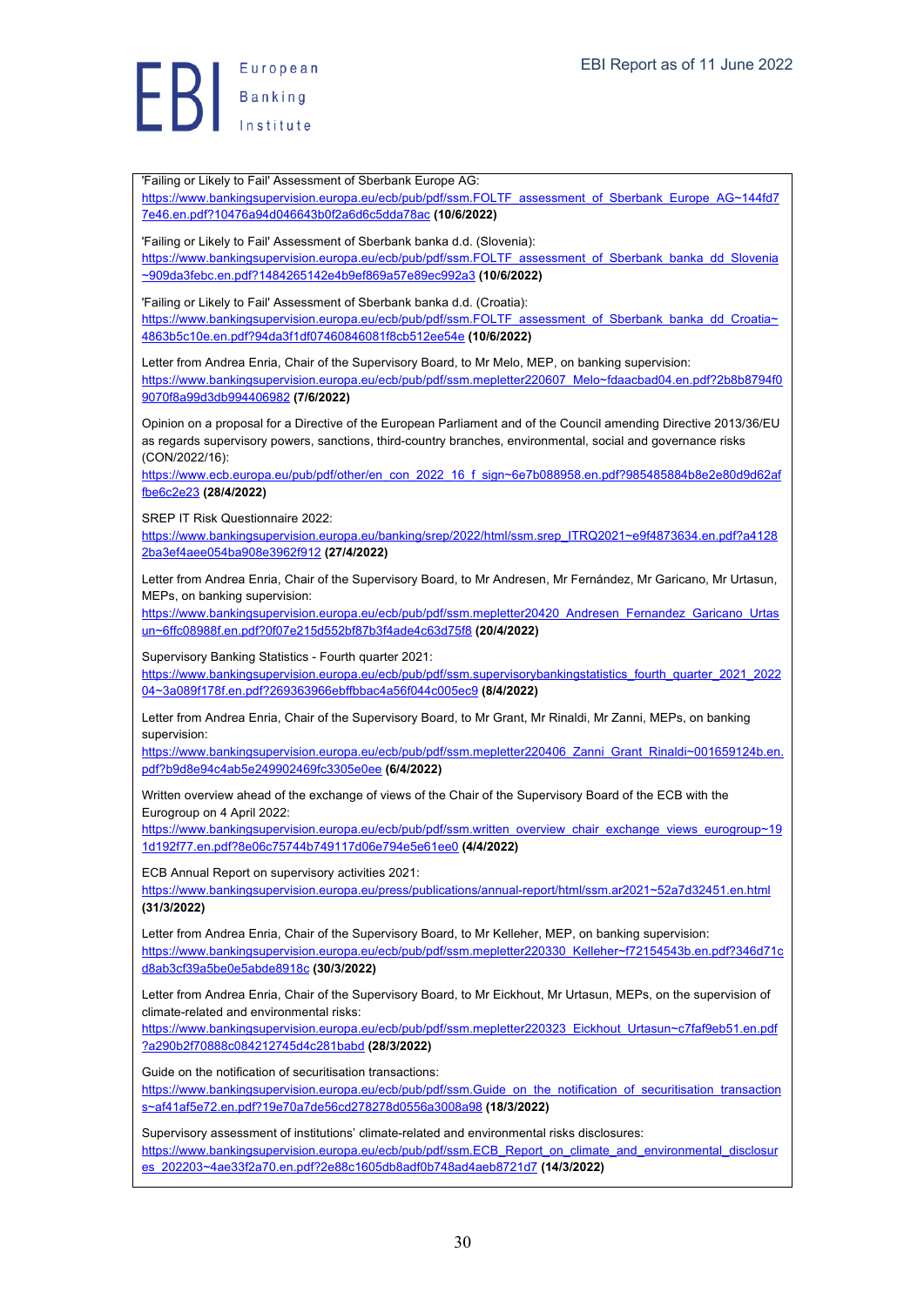'Failing or Likely to Fail' Assessment of Sberbank Europe AG:
https://www.bankingsupervision.europa.eu/ecb/pub/pdf/ssm.FOLTF_assessment_of_Sberbank_Europe_AG~144fd77e46.en.pdf?10476a94d046643b0f2a6d6c5dda78ac **(10/6/2022)**

'Failing or Likely to Fail' Assessment of Sberbank banka d.d. (Slovenia):
https://www.bankingsupervision.europa.eu/ecb/pub/pdf/ssm.FOLTF_assessment_of_Sberbank_banka_dd_Slovenia~909da3febc.en.pdf?1484265142e4b9ef869a57e89ec992a3 **(10/6/2022)**

'Failing or Likely to Fail' Assessment of Sberbank banka d.d. (Croatia):
https://www.bankingsupervision.europa.eu/ecb/pub/pdf/ssm.FOLTF_assessment_of_Sberbank_banka_dd_Croatia~4863b5c10e.en.pdf?94da3f1df07460846081f8cb512ee54e **(10/6/2022)**

Letter from Andrea Enria, Chair of the Supervisory Board, to Mr Melo, MEP, on banking supervision:
https://www.bankingsupervision.europa.eu/ecb/pub/pdf/ssm.mepletter220607_Melo~fdaacbad04.en.pdf?2b8b8794f09070f8a99d3db994406982 **(7/6/2022)**

Opinion on a proposal for a Directive of the European Parliament and of the Council amending Directive 2013/36/EU as regards supervisory powers, sanctions, third-country branches, environmental, social and governance risks (CON/2022/16):
https://www.ecb.europa.eu/pub/pdf/other/en_con_2022_16_f_sign~6e7b088958.en.pdf?985485884b8e2e80d9d62affbe6c2e23 **(28/4/2022)**

SREP IT Risk Questionnaire 2022:
https://www.bankingsupervision.europa.eu/banking/srep/2022/html/ssm.srep_ITRQ2021~e9f4873634.en.pdf?a41282ba3ef4aee054ba908e3962f912 **(27/4/2022)**

Letter from Andrea Enria, Chair of the Supervisory Board, to Mr Andresen, Mr Fernández, Mr Garicano, Mr Urtasun, MEPs, on banking supervision:
https://www.bankingsupervision.europa.eu/ecb/pub/pdf/ssm.mepletter20420_Andresen_Fernandez_Garicano_Urtasun~6ffc08988f.en.pdf?0f07e215d552bf87b3f4ade4c63d75f8 **(20/4/2022)**

Supervisory Banking Statistics - Fourth quarter 2021:
https://www.bankingsupervision.europa.eu/ecb/pub/pdf/ssm.supervisorybankingstatistics_fourth_quarter_2021_202204~3a089f178f.en.pdf?269363966ebffbbac4a56f044c005ec9 **(8/4/2022)**

Letter from Andrea Enria, Chair of the Supervisory Board, to Mr Grant, Mr Rinaldi, Mr Zanni, MEPs, on banking supervision:
https://www.bankingsupervision.europa.eu/ecb/pub/pdf/ssm.mepletter220406_Zanni_Grant_Rinaldi~001659124b.en.pdf?b9d8e94c4ab5e249902469fc3305e0ee **(6/4/2022)**

Written overview ahead of the exchange of views of the Chair of the Supervisory Board of the ECB with the Eurogroup on 4 April 2022:
https://www.bankingsupervision.europa.eu/ecb/pub/pdf/ssm.written_overview_chair_exchange_views_eurogroup~191d192f77.en.pdf?8e06c75744b749117d06e794e5e61ee0 **(4/4/2022)**

ECB Annual Report on supervisory activities 2021:
https://www.bankingsupervision.europa.eu/press/publications/annual-report/html/ssm.ar2021~52a7d32451.en.html **(31/3/2022)**

Letter from Andrea Enria, Chair of the Supervisory Board, to Mr Kelleher, MEP, on banking supervision:
https://www.bankingsupervision.europa.eu/ecb/pub/pdf/ssm.mepletter220330_Kelleher~f72154543b.en.pdf?346d71cd8ab3cf39a5be0e5abde8918c **(30/3/2022)**

Letter from Andrea Enria, Chair of the Supervisory Board, to Mr Eickhout, Mr Urtasun, MEPs, on the supervision of climate-related and environmental risks:
https://www.bankingsupervision.europa.eu/ecb/pub/pdf/ssm.mepletter220323_Eickhout_Urtasun~c7faf9eb51.en.pdf?a290b2f70888c084212745d4c281babd **(28/3/2022)**

Guide on the notification of securitisation transactions:
https://www.bankingsupervision.europa.eu/ecb/pub/pdf/ssm.Guide_on_the_notification_of_securitisation_transactions~af41af5e72.en.pdf?19e70a7de56cd278278d0556a3008a98 **(18/3/2022)**

Supervisory assessment of institutions' climate-related and environmental risks disclosures:
https://www.bankingsupervision.europa.eu/ecb/pub/pdf/ssm.ECB_Report_on_climate_and_environmental_disclosures_202203~4ae33f2a70.en.pdf?2e88c1605db8adf0b748ad4aeb8721d7 **(14/3/2022)**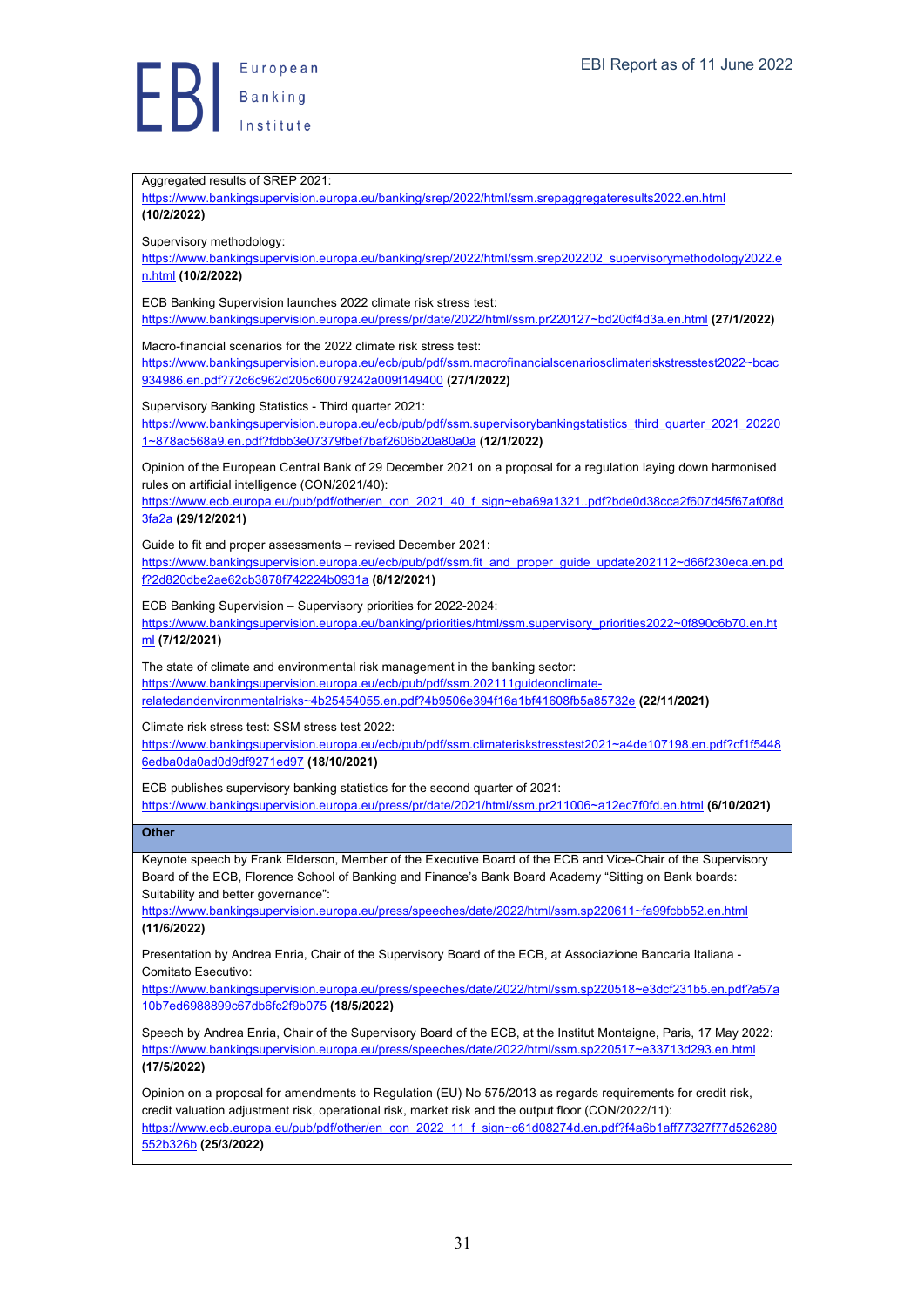Aggregated results of SREP 2021:
https://www.bankingsupervision.europa.eu/banking/srep/2022/html/ssm.srepaggregateresults2022.en.html **(10/2/2022)**

Supervisory methodology:
https://www.bankingsupervision.europa.eu/banking/srep/2022/html/ssm.srep202202_supervisorymethodology2022.en.html **(10/2/2022)**

ECB Banking Supervision launches 2022 climate risk stress test:
https://www.bankingsupervision.europa.eu/press/pr/date/2022/html/ssm.pr220127~bd20df4d3a.en.html **(27/1/2022)**

Macro-financial scenarios for the 2022 climate risk stress test:
https://www.bankingsupervision.europa.eu/ecb/pub/pdf/ssm.macrofinancialscenariosclimateriskstresstest2022~bcac934986.en.pdf?72c6c962d205c60079242a009f149400 **(27/1/2022)**

Supervisory Banking Statistics - Third quarter 2021:
https://www.bankingsupervision.europa.eu/ecb/pub/pdf/ssm.supervisorybankingstatistics_third_quarter_2021_202201~878ac568a9.en.pdf?fdbb3e07379fbef7baf2606b20a80a0a **(12/1/2022)**

Opinion of the European Central Bank of 29 December 2021 on a proposal for a regulation laying down harmonised rules on artificial intelligence (CON/2021/40):
https://www.ecb.europa.eu/pub/pdf/other/en_con_2021_40_f_sign~eba69a1321..pdf?bde0d38cca2f607d45f67af0f8d3fa2a **(29/12/2021)**

Guide to fit and proper assessments – revised December 2021:
https://www.bankingsupervision.europa.eu/ecb/pub/pdf/ssm.fit_and_proper_guide_update202112~d66f230eca.en.pdf?2d820dbe2ae62cb3878f742224b0931a **(8/12/2021)**

ECB Banking Supervision – Supervisory priorities for 2022-2024:
https://www.bankingsupervision.europa.eu/banking/priorities/html/ssm.supervisory_priorities2022~0f890c6b70.en.html **(7/12/2021)**

The state of climate and environmental risk management in the banking sector:
https://www.bankingsupervision.europa.eu/ecb/pub/pdf/ssm.202111guideonclimate-relatedandenvironmentalrisks~4b25454055.en.pdf?4b9506e394f16a1bf41608fb5a85732e **(22/11/2021)**

Climate risk stress test: SSM stress test 2022:
https://www.bankingsupervision.europa.eu/ecb/pub/pdf/ssm.climateriskstresstest2021~a4de107198.en.pdf?cf1f54486edba0da0ad0d9df9271ed97 **(18/10/2021)**

ECB publishes supervisory banking statistics for the second quarter of 2021:
https://www.bankingsupervision.europa.eu/press/pr/date/2021/html/ssm.pr211006~a12ec7f0fd.en.html **(6/10/2021)**

**Other**

Keynote speech by Frank Elderson, Member of the Executive Board of the ECB and Vice-Chair of the Supervisory Board of the ECB, Florence School of Banking and Finance's Bank Board Academy "Sitting on Bank boards: Suitability and better governance":
https://www.bankingsupervision.europa.eu/press/speeches/date/2022/html/ssm.sp220611~fa99fcbb52.en.html **(11/6/2022)**

Presentation by Andrea Enria, Chair of the Supervisory Board of the ECB, at Associazione Bancaria Italiana - Comitato Esecutivo:
https://www.bankingsupervision.europa.eu/press/speeches/date/2022/html/ssm.sp220518~e3dcf231b5.en.pdf?a57a10b7ed6988899c67db6fc2f9b075 **(18/5/2022)**

Speech by Andrea Enria, Chair of the Supervisory Board of the ECB, at the Institut Montaigne, Paris, 17 May 2022:
https://www.bankingsupervision.europa.eu/press/speeches/date/2022/html/ssm.sp220517~e33713d293.en.html **(17/5/2022)**

Opinion on a proposal for amendments to Regulation (EU) No 575/2013 as regards requirements for credit risk, credit valuation adjustment risk, operational risk, market risk and the output floor (CON/2022/11):
https://www.ecb.europa.eu/pub/pdf/other/en_con_2022_11_f_sign~c61d08274d.en.pdf?f4a6b1aff77327f77d526280552b326b **(25/3/2022)**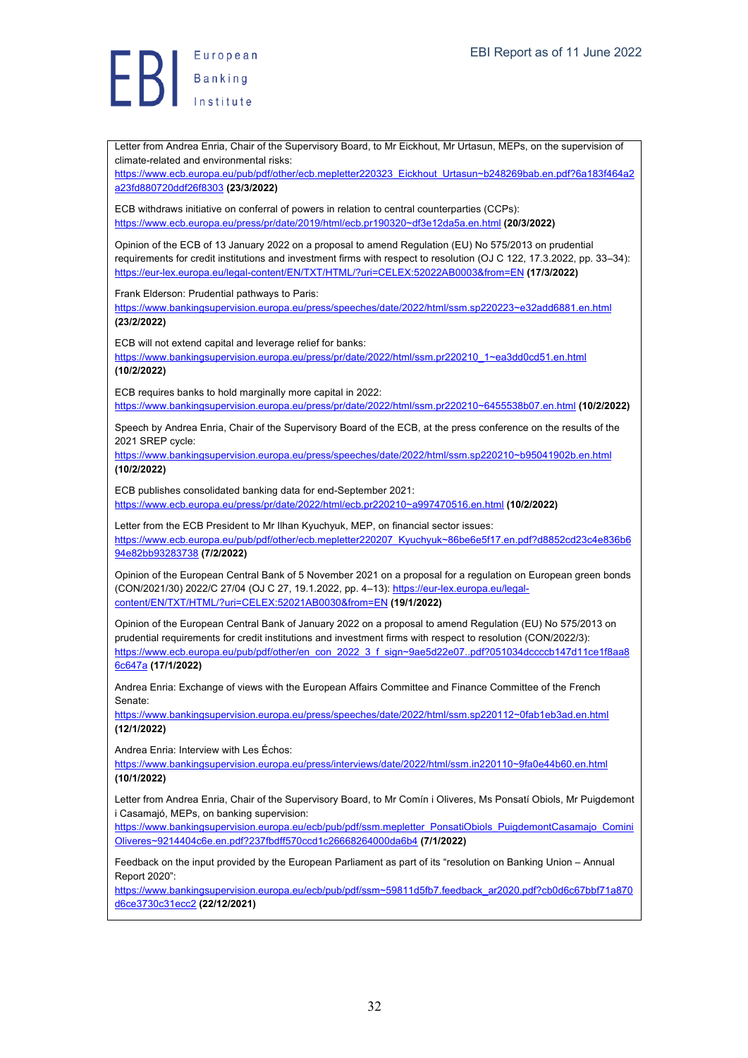Letter from Andrea Enria, Chair of the Supervisory Board, to Mr Eickhout, Mr Urtasun, MEPs, on the supervision of climate-related and environmental risks:
https://www.ecb.europa.eu/pub/pdf/other/ecb.mepletter220323_Eickhout_Urtasun~b248269bab.en.pdf?6a183f464a2a23fd880720ddf26f8303 **(23/3/2022)**

ECB withdraws initiative on conferral of powers in relation to central counterparties (CCPs):
https://www.ecb.europa.eu/press/pr/date/2019/html/ecb.pr190320~df3e12da5a.en.html **(20/3/2022)**

Opinion of the ECB of 13 January 2022 on a proposal to amend Regulation (EU) No 575/2013 on prudential requirements for credit institutions and investment firms with respect to resolution (OJ C 122, 17.3.2022, pp. 33–34):
https://eur-lex.europa.eu/legal-content/EN/TXT/HTML/?uri=CELEX:52022AB0003&from=EN **(17/3/2022)**

Frank Elderson: Prudential pathways to Paris:
https://www.bankingsupervision.europa.eu/press/speeches/date/2022/html/ssm.sp220223~e32add6881.en.html **(23/2/2022)**

ECB will not extend capital and leverage relief for banks:
https://www.bankingsupervision.europa.eu/press/pr/date/2022/html/ssm.pr220210_1~ea3dd0cd51.en.html **(10/2/2022)**

ECB requires banks to hold marginally more capital in 2022:
https://www.bankingsupervision.europa.eu/press/pr/date/2022/html/ssm.pr220210~6455538b07.en.html **(10/2/2022)**

Speech by Andrea Enria, Chair of the Supervisory Board of the ECB, at the press conference on the results of the 2021 SREP cycle:
https://www.bankingsupervision.europa.eu/press/speeches/date/2022/html/ssm.sp220210~b95041902b.en.html **(10/2/2022)**

ECB publishes consolidated banking data for end-September 2021:
https://www.ecb.europa.eu/press/pr/date/2022/html/ecb.pr220210~a997470516.en.html **(10/2/2022)**

Letter from the ECB President to Mr Ilhan Kyuchyuk, MEP, on financial sector issues:
https://www.ecb.europa.eu/pub/pdf/other/ecb.mepletter220207_Kyuchyuk~86be6e5f17.en.pdf?d8852cd23c4e836b694e82bb93283738 **(7/2/2022)**

Opinion of the European Central Bank of 5 November 2021 on a proposal for a regulation on European green bonds (CON/2021/30) 2022/C 27/04 (OJ C 27, 19.1.2022, pp. 4–13): https://eur-lex.europa.eu/legal-content/EN/TXT/HTML/?uri=CELEX:52021AB0030&from=EN **(19/1/2022)**

Opinion of the European Central Bank of January 2022 on a proposal to amend Regulation (EU) No 575/2013 on prudential requirements for credit institutions and investment firms with respect to resolution (CON/2022/3):
https://www.ecb.europa.eu/pub/pdf/other/en_con_2022_3_f_sign~9ae5d22e07..pdf?051034dccccb147d11ce1f8aa86c647a **(17/1/2022)**

Andrea Enria: Exchange of views with the European Affairs Committee and Finance Committee of the French Senate:
https://www.bankingsupervision.europa.eu/press/speeches/date/2022/html/ssm.sp220112~0fab1eb3ad.en.html **(12/1/2022)**

Andrea Enria: Interview with Les Échos:
https://www.bankingsupervision.europa.eu/press/interviews/date/2022/html/ssm.in220110~9fa0e44b60.en.html **(10/1/2022)**

Letter from Andrea Enria, Chair of the Supervisory Board, to Mr Comín i Oliveres, Ms Ponsatí Obiols, Mr Puigdemont i Casamajó, MEPs, on banking supervision:
https://www.bankingsupervision.europa.eu/ecb/pub/pdf/ssm.mepletter_PonsatiObiols_PuigdemontCasamajo_Comini Oliveres~9214404c6e.en.pdf?237fbdff570ccd1c26668264000da6b4 **(7/1/2022)**

Feedback on the input provided by the European Parliament as part of its "resolution on Banking Union – Annual Report 2020":
https://www.bankingsupervision.europa.eu/ecb/pub/pdf/ssm~59811d5fb7.feedback_ar2020.pdf?cb0d6c67bbf71a870d6ce3730c31ecc2 **(22/12/2021)**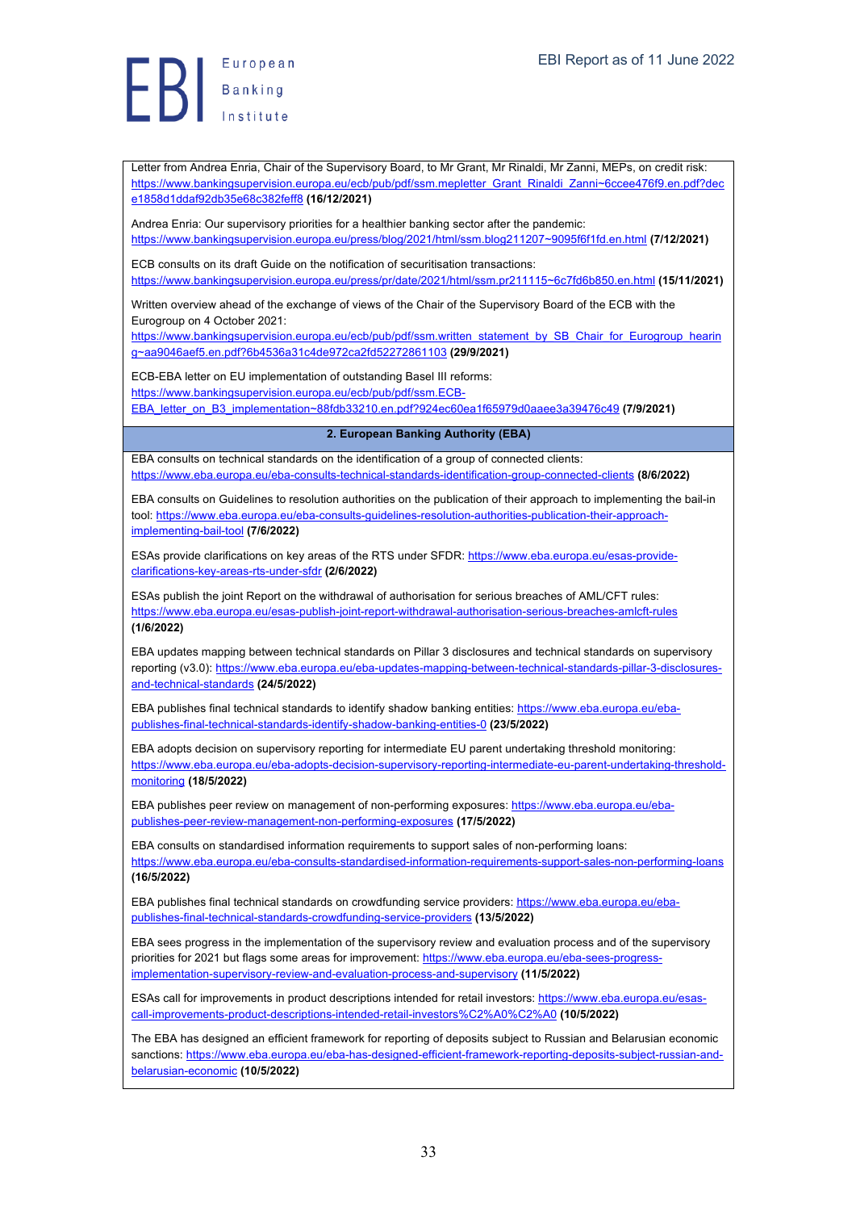Letter from Andrea Enria, Chair of the Supervisory Board, to Mr Grant, Mr Rinaldi, Mr Zanni, MEPs, on credit risk: https://www.bankingsupervision.europa.eu/ecb/pub/pdf/ssm.mepletter_Grant_Rinaldi_Zanni~6ccee476f9.en.pdf?dece1858d1ddaf92db35e68c382feff8 **(16/12/2021)**

Andrea Enria: Our supervisory priorities for a healthier banking sector after the pandemic: https://www.bankingsupervision.europa.eu/press/blog/2021/html/ssm.blog211207~9095f6f1fd.en.html **(7/12/2021)**

ECB consults on its draft Guide on the notification of securitisation transactions: https://www.bankingsupervision.europa.eu/press/pr/date/2021/html/ssm.pr211115~6c7fd6b850.en.html **(15/11/2021)**

Written overview ahead of the exchange of views of the Chair of the Supervisory Board of the ECB with the Eurogroup on 4 October 2021: https://www.bankingsupervision.europa.eu/ecb/pub/pdf/ssm.written_statement_by_SB_Chair_for_Eurogroup_hearing~aa9046aef5.en.pdf?6b4536a31c4de972ca2fd52272861103 **(29/9/2021)**

ECB-EBA letter on EU implementation of outstanding Basel III reforms: https://www.bankingsupervision.europa.eu/ecb/pub/pdf/ssm.ECB-EBA_letter_on_B3_implementation~88fdb33210.en.pdf?924ec60ea1f65979d0aaee3a39476c49 **(7/9/2021)**

## 2. European Banking Authority (EBA)

EBA consults on technical standards on the identification of a group of connected clients: https://www.eba.europa.eu/eba-consults-technical-standards-identification-group-connected-clients **(8/6/2022)**

EBA consults on Guidelines to resolution authorities on the publication of their approach to implementing the bail-in tool: https://www.eba.europa.eu/eba-consults-guidelines-resolution-authorities-publication-their-approach-implementing-bail-tool **(7/6/2022)**

ESAs provide clarifications on key areas of the RTS under SFDR: https://www.eba.europa.eu/esas-provide-clarifications-key-areas-rts-under-sfdr **(2/6/2022)**

ESAs publish the joint Report on the withdrawal of authorisation for serious breaches of AML/CFT rules: https://www.eba.europa.eu/esas-publish-joint-report-withdrawal-authorisation-serious-breaches-amlcft-rules **(1/6/2022)**

EBA updates mapping between technical standards on Pillar 3 disclosures and technical standards on supervisory reporting (v3.0): https://www.eba.europa.eu/eba-updates-mapping-between-technical-standards-pillar-3-disclosures-and-technical-standards **(24/5/2022)**

EBA publishes final technical standards to identify shadow banking entities: https://www.eba.europa.eu/eba-publishes-final-technical-standards-identify-shadow-banking-entities-0 **(23/5/2022)**

EBA adopts decision on supervisory reporting for intermediate EU parent undertaking threshold monitoring: https://www.eba.europa.eu/eba-adopts-decision-supervisory-reporting-intermediate-eu-parent-undertaking-threshold-monitoring **(18/5/2022)**

EBA publishes peer review on management of non-performing exposures: https://www.eba.europa.eu/eba-publishes-peer-review-management-non-performing-exposures **(17/5/2022)**

EBA consults on standardised information requirements to support sales of non-performing loans: https://www.eba.europa.eu/eba-consults-standardised-information-requirements-support-sales-non-performing-loans **(16/5/2022)**

EBA publishes final technical standards on crowdfunding service providers: https://www.eba.europa.eu/eba-publishes-final-technical-standards-crowdfunding-service-providers **(13/5/2022)**

EBA sees progress in the implementation of the supervisory review and evaluation process and of the supervisory priorities for 2021 but flags some areas for improvement: https://www.eba.europa.eu/eba-sees-progress-implementation-supervisory-review-and-evaluation-process-and-supervisory **(11/5/2022)**

ESAs call for improvements in product descriptions intended for retail investors: https://www.eba.europa.eu/esas-call-improvements-product-descriptions-intended-retail-investors%C2%A0%C2%A0 **(10/5/2022)**

The EBA has designed an efficient framework for reporting of deposits subject to Russian and Belarusian economic sanctions: https://www.eba.europa.eu/eba-has-designed-efficient-framework-reporting-deposits-subject-russian-and-belarusian-economic **(10/5/2022)**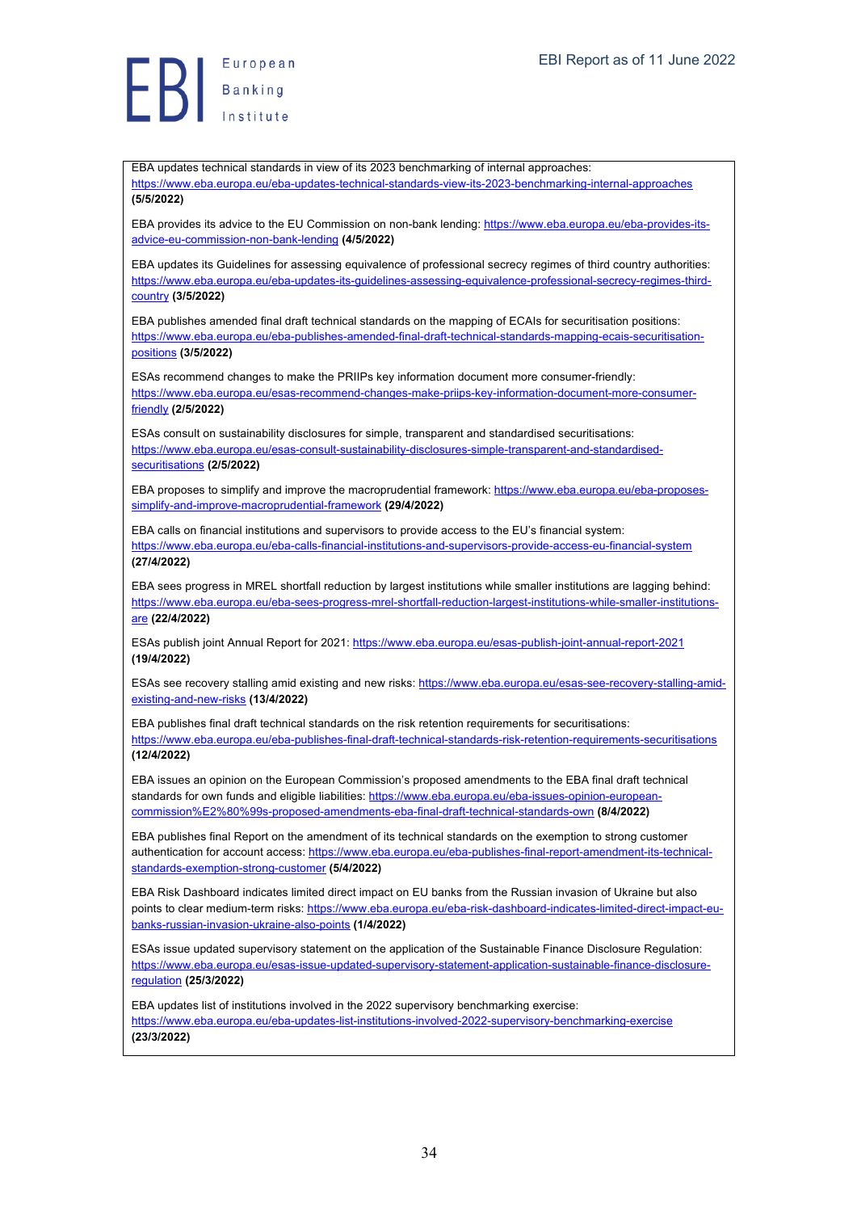EBA updates technical standards in view of its 2023 benchmarking of internal approaches: https://www.eba.europa.eu/eba-updates-technical-standards-view-its-2023-benchmarking-internal-approaches **(5/5/2022)**

EBA provides its advice to the EU Commission on non-bank lending: https://www.eba.europa.eu/eba-provides-its-advice-eu-commission-non-bank-lending **(4/5/2022)**

EBA updates its Guidelines for assessing equivalence of professional secrecy regimes of third country authorities: https://www.eba.europa.eu/eba-updates-its-guidelines-assessing-equivalence-professional-secrecy-regimes-third-country **(3/5/2022)**

EBA publishes amended final draft technical standards on the mapping of ECAIs for securitisation positions: https://www.eba.europa.eu/eba-publishes-amended-final-draft-technical-standards-mapping-ecais-securitisation-positions **(3/5/2022)**

ESAs recommend changes to make the PRIIPs key information document more consumer-friendly: https://www.eba.europa.eu/esas-recommend-changes-make-priips-key-information-document-more-consumer-friendly **(2/5/2022)**

ESAs consult on sustainability disclosures for simple, transparent and standardised securitisations: https://www.eba.europa.eu/esas-consult-sustainability-disclosures-simple-transparent-and-standardised-securitisations **(2/5/2022)**

EBA proposes to simplify and improve the macroprudential framework: https://www.eba.europa.eu/eba-proposes-simplify-and-improve-macroprudential-framework **(29/4/2022)**

EBA calls on financial institutions and supervisors to provide access to the EU's financial system: https://www.eba.europa.eu/eba-calls-financial-institutions-and-supervisors-provide-access-eu-financial-system **(27/4/2022)**

EBA sees progress in MREL shortfall reduction by largest institutions while smaller institutions are lagging behind: https://www.eba.europa.eu/eba-sees-progress-mrel-shortfall-reduction-largest-institutions-while-smaller-institutions-are **(22/4/2022)**

ESAs publish joint Annual Report for 2021: https://www.eba.europa.eu/esas-publish-joint-annual-report-2021 **(19/4/2022)**

ESAs see recovery stalling amid existing and new risks: https://www.eba.europa.eu/esas-see-recovery-stalling-amid-existing-and-new-risks **(13/4/2022)**

EBA publishes final draft technical standards on the risk retention requirements for securitisations: https://www.eba.europa.eu/eba-publishes-final-draft-technical-standards-risk-retention-requirements-securitisations **(12/4/2022)**

EBA issues an opinion on the European Commission's proposed amendments to the EBA final draft technical standards for own funds and eligible liabilities: https://www.eba.europa.eu/eba-issues-opinion-european-commission%E2%80%99s-proposed-amendments-eba-final-draft-technical-standards-own **(8/4/2022)**

EBA publishes final Report on the amendment of its technical standards on the exemption to strong customer authentication for account access: https://www.eba.europa.eu/eba-publishes-final-report-amendment-its-technical-standards-exemption-strong-customer **(5/4/2022)**

EBA Risk Dashboard indicates limited direct impact on EU banks from the Russian invasion of Ukraine but also points to clear medium-term risks: https://www.eba.europa.eu/eba-risk-dashboard-indicates-limited-direct-impact-eu-banks-russian-invasion-ukraine-also-points **(1/4/2022)**

ESAs issue updated supervisory statement on the application of the Sustainable Finance Disclosure Regulation: https://www.eba.europa.eu/esas-issue-updated-supervisory-statement-application-sustainable-finance-disclosure-regulation **(25/3/2022)**

EBA updates list of institutions involved in the 2022 supervisory benchmarking exercise: https://www.eba.europa.eu/eba-updates-list-institutions-involved-2022-supervisory-benchmarking-exercise **(23/3/2022)**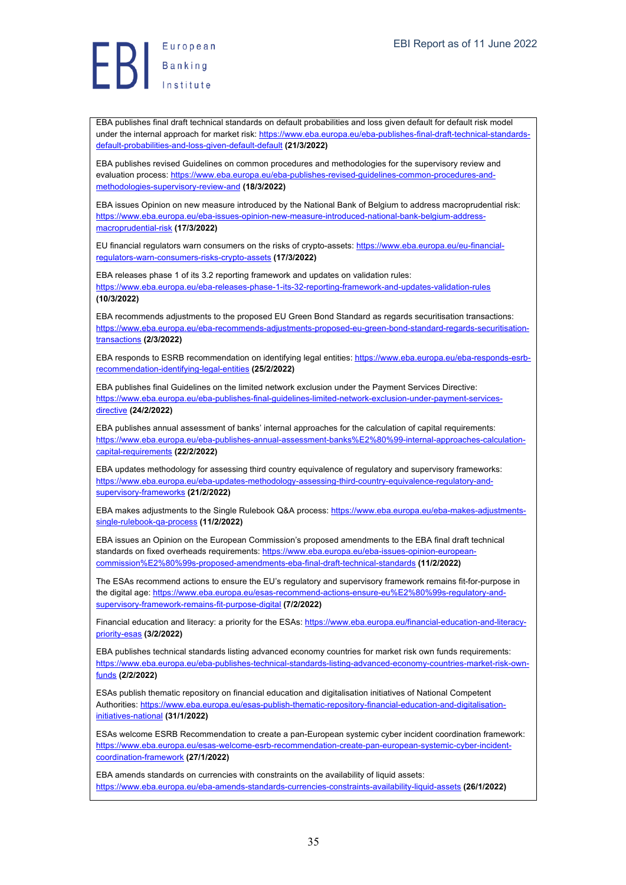EBA publishes final draft technical standards on default probabilities and loss given default for default risk model under the internal approach for market risk: https://www.eba.europa.eu/eba-publishes-final-draft-technical-standards-default-probabilities-and-loss-given-default-default **(21/3/2022)**

EBA publishes revised Guidelines on common procedures and methodologies for the supervisory review and evaluation process: https://www.eba.europa.eu/eba-publishes-revised-guidelines-common-procedures-and-methodologies-supervisory-review-and **(18/3/2022)**

EBA issues Opinion on new measure introduced by the National Bank of Belgium to address macroprudential risk: https://www.eba.europa.eu/eba-issues-opinion-new-measure-introduced-national-bank-belgium-address-macroprudential-risk **(17/3/2022)**

EU financial regulators warn consumers on the risks of crypto-assets: https://www.eba.europa.eu/eu-financial-regulators-warn-consumers-risks-crypto-assets **(17/3/2022)**

EBA releases phase 1 of its 3.2 reporting framework and updates on validation rules: https://www.eba.europa.eu/eba-releases-phase-1-its-32-reporting-framework-and-updates-validation-rules **(10/3/2022)**

EBA recommends adjustments to the proposed EU Green Bond Standard as regards securitisation transactions: https://www.eba.europa.eu/eba-recommends-adjustments-proposed-eu-green-bond-standard-regards-securitisation-transactions **(2/3/2022)**

EBA responds to ESRB recommendation on identifying legal entities: https://www.eba.europa.eu/eba-responds-esrb-recommendation-identifying-legal-entities **(25/2/2022)**

EBA publishes final Guidelines on the limited network exclusion under the Payment Services Directive: https://www.eba.europa.eu/eba-publishes-final-guidelines-limited-network-exclusion-under-payment-services-directive **(24/2/2022)**

EBA publishes annual assessment of banks' internal approaches for the calculation of capital requirements: https://www.eba.europa.eu/eba-publishes-annual-assessment-banks%E2%80%99-internal-approaches-calculation-capital-requirements **(22/2/2022)**

EBA updates methodology for assessing third country equivalence of regulatory and supervisory frameworks: https://www.eba.europa.eu/eba-updates-methodology-assessing-third-country-equivalence-regulatory-and-supervisory-frameworks **(21/2/2022)**

EBA makes adjustments to the Single Rulebook Q&A process: https://www.eba.europa.eu/eba-makes-adjustments-single-rulebook-qa-process **(11/2/2022)**

EBA issues an Opinion on the European Commission's proposed amendments to the EBA final draft technical standards on fixed overheads requirements: https://www.eba.europa.eu/eba-issues-opinion-european-commission%E2%80%99s-proposed-amendments-eba-final-draft-technical-standards **(11/2/2022)**

The ESAs recommend actions to ensure the EU's regulatory and supervisory framework remains fit-for-purpose in the digital age: https://www.eba.europa.eu/esas-recommend-actions-ensure-eu%E2%80%99s-regulatory-and-supervisory-framework-remains-fit-purpose-digital **(7/2/2022)**

Financial education and literacy: a priority for the ESAs: https://www.eba.europa.eu/financial-education-and-literacy-priority-esas **(3/2/2022)**

EBA publishes technical standards listing advanced economy countries for market risk own funds requirements: https://www.eba.europa.eu/eba-publishes-technical-standards-listing-advanced-economy-countries-market-risk-own-funds **(2/2/2022)**

ESAs publish thematic repository on financial education and digitalisation initiatives of National Competent Authorities: https://www.eba.europa.eu/esas-publish-thematic-repository-financial-education-and-digitalisation-initiatives-national **(31/1/2022)**

ESAs welcome ESRB Recommendation to create a pan-European systemic cyber incident coordination framework: https://www.eba.europa.eu/esas-welcome-esrb-recommendation-create-pan-european-systemic-cyber-incident-coordination-framework **(27/1/2022)**

EBA amends standards on currencies with constraints on the availability of liquid assets: https://www.eba.europa.eu/eba-amends-standards-currencies-constraints-availability-liquid-assets **(26/1/2022)**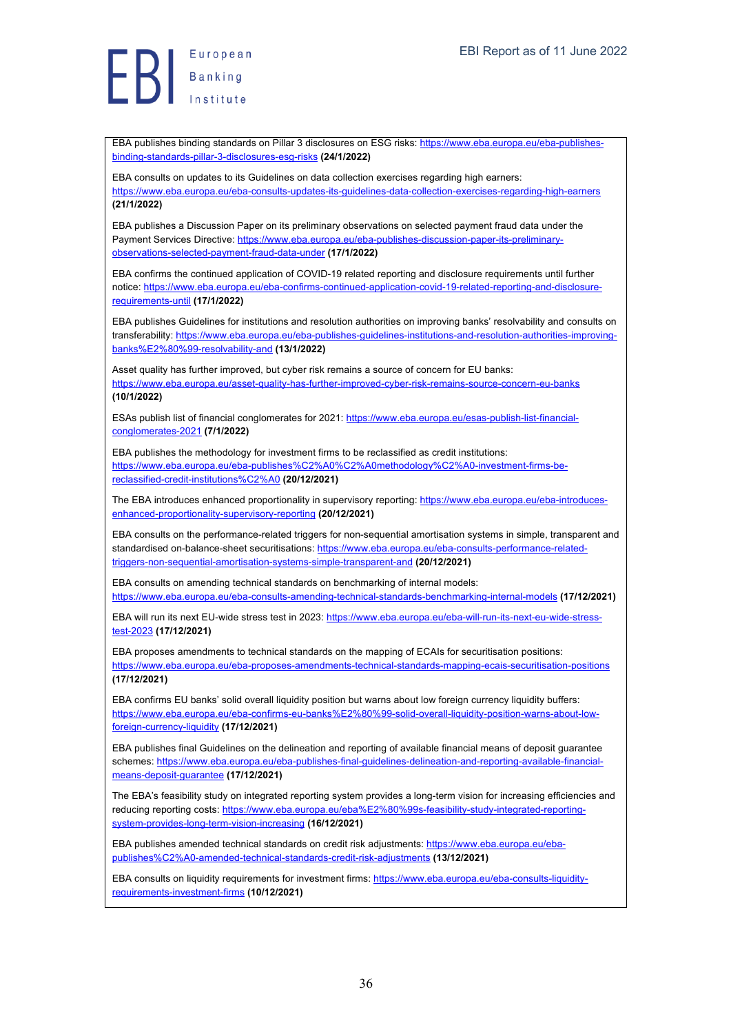EBA publishes binding standards on Pillar 3 disclosures on ESG risks: https://www.eba.europa.eu/eba-publishes-binding-standards-pillar-3-disclosures-esg-risks **(24/1/2022)**

EBA consults on updates to its Guidelines on data collection exercises regarding high earners: https://www.eba.europa.eu/eba-consults-updates-its-guidelines-data-collection-exercises-regarding-high-earners **(21/1/2022)**

EBA publishes a Discussion Paper on its preliminary observations on selected payment fraud data under the Payment Services Directive: https://www.eba.europa.eu/eba-publishes-discussion-paper-its-preliminary-observations-selected-payment-fraud-data-under **(17/1/2022)**

EBA confirms the continued application of COVID-19 related reporting and disclosure requirements until further notice: https://www.eba.europa.eu/eba-confirms-continued-application-covid-19-related-reporting-and-disclosure-requirements-until **(17/1/2022)**

EBA publishes Guidelines for institutions and resolution authorities on improving banks' resolvability and consults on transferability: https://www.eba.europa.eu/eba-publishes-guidelines-institutions-and-resolution-authorities-improving-banks%E2%80%99-resolvability-and **(13/1/2022)**

Asset quality has further improved, but cyber risk remains a source of concern for EU banks: https://www.eba.europa.eu/asset-quality-has-further-improved-cyber-risk-remains-source-concern-eu-banks **(10/1/2022)**

ESAs publish list of financial conglomerates for 2021: https://www.eba.europa.eu/esas-publish-list-financial-conglomerates-2021 **(7/1/2022)**

EBA publishes the methodology for investment firms to be reclassified as credit institutions: https://www.eba.europa.eu/eba-publishes%C2%A0%C2%A0methodology%C2%A0-investment-firms-be-reclassified-credit-institutions%C2%A0 **(20/12/2021)**

The EBA introduces enhanced proportionality in supervisory reporting: https://www.eba.europa.eu/eba-introduces-enhanced-proportionality-supervisory-reporting **(20/12/2021)**

EBA consults on the performance-related triggers for non-sequential amortisation systems in simple, transparent and standardised on-balance-sheet securitisations: https://www.eba.europa.eu/eba-consults-performance-related-triggers-non-sequential-amortisation-systems-simple-transparent-and **(20/12/2021)**

EBA consults on amending technical standards on benchmarking of internal models: https://www.eba.europa.eu/eba-consults-amending-technical-standards-benchmarking-internal-models **(17/12/2021)**

EBA will run its next EU-wide stress test in 2023: https://www.eba.europa.eu/eba-will-run-its-next-eu-wide-stress-test-2023 **(17/12/2021)**

EBA proposes amendments to technical standards on the mapping of ECAIs for securitisation positions: https://www.eba.europa.eu/eba-proposes-amendments-technical-standards-mapping-ecais-securitisation-positions **(17/12/2021)**

EBA confirms EU banks' solid overall liquidity position but warns about low foreign currency liquidity buffers: https://www.eba.europa.eu/eba-confirms-eu-banks%E2%80%99-solid-overall-liquidity-position-warns-about-low-foreign-currency-liquidity **(17/12/2021)**

EBA publishes final Guidelines on the delineation and reporting of available financial means of deposit guarantee schemes: https://www.eba.europa.eu/eba-publishes-final-guidelines-delineation-and-reporting-available-financial-means-deposit-guarantee **(17/12/2021)**

The EBA's feasibility study on integrated reporting system provides a long-term vision for increasing efficiencies and reducing reporting costs: https://www.eba.europa.eu/eba%E2%80%99s-feasibility-study-integrated-reporting-system-provides-long-term-vision-increasing **(16/12/2021)**

EBA publishes amended technical standards on credit risk adjustments: https://www.eba.europa.eu/eba-publishes%C2%A0-amended-technical-standards-credit-risk-adjustments **(13/12/2021)**

EBA consults on liquidity requirements for investment firms: https://www.eba.europa.eu/eba-consults-liquidity-requirements-investment-firms **(10/12/2021)**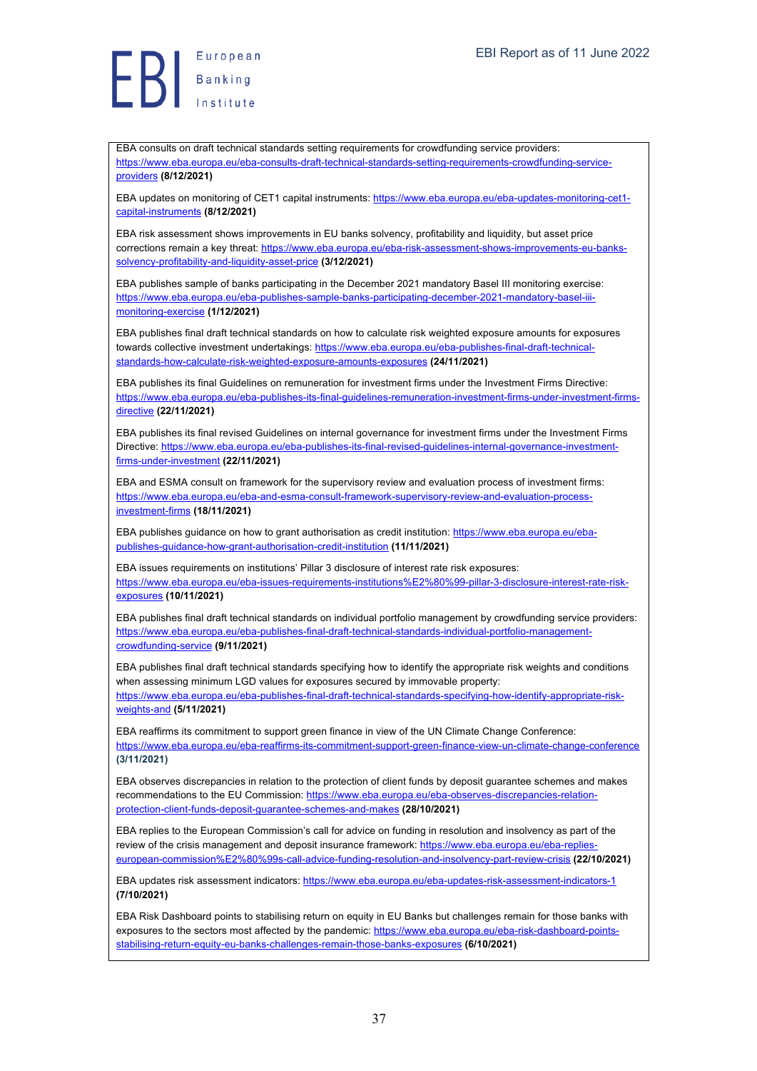EBA consults on draft technical standards setting requirements for crowdfunding service providers: https://www.eba.europa.eu/eba-consults-draft-technical-standards-setting-requirements-crowdfunding-service-providers **(8/12/2021)**

EBA updates on monitoring of CET1 capital instruments: https://www.eba.europa.eu/eba-updates-monitoring-cet1-capital-instruments **(8/12/2021)**

EBA risk assessment shows improvements in EU banks solvency, profitability and liquidity, but asset price corrections remain a key threat: https://www.eba.europa.eu/eba-risk-assessment-shows-improvements-eu-banks-solvency-profitability-and-liquidity-asset-price **(3/12/2021)**

EBA publishes sample of banks participating in the December 2021 mandatory Basel III monitoring exercise: https://www.eba.europa.eu/eba-publishes-sample-banks-participating-december-2021-mandatory-basel-iii-monitoring-exercise **(1/12/2021)**

EBA publishes final draft technical standards on how to calculate risk weighted exposure amounts for exposures towards collective investment undertakings: https://www.eba.europa.eu/eba-publishes-final-draft-technical-standards-how-calculate-risk-weighted-exposure-amounts-exposures **(24/11/2021)**

EBA publishes its final Guidelines on remuneration for investment firms under the Investment Firms Directive: https://www.eba.europa.eu/eba-publishes-its-final-guidelines-remuneration-investment-firms-under-investment-firms-directive **(22/11/2021)**

EBA publishes its final revised Guidelines on internal governance for investment firms under the Investment Firms Directive: https://www.eba.europa.eu/eba-publishes-its-final-revised-guidelines-internal-governance-investment-firms-under-investment **(22/11/2021)**

EBA and ESMA consult on framework for the supervisory review and evaluation process of investment firms: https://www.eba.europa.eu/eba-and-esma-consult-framework-supervisory-review-and-evaluation-process-investment-firms **(18/11/2021)**

EBA publishes guidance on how to grant authorisation as credit institution: https://www.eba.europa.eu/eba-publishes-guidance-how-grant-authorisation-credit-institution **(11/11/2021)**

EBA issues requirements on institutions' Pillar 3 disclosure of interest rate risk exposures: https://www.eba.europa.eu/eba-issues-requirements-institutions%E2%80%99-pillar-3-disclosure-interest-rate-risk-exposures **(10/11/2021)**

EBA publishes final draft technical standards on individual portfolio management by crowdfunding service providers: https://www.eba.europa.eu/eba-publishes-final-draft-technical-standards-individual-portfolio-management-crowdfunding-service **(9/11/2021)**

EBA publishes final draft technical standards specifying how to identify the appropriate risk weights and conditions when assessing minimum LGD values for exposures secured by immovable property: https://www.eba.europa.eu/eba-publishes-final-draft-technical-standards-specifying-how-identify-appropriate-risk-weights-and **(5/11/2021)**

EBA reaffirms its commitment to support green finance in view of the UN Climate Change Conference: https://www.eba.europa.eu/eba-reaffirms-its-commitment-support-green-finance-view-un-climate-change-conference **(3/11/2021)**

EBA observes discrepancies in relation to the protection of client funds by deposit guarantee schemes and makes recommendations to the EU Commission: https://www.eba.europa.eu/eba-observes-discrepancies-relation-protection-client-funds-deposit-guarantee-schemes-and-makes **(28/10/2021)**

EBA replies to the European Commission's call for advice on funding in resolution and insolvency as part of the review of the crisis management and deposit insurance framework: https://www.eba.europa.eu/eba-replies-european-commission%E2%80%99s-call-advice-funding-resolution-and-insolvency-part-review-crisis **(22/10/2021)**

EBA updates risk assessment indicators: https://www.eba.europa.eu/eba-updates-risk-assessment-indicators-1 **(7/10/2021)**

EBA Risk Dashboard points to stabilising return on equity in EU Banks but challenges remain for those banks with exposures to the sectors most affected by the pandemic: https://www.eba.europa.eu/eba-risk-dashboard-points-stabilising-return-equity-eu-banks-challenges-remain-those-banks-exposures **(6/10/2021)**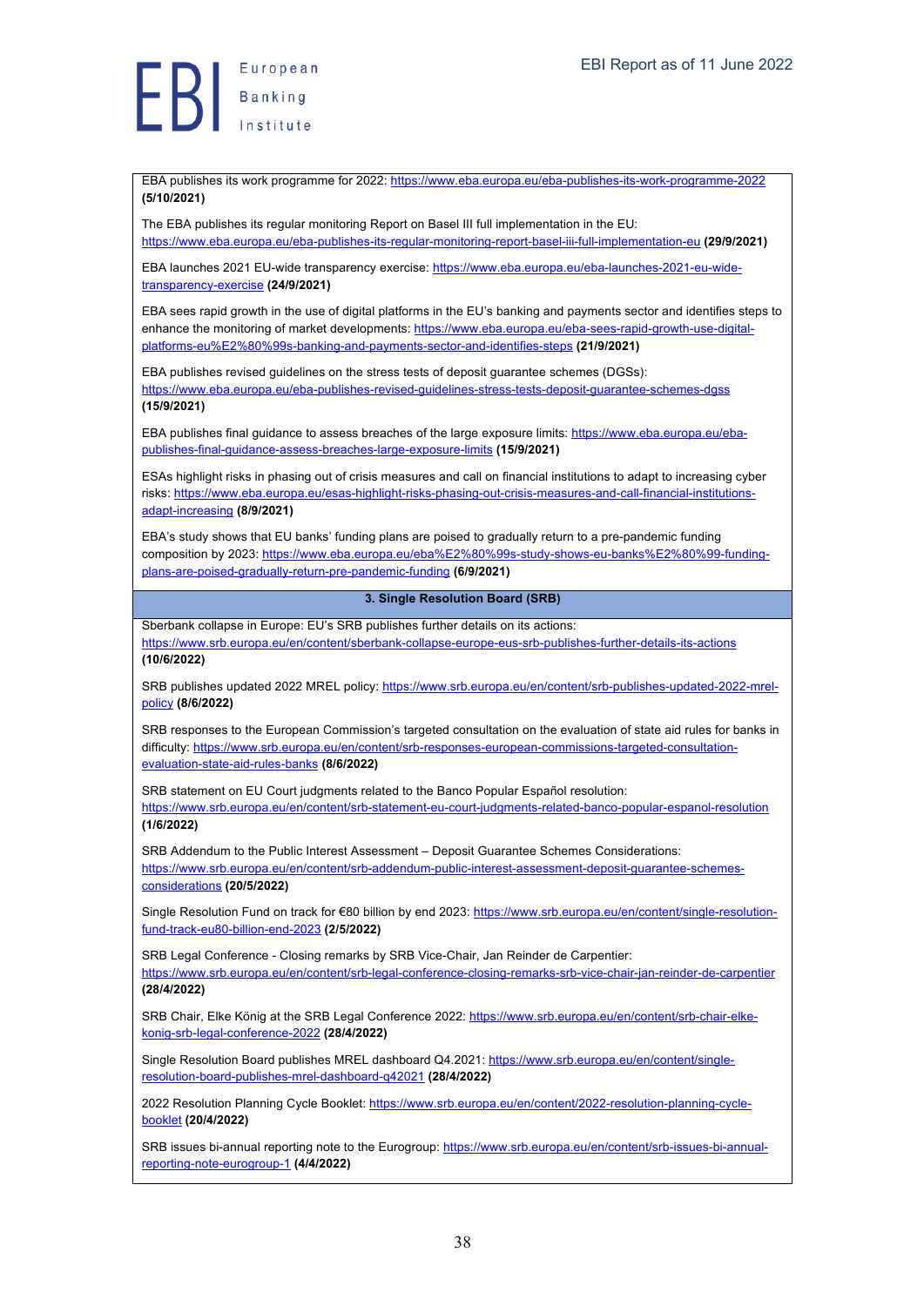EBA publishes its work programme for 2022: https://www.eba.europa.eu/eba-publishes-its-work-programme-2022 **(5/10/2021)**

The EBA publishes its regular monitoring Report on Basel III full implementation in the EU: https://www.eba.europa.eu/eba-publishes-its-regular-monitoring-report-basel-iii-full-implementation-eu **(29/9/2021)**

EBA launches 2021 EU-wide transparency exercise: https://www.eba.europa.eu/eba-launches-2021-eu-wide-transparency-exercise **(24/9/2021)**

EBA sees rapid growth in the use of digital platforms in the EU's banking and payments sector and identifies steps to enhance the monitoring of market developments: https://www.eba.europa.eu/eba-sees-rapid-growth-use-digital-platforms-eu%E2%80%99s-banking-and-payments-sector-and-identifies-steps **(21/9/2021)**

EBA publishes revised guidelines on the stress tests of deposit guarantee schemes (DGSs): https://www.eba.europa.eu/eba-publishes-revised-guidelines-stress-tests-deposit-guarantee-schemes-dgss **(15/9/2021)**

EBA publishes final guidance to assess breaches of the large exposure limits: https://www.eba.europa.eu/eba-publishes-final-guidance-assess-breaches-large-exposure-limits **(15/9/2021)**

ESAs highlight risks in phasing out of crisis measures and call on financial institutions to adapt to increasing cyber risks: https://www.eba.europa.eu/esas-highlight-risks-phasing-out-crisis-measures-and-call-financial-institutions-adapt-increasing **(8/9/2021)**

EBA's study shows that EU banks' funding plans are poised to gradually return to a pre-pandemic funding composition by 2023: https://www.eba.europa.eu/eba%E2%80%99s-study-shows-eu-banks%E2%80%99-funding-plans-are-poised-gradually-return-pre-pandemic-funding **(6/9/2021)**

**3. Single Resolution Board (SRB)**

Sberbank collapse in Europe: EU's SRB publishes further details on its actions: https://www.srb.europa.eu/en/content/sberbank-collapse-europe-eus-srb-publishes-further-details-its-actions **(10/6/2022)**

SRB publishes updated 2022 MREL policy: https://www.srb.europa.eu/en/content/srb-publishes-updated-2022-mrel-policy **(8/6/2022)**

SRB responses to the European Commission's targeted consultation on the evaluation of state aid rules for banks in difficulty: https://www.srb.europa.eu/en/content/srb-responses-european-commissions-targeted-consultation-evaluation-state-aid-rules-banks **(8/6/2022)**

SRB statement on EU Court judgments related to the Banco Popular Español resolution: https://www.srb.europa.eu/en/content/srb-statement-eu-court-judgments-related-banco-popular-espanol-resolution **(1/6/2022)**

SRB Addendum to the Public Interest Assessment – Deposit Guarantee Schemes Considerations: https://www.srb.europa.eu/en/content/srb-addendum-public-interest-assessment-deposit-guarantee-schemes-considerations **(20/5/2022)**

Single Resolution Fund on track for €80 billion by end 2023: https://www.srb.europa.eu/en/content/single-resolution-fund-track-eu80-billion-end-2023 **(2/5/2022)**

SRB Legal Conference - Closing remarks by SRB Vice-Chair, Jan Reinder de Carpentier: https://www.srb.europa.eu/en/content/srb-legal-conference-closing-remarks-srb-vice-chair-jan-reinder-de-carpentier **(28/4/2022)**

SRB Chair, Elke König at the SRB Legal Conference 2022: https://www.srb.europa.eu/en/content/srb-chair-elke-konig-srb-legal-conference-2022 **(28/4/2022)**

Single Resolution Board publishes MREL dashboard Q4.2021: https://www.srb.europa.eu/en/content/single-resolution-board-publishes-mrel-dashboard-q42021 **(28/4/2022)**

2022 Resolution Planning Cycle Booklet: https://www.srb.europa.eu/en/content/2022-resolution-planning-cycle-booklet **(20/4/2022)**

SRB issues bi-annual reporting note to the Eurogroup: https://www.srb.europa.eu/en/content/srb-issues-bi-annual-reporting-note-eurogroup-1 **(4/4/2022)**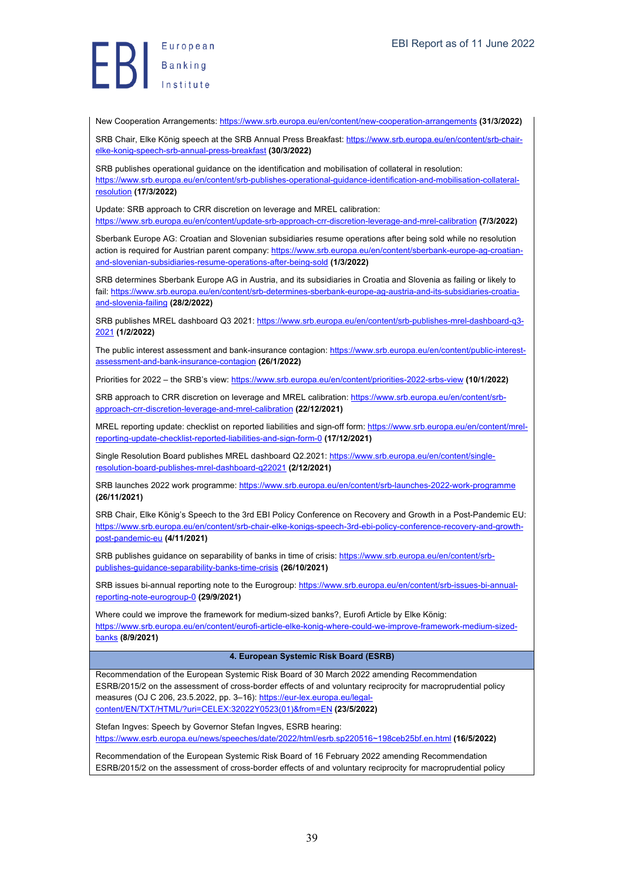New Cooperation Arrangements: https://www.srb.europa.eu/en/content/new-cooperation-arrangements **(31/3/2022)**

SRB Chair, Elke König speech at the SRB Annual Press Breakfast: https://www.srb.europa.eu/en/content/srb-chair-elke-konig-speech-srb-annual-press-breakfast **(30/3/2022)**

SRB publishes operational guidance on the identification and mobilisation of collateral in resolution: https://www.srb.europa.eu/en/content/srb-publishes-operational-guidance-identification-and-mobilisation-collateral-resolution **(17/3/2022)**

Update: SRB approach to CRR discretion on leverage and MREL calibration: https://www.srb.europa.eu/en/content/update-srb-approach-crr-discretion-leverage-and-mrel-calibration **(7/3/2022)**

Sberbank Europe AG: Croatian and Slovenian subsidiaries resume operations after being sold while no resolution action is required for Austrian parent company: https://www.srb.europa.eu/en/content/sberbank-europe-ag-croatian-and-slovenian-subsidiaries-resume-operations-after-being-sold **(1/3/2022)**

SRB determines Sberbank Europe AG in Austria, and its subsidiaries in Croatia and Slovenia as failing or likely to fail: https://www.srb.europa.eu/en/content/srb-determines-sberbank-europe-ag-austria-and-its-subsidiaries-croatia-and-slovenia-failing **(28/2/2022)**

SRB publishes MREL dashboard Q3 2021: https://www.srb.europa.eu/en/content/srb-publishes-mrel-dashboard-q3-2021 **(1/2/2022)**

The public interest assessment and bank-insurance contagion: https://www.srb.europa.eu/en/content/public-interest-assessment-and-bank-insurance-contagion **(26/1/2022)**

Priorities for 2022 – the SRB's view: https://www.srb.europa.eu/en/content/priorities-2022-srbs-view **(10/1/2022)**

SRB approach to CRR discretion on leverage and MREL calibration: https://www.srb.europa.eu/en/content/srb-approach-crr-discretion-leverage-and-mrel-calibration **(22/12/2021)**

MREL reporting update: checklist on reported liabilities and sign-off form: https://www.srb.europa.eu/en/content/mrel-reporting-update-checklist-reported-liabilities-and-sign-form-0 **(17/12/2021)**

Single Resolution Board publishes MREL dashboard Q2.2021: https://www.srb.europa.eu/en/content/single-resolution-board-publishes-mrel-dashboard-q22021 **(2/12/2021)**

SRB launches 2022 work programme: https://www.srb.europa.eu/en/content/srb-launches-2022-work-programme **(26/11/2021)**

SRB Chair, Elke König's Speech to the 3rd EBI Policy Conference on Recovery and Growth in a Post-Pandemic EU: https://www.srb.europa.eu/en/content/srb-chair-elke-konigs-speech-3rd-ebi-policy-conference-recovery-and-growth-post-pandemic-eu **(4/11/2021)**

SRB publishes guidance on separability of banks in time of crisis: https://www.srb.europa.eu/en/content/srb-publishes-guidance-separability-banks-time-crisis **(26/10/2021)**

SRB issues bi-annual reporting note to the Eurogroup: https://www.srb.europa.eu/en/content/srb-issues-bi-annual-reporting-note-eurogroup-0 **(29/9/2021)**

Where could we improve the framework for medium-sized banks?, Eurofi Article by Elke König: https://www.srb.europa.eu/en/content/eurofi-article-elke-konig-where-could-we-improve-framework-medium-sized-banks **(8/9/2021)**

## 4. European Systemic Risk Board (ESRB)

Recommendation of the European Systemic Risk Board of 30 March 2022 amending Recommendation ESRB/2015/2 on the assessment of cross-border effects of and voluntary reciprocity for macroprudential policy measures (OJ C 206, 23.5.2022, pp. 3–16): https://eur-lex.europa.eu/legal-content/EN/TXT/HTML/?uri=CELEX:32022Y0523(01)&from=EN **(23/5/2022)**

Stefan Ingves: Speech by Governor Stefan Ingves, ESRB hearing: https://www.esrb.europa.eu/news/speeches/date/2022/html/esrb.sp220516~198ceb25bf.en.html **(16/5/2022)**

Recommendation of the European Systemic Risk Board of 16 February 2022 amending Recommendation ESRB/2015/2 on the assessment of cross-border effects of and voluntary reciprocity for macroprudential policy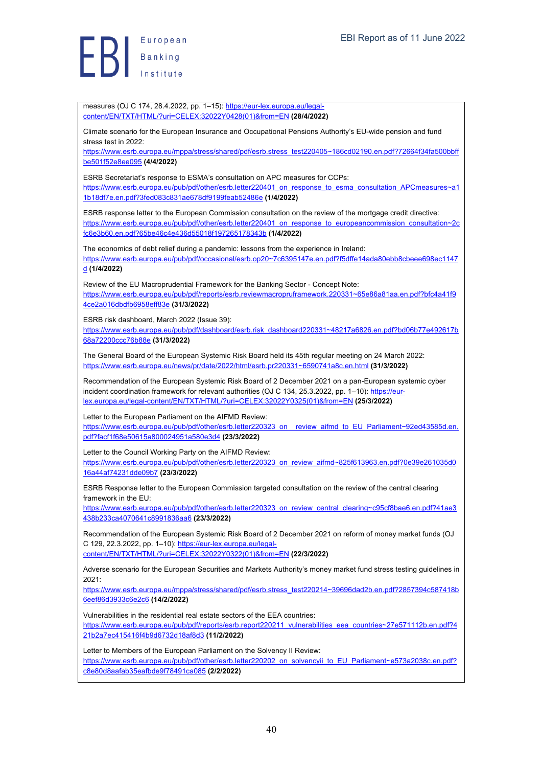measures (OJ C 174, 28.4.2022, pp. 1–15): https://eur-lex.europa.eu/legal-content/EN/TXT/HTML/?uri=CELEX:32022Y0428(01)&from=EN **(28/4/2022)**

Climate scenario for the European Insurance and Occupational Pensions Authority's EU-wide pension and fund stress test in 2022:
https://www.esrb.europa.eu/mppa/stress/shared/pdf/esrb.stress_test220405~186cd02190.en.pdf?72664f34fa500bbffbe501f52e8ee095 **(4/4/2022)**

ESRB Secretariat's response to ESMA's consultation on APC measures for CCPs:
https://www.esrb.europa.eu/pub/pdf/other/esrb.letter220401_on_response_to_esma_consultation_APCmeasures~a11b18df7e.en.pdf?3fed083c831ae678df9199feab52486e **(1/4/2022)**

ESRB response letter to the European Commission consultation on the review of the mortgage credit directive:
https://www.esrb.europa.eu/pub/pdf/other/esrb.letter220401_on_response_to_europeancommission_consultation~2cfc6e3b60.en.pdf?65be46c4e436d55018f197265178343b **(1/4/2022)**

The economics of debt relief during a pandemic: lessons from the experience in Ireland:
https://www.esrb.europa.eu/pub/pdf/occasional/esrb.op20~7c6395147e.en.pdf?f5dffe14ada80ebb8cbeee698ec1147d **(1/4/2022)**

Review of the EU Macroprudential Framework for the Banking Sector - Concept Note:
https://www.esrb.europa.eu/pub/pdf/reports/esrb.reviewmacropruframework.220331~65e86a81aa.en.pdf?bfc4a41f94ce2a016dbdfb6958eff83e **(31/3/2022)**

ESRB risk dashboard, March 2022 (Issue 39):
https://www.esrb.europa.eu/pub/pdf/dashboard/esrb.risk_dashboard220331~48217a6826.en.pdf?bd06b77e492617b68a72200ccc76b88e **(31/3/2022)**

The General Board of the European Systemic Risk Board held its 45th regular meeting on 24 March 2022:
https://www.esrb.europa.eu/news/pr/date/2022/html/esrb.pr220331~6590741a8c.en.html **(31/3/2022)**

Recommendation of the European Systemic Risk Board of 2 December 2021 on a pan-European systemic cyber incident coordination framework for relevant authorities (OJ C 134, 25.3.2022, pp. 1–10): https://eur-lex.europa.eu/legal-content/EN/TXT/HTML/?uri=CELEX:32022Y0325(01)&from=EN **(25/3/2022)**

Letter to the European Parliament on the AIFMD Review:
https://www.esrb.europa.eu/pub/pdf/other/esrb.letter220323_on__review_aifmd_to_EU_Parliament~92ed43585d.en.pdf?facf1f68e50615a800024951a580e3d4 **(23/3/2022)**

Letter to the Council Working Party on the AIFMD Review:
https://www.esrb.europa.eu/pub/pdf/other/esrb.letter220323_on_review_aifmd~825f613963.en.pdf?0e39e261035d016a44af74231dde09b7 **(23/3/2022)**

ESRB Response letter to the European Commission targeted consultation on the review of the central clearing framework in the EU:
https://www.esrb.europa.eu/pub/pdf/other/esrb.letter220323_on_review_central_clearing~c95cf8bae6.en.pdf?41ae3438b233ca4070641c8991836aa6 **(23/3/2022)**

Recommendation of the European Systemic Risk Board of 2 December 2021 on reform of money market funds (OJ C 129, 22.3.2022, pp. 1–10): https://eur-lex.europa.eu/legal-content/EN/TXT/HTML/?uri=CELEX:32022Y0322(01)&from=EN **(22/3/2022)**

Adverse scenario for the European Securities and Markets Authority's money market fund stress testing guidelines in 2021:
https://www.esrb.europa.eu/mppa/stress/shared/pdf/esrb.stress_test220214~39696dad2b.en.pdf?2857394c587418b6eef86d3933c6e2c6 **(14/2/2022)**

Vulnerabilities in the residential real estate sectors of the EEA countries:
https://www.esrb.europa.eu/pub/pdf/reports/esrb.report220211_vulnerabilities_eea_countries~27e571112b.en.pdf?421b2a7ec415416f4b9d6732d18af8d3 **(11/2/2022)**

Letter to Members of the European Parliament on the Solvency II Review:
https://www.esrb.europa.eu/pub/pdf/other/esrb.letter220202_on_solvencyii_to_EU_Parliament~e573a2038c.en.pdf?c8e80d8aafab35eafbde9f78491ca085 **(2/2/2022)**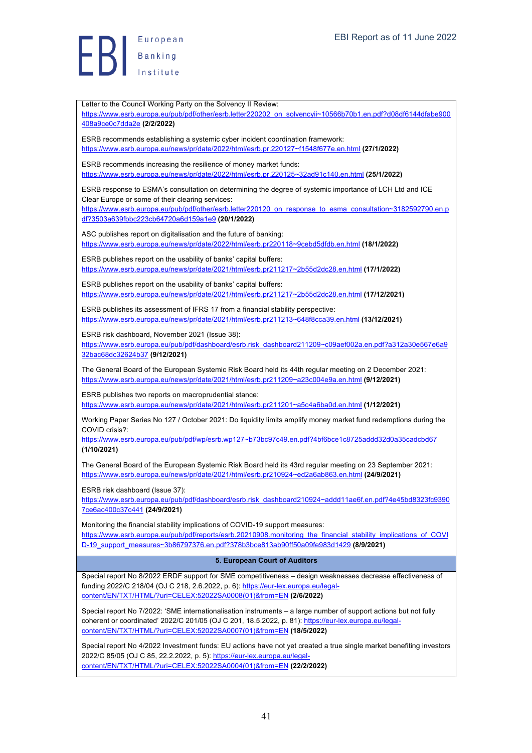Letter to the Council Working Party on the Solvency II Review: https://www.esrb.europa.eu/pub/pdf/other/esrb.letter220202_on_solvencyii~10566b70b1.en.pdf?d08df6144dfabe900408a9ce0c7dda2e **(2/2/2022)**

ESRB recommends establishing a systemic cyber incident coordination framework: https://www.esrb.europa.eu/news/pr/date/2022/html/esrb.pr.220127~f1548f677e.en.html **(27/1/2022)**

ESRB recommends increasing the resilience of money market funds: https://www.esrb.europa.eu/news/pr/date/2022/html/esrb.pr.220125~32ad91c140.en.html **(25/1/2022)**

ESRB response to ESMA's consultation on determining the degree of systemic importance of LCH Ltd and ICE Clear Europe or some of their clearing services: https://www.esrb.europa.eu/pub/pdf/other/esrb.letter220120_on_response_to_esma_consultation~3182592790.en.pdf?3503a639fbbc223cb64720a6d159a1e9 **(20/1/2022)**

ASC publishes report on digitalisation and the future of banking: https://www.esrb.europa.eu/news/pr/date/2022/html/esrb.pr220118~9cebd5dfdb.en.html **(18/1/2022)**

ESRB publishes report on the usability of banks' capital buffers: https://www.esrb.europa.eu/news/pr/date/2021/html/esrb.pr211217~2b55d2dc28.en.html **(17/1/2022)**

ESRB publishes report on the usability of banks' capital buffers: https://www.esrb.europa.eu/news/pr/date/2021/html/esrb.pr211217~2b55d2dc28.en.html **(17/12/2021)**

ESRB publishes its assessment of IFRS 17 from a financial stability perspective: https://www.esrb.europa.eu/news/pr/date/2021/html/esrb.pr211213~648f8cca39.en.html **(13/12/2021)**

ESRB risk dashboard, November 2021 (Issue 38): https://www.esrb.europa.eu/pub/pdf/dashboard/esrb.risk_dashboard211209~c09aef002a.en.pdf?a312a30e567e6a932bac68dc32624b37 **(9/12/2021)**

The General Board of the European Systemic Risk Board held its 44th regular meeting on 2 December 2021: https://www.esrb.europa.eu/news/pr/date/2021/html/esrb.pr211209~a23c004e9a.en.html **(9/12/2021)**

ESRB publishes two reports on macroprudential stance: https://www.esrb.europa.eu/news/pr/date/2021/html/esrb.pr211201~a5c4a6ba0d.en.html **(1/12/2021)**

Working Paper Series No 127 / October 2021: Do liquidity limits amplify money market fund redemptions during the COVID crisis?: https://www.esrb.europa.eu/pub/pdf/wp/esrb.wp127~b73bc97c49.en.pdf?4bf6bce1c8725addd32d0a35cadcbd67 **(1/10/2021)**

The General Board of the European Systemic Risk Board held its 43rd regular meeting on 23 September 2021: https://www.esrb.europa.eu/news/pr/date/2021/html/esrb.pr210924~ed2a6ab863.en.html **(24/9/2021)**

ESRB risk dashboard (Issue 37): https://www.esrb.europa.eu/pub/pdf/dashboard/esrb.risk_dashboard210924~addd11ae6f.en.pdf?4e45bd8323fc93907ce6ac400c37c441 **(24/9/2021)**

Monitoring the financial stability implications of COVID-19 support measures: https://www.esrb.europa.eu/pub/pdf/reports/esrb.20210908.monitoring_the_financial_stability_implications_of_COVID-19_support_measures~3b86797376.en.pdf?378b3bce813ab90ff50a09fe983d1429 **(8/9/2021)**

## 5. European Court of Auditors

Special report No 8/2022 ERDF support for SME competitiveness – design weaknesses decrease effectiveness of funding 2022/C 218/04 (OJ C 218, 2.6.2022, p. 6): https://eur-lex.europa.eu/legal-content/EN/TXT/HTML/?uri=CELEX:52022SA0008(01)&from=EN **(2/6/2022)**

Special report No 7/2022: 'SME internationalisation instruments – a large number of support actions but not fully coherent or coordinated' 2022/C 201/05 (OJ C 201, 18.5.2022, p. 81): https://eur-lex.europa.eu/legal-content/EN/TXT/HTML/?uri=CELEX:52022SA0007(01)&from=EN **(18/5/2022)**

Special report No 4/2022 Investment funds: EU actions have not yet created a true single market benefiting investors 2022/C 85/05 (OJ C 85, 22.2.2022, p. 5): https://eur-lex.europa.eu/legal-content/EN/TXT/HTML/?uri=CELEX:52022SA0004(01)&from=EN **(22/2/2022)**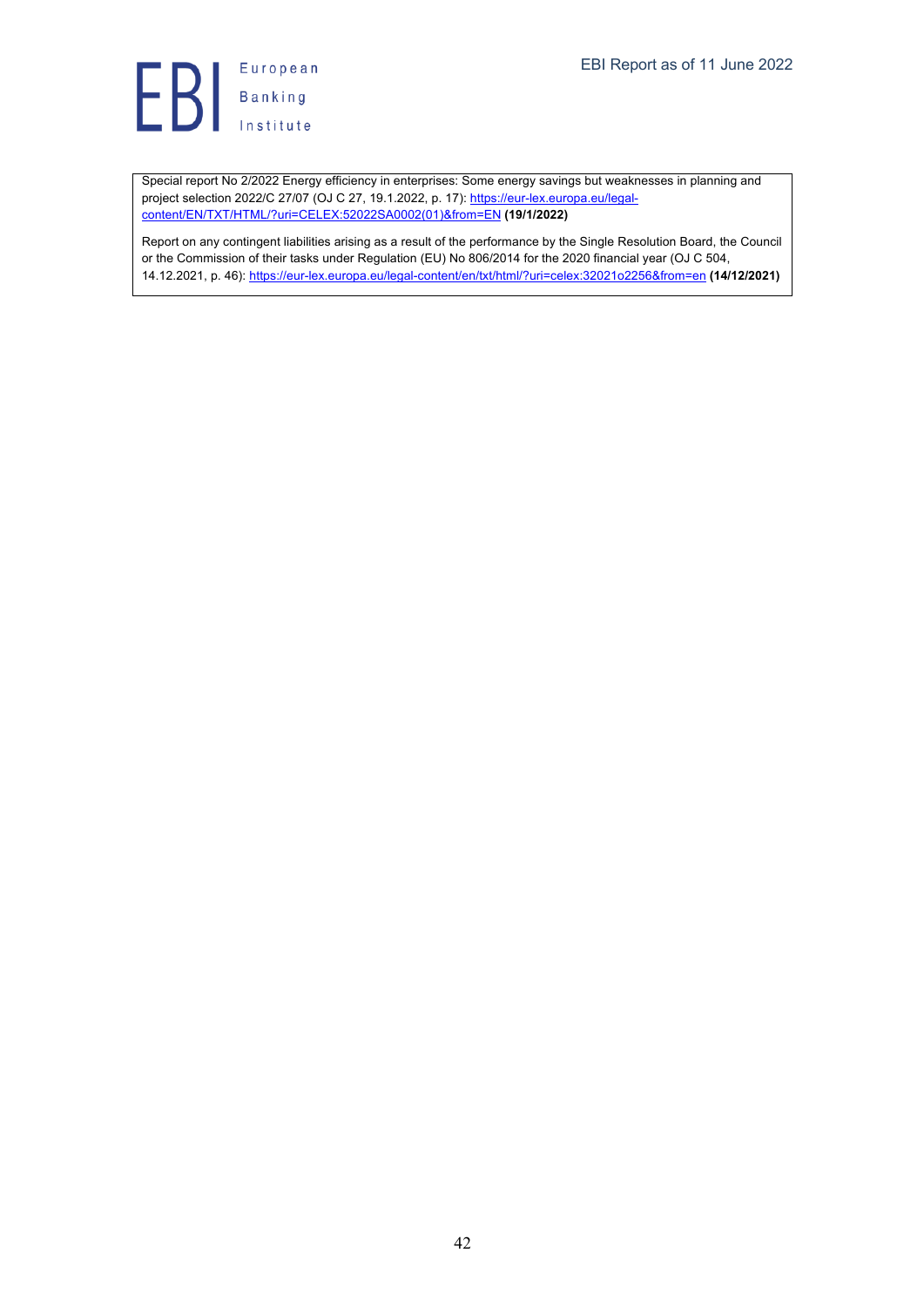Special report No 2/2022 Energy efficiency in enterprises: Some energy savings but weaknesses in planning and project selection 2022/C 27/07 (OJ C 27, 19.1.2022, p. 17): https://eur-lex.europa.eu/legal-content/EN/TXT/HTML/?uri=CELEX:52022SA0002(01)&from=EN **(19/1/2022)**

Report on any contingent liabilities arising as a result of the performance by the Single Resolution Board, the Council or the Commission of their tasks under Regulation (EU) No 806/2014 for the 2020 financial year (OJ C 504, 14.12.2021, p. 46): https://eur-lex.europa.eu/legal-content/en/txt/html/?uri=celex:32021o2256&from=en **(14/12/2021)**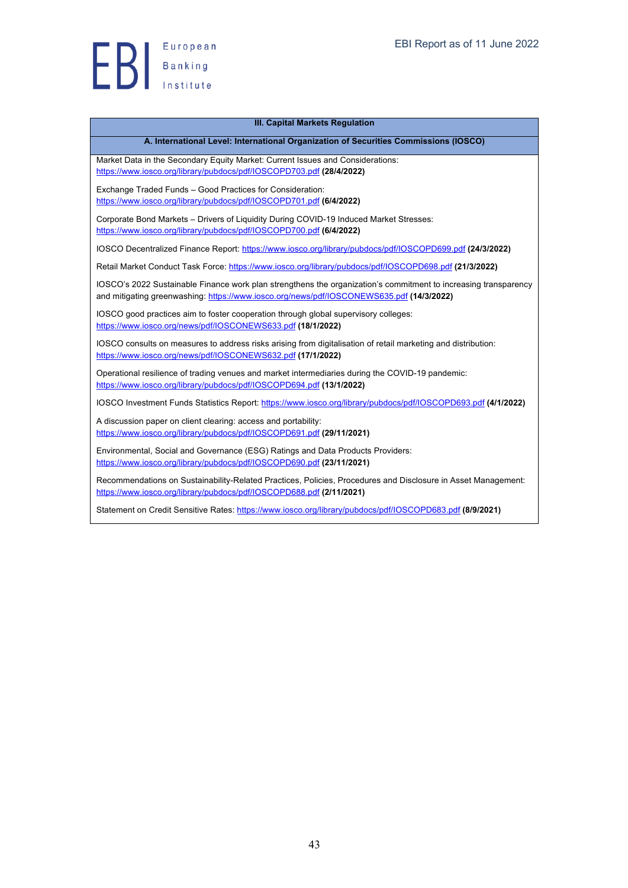### III. Capital Markets Regulation

#### A. International Level: International Organization of Securities Commissions (IOSCO)

Market Data in the Secondary Equity Market: Current Issues and Considerations: https://www.iosco.org/library/pubdocs/pdf/IOSCOPD703.pdf **(28/4/2022)**

Exchange Traded Funds – Good Practices for Consideration: https://www.iosco.org/library/pubdocs/pdf/IOSCOPD701.pdf **(6/4/2022)**

Corporate Bond Markets – Drivers of Liquidity During COVID-19 Induced Market Stresses: https://www.iosco.org/library/pubdocs/pdf/IOSCOPD700.pdf **(6/4/2022)**

IOSCO Decentralized Finance Report: https://www.iosco.org/library/pubdocs/pdf/IOSCOPD699.pdf **(24/3/2022)**

Retail Market Conduct Task Force: https://www.iosco.org/library/pubdocs/pdf/IOSCOPD698.pdf **(21/3/2022)**

IOSCO's 2022 Sustainable Finance work plan strengthens the organization's commitment to increasing transparency and mitigating greenwashing: https://www.iosco.org/news/pdf/IOSCONEWS635.pdf **(14/3/2022)**

IOSCO good practices aim to foster cooperation through global supervisory colleges: https://www.iosco.org/news/pdf/IOSCONEWS633.pdf **(18/1/2022)**

IOSCO consults on measures to address risks arising from digitalisation of retail marketing and distribution: https://www.iosco.org/news/pdf/IOSCONEWS632.pdf **(17/1/2022)**

Operational resilience of trading venues and market intermediaries during the COVID-19 pandemic: https://www.iosco.org/library/pubdocs/pdf/IOSCOPD694.pdf **(13/1/2022)**

IOSCO Investment Funds Statistics Report: https://www.iosco.org/library/pubdocs/pdf/IOSCOPD693.pdf **(4/1/2022)**

A discussion paper on client clearing: access and portability: https://www.iosco.org/library/pubdocs/pdf/IOSCOPD691.pdf **(29/11/2021)**

Environmental, Social and Governance (ESG) Ratings and Data Products Providers: https://www.iosco.org/library/pubdocs/pdf/IOSCOPD690.pdf **(23/11/2021)**

Recommendations on Sustainability-Related Practices, Policies, Procedures and Disclosure in Asset Management: https://www.iosco.org/library/pubdocs/pdf/IOSCOPD688.pdf **(2/11/2021)**

Statement on Credit Sensitive Rates: https://www.iosco.org/library/pubdocs/pdf/IOSCOPD683.pdf **(8/9/2021)**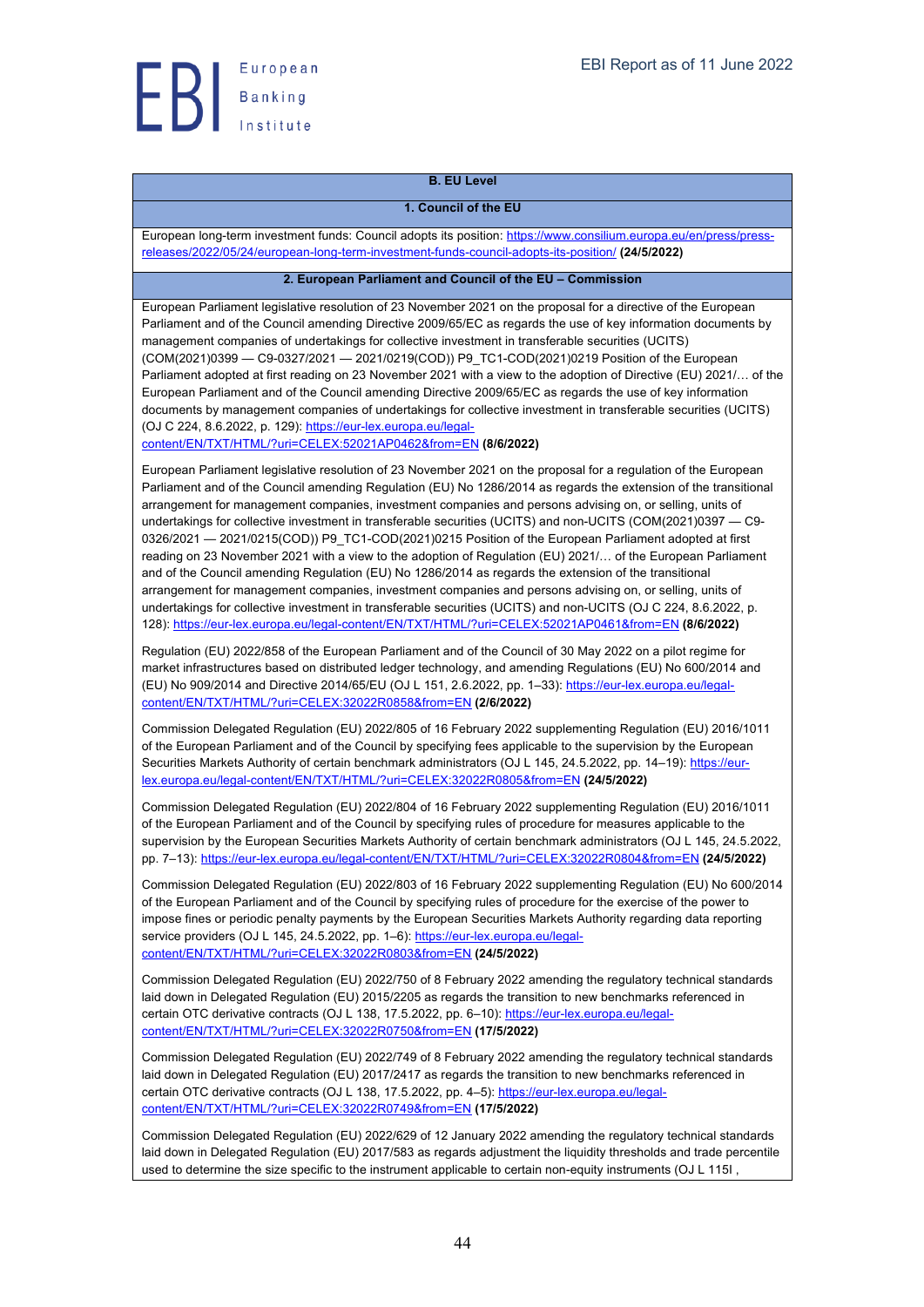## B. EU Level

### 1. Council of the EU

European long-term investment funds: Council adopts its position: https://www.consilium.europa.eu/en/press/press-releases/2022/05/24/european-long-term-investment-funds-council-adopts-its-position/ **(24/5/2022)**

### 2. European Parliament and Council of the EU – Commission

European Parliament legislative resolution of 23 November 2021 on the proposal for a directive of the European Parliament and of the Council amending Directive 2009/65/EC as regards the use of key information documents by management companies of undertakings for collective investment in transferable securities (UCITS) (COM(2021)0399 — C9-0327/2021 — 2021/0219(COD)) P9_TC1-COD(2021)0219 Position of the European Parliament adopted at first reading on 23 November 2021 with a view to the adoption of Directive (EU) 2021/… of the European Parliament and of the Council amending Directive 2009/65/EC as regards the use of key information documents by management companies of undertakings for collective investment in transferable securities (UCITS) (OJ C 224, 8.6.2022, p. 129): https://eur-lex.europa.eu/legal-content/EN/TXT/HTML/?uri=CELEX:52021AP0462&from=EN **(8/6/2022)**

European Parliament legislative resolution of 23 November 2021 on the proposal for a regulation of the European Parliament and of the Council amending Regulation (EU) No 1286/2014 as regards the extension of the transitional arrangement for management companies, investment companies and persons advising on, or selling, units of undertakings for collective investment in transferable securities (UCITS) and non-UCITS (COM(2021)0397 — C9-0326/2021 — 2021/0215(COD)) P9_TC1-COD(2021)0215 Position of the European Parliament adopted at first reading on 23 November 2021 with a view to the adoption of Regulation (EU) 2021/… of the European Parliament and of the Council amending Regulation (EU) No 1286/2014 as regards the extension of the transitional arrangement for management companies, investment companies and persons advising on, or selling, units of undertakings for collective investment in transferable securities (UCITS) and non-UCITS (OJ C 224, 8.6.2022, p. 128): https://eur-lex.europa.eu/legal-content/EN/TXT/HTML/?uri=CELEX:52021AP0461&from=EN **(8/6/2022)**

Regulation (EU) 2022/858 of the European Parliament and of the Council of 30 May 2022 on a pilot regime for market infrastructures based on distributed ledger technology, and amending Regulations (EU) No 600/2014 and (EU) No 909/2014 and Directive 2014/65/EU (OJ L 151, 2.6.2022, pp. 1–33): https://eur-lex.europa.eu/legal-content/EN/TXT/HTML/?uri=CELEX:32022R0858&from=EN **(2/6/2022)**

Commission Delegated Regulation (EU) 2022/805 of 16 February 2022 supplementing Regulation (EU) 2016/1011 of the European Parliament and of the Council by specifying fees applicable to the supervision by the European Securities Markets Authority of certain benchmark administrators (OJ L 145, 24.5.2022, pp. 14–19): https://eur-lex.europa.eu/legal-content/EN/TXT/HTML/?uri=CELEX:32022R0805&from=EN **(24/5/2022)**

Commission Delegated Regulation (EU) 2022/804 of 16 February 2022 supplementing Regulation (EU) 2016/1011 of the European Parliament and of the Council by specifying rules of procedure for measures applicable to the supervision by the European Securities Markets Authority of certain benchmark administrators (OJ L 145, 24.5.2022, pp. 7–13): https://eur-lex.europa.eu/legal-content/EN/TXT/HTML/?uri=CELEX:32022R0804&from=EN **(24/5/2022)**

Commission Delegated Regulation (EU) 2022/803 of 16 February 2022 supplementing Regulation (EU) No 600/2014 of the European Parliament and of the Council by specifying rules of procedure for the exercise of the power to impose fines or periodic penalty payments by the European Securities Markets Authority regarding data reporting service providers (OJ L 145, 24.5.2022, pp. 1–6): https://eur-lex.europa.eu/legal-content/EN/TXT/HTML/?uri=CELEX:32022R0803&from=EN **(24/5/2022)**

Commission Delegated Regulation (EU) 2022/750 of 8 February 2022 amending the regulatory technical standards laid down in Delegated Regulation (EU) 2015/2205 as regards the transition to new benchmarks referenced in certain OTC derivative contracts (OJ L 138, 17.5.2022, pp. 6–10): https://eur-lex.europa.eu/legal-content/EN/TXT/HTML/?uri=CELEX:32022R0750&from=EN **(17/5/2022)**

Commission Delegated Regulation (EU) 2022/749 of 8 February 2022 amending the regulatory technical standards laid down in Delegated Regulation (EU) 2017/2417 as regards the transition to new benchmarks referenced in certain OTC derivative contracts (OJ L 138, 17.5.2022, pp. 4–5): https://eur-lex.europa.eu/legal-content/EN/TXT/HTML/?uri=CELEX:32022R0749&from=EN **(17/5/2022)**

Commission Delegated Regulation (EU) 2022/629 of 12 January 2022 amending the regulatory technical standards laid down in Delegated Regulation (EU) 2017/583 as regards adjustment the liquidity thresholds and trade percentile used to determine the size specific to the instrument applicable to certain non-equity instruments (OJ L 115I ,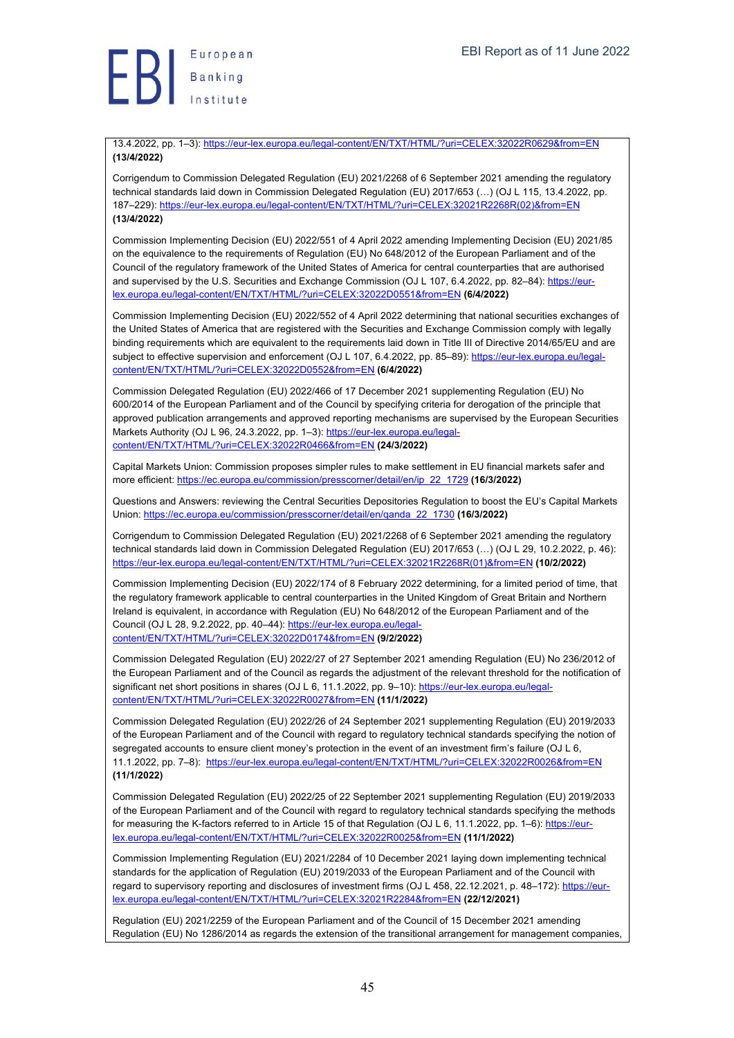13.4.2022, pp. 1–3): https://eur-lex.europa.eu/legal-content/EN/TXT/HTML/?uri=CELEX:32022R0629&from=EN **(13/4/2022)**

Corrigendum to Commission Delegated Regulation (EU) 2021/2268 of 6 September 2021 amending the regulatory technical standards laid down in Commission Delegated Regulation (EU) 2017/653 (…) (OJ L 115, 13.4.2022, pp. 187–229): https://eur-lex.europa.eu/legal-content/EN/TXT/HTML/?uri=CELEX:32021R2268R(02)&from=EN **(13/4/2022)**

Commission Implementing Decision (EU) 2022/551 of 4 April 2022 amending Implementing Decision (EU) 2021/85 on the equivalence to the requirements of Regulation (EU) No 648/2012 of the European Parliament and of the Council of the regulatory framework of the United States of America for central counterparties that are authorised and supervised by the U.S. Securities and Exchange Commission (OJ L 107, 6.4.2022, pp. 82–84): https://eur-lex.europa.eu/legal-content/EN/TXT/HTML/?uri=CELEX:32022D0551&from=EN **(6/4/2022)**

Commission Implementing Decision (EU) 2022/552 of 4 April 2022 determining that national securities exchanges of the United States of America that are registered with the Securities and Exchange Commission comply with legally binding requirements which are equivalent to the requirements laid down in Title III of Directive 2014/65/EU and are subject to effective supervision and enforcement (OJ L 107, 6.4.2022, pp. 85–89): https://eur-lex.europa.eu/legal-content/EN/TXT/HTML/?uri=CELEX:32022D0552&from=EN **(6/4/2022)**

Commission Delegated Regulation (EU) 2022/466 of 17 December 2021 supplementing Regulation (EU) No 600/2014 of the European Parliament and of the Council by specifying criteria for derogation of the principle that approved publication arrangements and approved reporting mechanisms are supervised by the European Securities Markets Authority (OJ L 96, 24.3.2022, pp. 1–3): https://eur-lex.europa.eu/legal-content/EN/TXT/HTML/?uri=CELEX:32022R0466&from=EN **(24/3/2022)**

Capital Markets Union: Commission proposes simpler rules to make settlement in EU financial markets safer and more efficient: https://ec.europa.eu/commission/presscorner/detail/en/ip_22_1729 **(16/3/2022)**

Questions and Answers: reviewing the Central Securities Depositories Regulation to boost the EU's Capital Markets Union: https://ec.europa.eu/commission/presscorner/detail/en/qanda_22_1730 **(16/3/2022)**

Corrigendum to Commission Delegated Regulation (EU) 2021/2268 of 6 September 2021 amending the regulatory technical standards laid down in Commission Delegated Regulation (EU) 2017/653 (…) (OJ L 29, 10.2.2022, p. 46): https://eur-lex.europa.eu/legal-content/EN/TXT/HTML/?uri=CELEX:32021R2268R(01)&from=EN **(10/2/2022)**

Commission Implementing Decision (EU) 2022/174 of 8 February 2022 determining, for a limited period of time, that the regulatory framework applicable to central counterparties in the United Kingdom of Great Britain and Northern Ireland is equivalent, in accordance with Regulation (EU) No 648/2012 of the European Parliament and of the Council (OJ L 28, 9.2.2022, pp. 40–44): https://eur-lex.europa.eu/legal-content/EN/TXT/HTML/?uri=CELEX:32022D0174&from=EN **(9/2/2022)**

Commission Delegated Regulation (EU) 2022/27 of 27 September 2021 amending Regulation (EU) No 236/2012 of the European Parliament and of the Council as regards the adjustment of the relevant threshold for the notification of significant net short positions in shares (OJ L 6, 11.1.2022, pp. 9–10): https://eur-lex.europa.eu/legal-content/EN/TXT/HTML/?uri=CELEX:32022R0027&from=EN **(11/1/2022)**

Commission Delegated Regulation (EU) 2022/26 of 24 September 2021 supplementing Regulation (EU) 2019/2033 of the European Parliament and of the Council with regard to regulatory technical standards specifying the notion of segregated accounts to ensure client money's protection in the event of an investment firm's failure (OJ L 6, 11.1.2022, pp. 7–8): https://eur-lex.europa.eu/legal-content/EN/TXT/HTML/?uri=CELEX:32022R0026&from=EN **(11/1/2022)**

Commission Delegated Regulation (EU) 2022/25 of 22 September 2021 supplementing Regulation (EU) 2019/2033 of the European Parliament and of the Council with regard to regulatory technical standards specifying the methods for measuring the K-factors referred to in Article 15 of that Regulation (OJ L 6, 11.1.2022, pp. 1–6): https://eur-lex.europa.eu/legal-content/EN/TXT/HTML/?uri=CELEX:32022R0025&from=EN **(11/1/2022)**

Commission Implementing Regulation (EU) 2021/2284 of 10 December 2021 laying down implementing technical standards for the application of Regulation (EU) 2019/2033 of the European Parliament and of the Council with regard to supervisory reporting and disclosures of investment firms (OJ L 458, 22.12.2021, p. 48–172): https://eur-lex.europa.eu/legal-content/EN/TXT/HTML/?uri=CELEX:32021R2284&from=EN **(22/12/2021)**

Regulation (EU) 2021/2259 of the European Parliament and of the Council of 15 December 2021 amending Regulation (EU) No 1286/2014 as regards the extension of the transitional arrangement for management companies,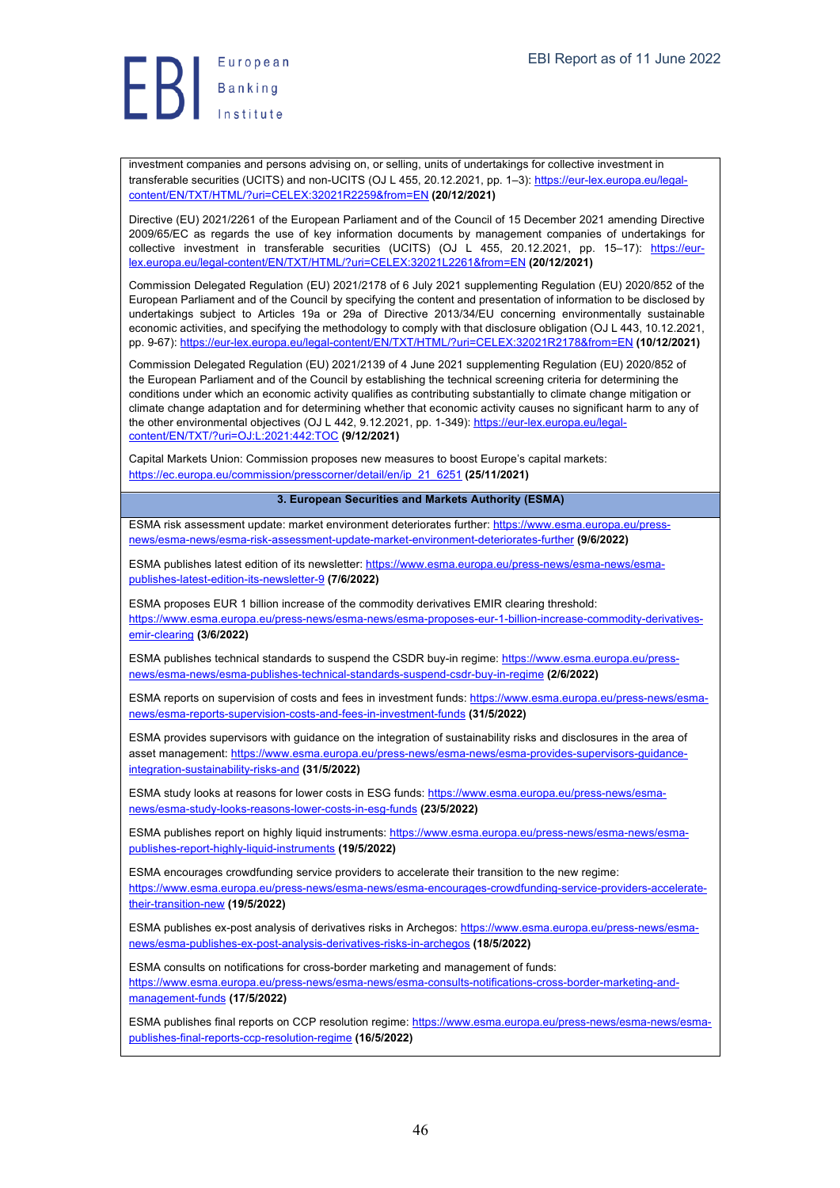investment companies and persons advising on, or selling, units of undertakings for collective investment in transferable securities (UCITS) and non-UCITS (OJ L 455, 20.12.2021, pp. 1–3): https://eur-lex.europa.eu/legal-content/EN/TXT/HTML/?uri=CELEX:32021R2259&from=EN **(20/12/2021)**

Directive (EU) 2021/2261 of the European Parliament and of the Council of 15 December 2021 amending Directive 2009/65/EC as regards the use of key information documents by management companies of undertakings for collective investment in transferable securities (UCITS) (OJ L 455, 20.12.2021, pp. 15–17): https://eur-lex.europa.eu/legal-content/EN/TXT/HTML/?uri=CELEX:32021L2261&from=EN **(20/12/2021)**

Commission Delegated Regulation (EU) 2021/2178 of 6 July 2021 supplementing Regulation (EU) 2020/852 of the European Parliament and of the Council by specifying the content and presentation of information to be disclosed by undertakings subject to Articles 19a or 29a of Directive 2013/34/EU concerning environmentally sustainable economic activities, and specifying the methodology to comply with that disclosure obligation (OJ L 443, 10.12.2021, pp. 9-67): https://eur-lex.europa.eu/legal-content/EN/TXT/HTML/?uri=CELEX:32021R2178&from=EN **(10/12/2021)**

Commission Delegated Regulation (EU) 2021/2139 of 4 June 2021 supplementing Regulation (EU) 2020/852 of the European Parliament and of the Council by establishing the technical screening criteria for determining the conditions under which an economic activity qualifies as contributing substantially to climate change mitigation or climate change adaptation and for determining whether that economic activity causes no significant harm to any of the other environmental objectives (OJ L 442, 9.12.2021, pp. 1-349): https://eur-lex.europa.eu/legal-content/EN/TXT/?uri=OJ:L:2021:442:TOC **(9/12/2021)**

Capital Markets Union: Commission proposes new measures to boost Europe's capital markets: https://ec.europa.eu/commission/presscorner/detail/en/ip_21_6251 **(25/11/2021)**

## 3. European Securities and Markets Authority (ESMA)

ESMA risk assessment update: market environment deteriorates further: https://www.esma.europa.eu/press-news/esma-news/esma-risk-assessment-update-market-environment-deteriorates-further **(9/6/2022)**

ESMA publishes latest edition of its newsletter: https://www.esma.europa.eu/press-news/esma-news/esma-publishes-latest-edition-its-newsletter-9 **(7/6/2022)**

ESMA proposes EUR 1 billion increase of the commodity derivatives EMIR clearing threshold: https://www.esma.europa.eu/press-news/esma-news/esma-proposes-eur-1-billion-increase-commodity-derivatives-emir-clearing **(3/6/2022)**

ESMA publishes technical standards to suspend the CSDR buy-in regime: https://www.esma.europa.eu/press-news/esma-news/esma-publishes-technical-standards-suspend-csdr-buy-in-regime **(2/6/2022)**

ESMA reports on supervision of costs and fees in investment funds: https://www.esma.europa.eu/press-news/esma-news/esma-reports-supervision-costs-and-fees-in-investment-funds **(31/5/2022)**

ESMA provides supervisors with guidance on the integration of sustainability risks and disclosures in the area of asset management: https://www.esma.europa.eu/press-news/esma-news/esma-provides-supervisors-guidance-integration-sustainability-risks-and **(31/5/2022)**

ESMA study looks at reasons for lower costs in ESG funds: https://www.esma.europa.eu/press-news/esma-news/esma-study-looks-reasons-lower-costs-in-esg-funds **(23/5/2022)**

ESMA publishes report on highly liquid instruments: https://www.esma.europa.eu/press-news/esma-news/esma-publishes-report-highly-liquid-instruments **(19/5/2022)**

ESMA encourages crowdfunding service providers to accelerate their transition to the new regime: https://www.esma.europa.eu/press-news/esma-news/esma-encourages-crowdfunding-service-providers-accelerate-their-transition-new **(19/5/2022)**

ESMA publishes ex-post analysis of derivatives risks in Archegos: https://www.esma.europa.eu/press-news/esma-news/esma-publishes-ex-post-analysis-derivatives-risks-in-archegos **(18/5/2022)**

ESMA consults on notifications for cross-border marketing and management of funds: https://www.esma.europa.eu/press-news/esma-news/esma-consults-notifications-cross-border-marketing-and-management-funds **(17/5/2022)**

ESMA publishes final reports on CCP resolution regime: https://www.esma.europa.eu/press-news/esma-news/esma-publishes-final-reports-ccp-resolution-regime **(16/5/2022)**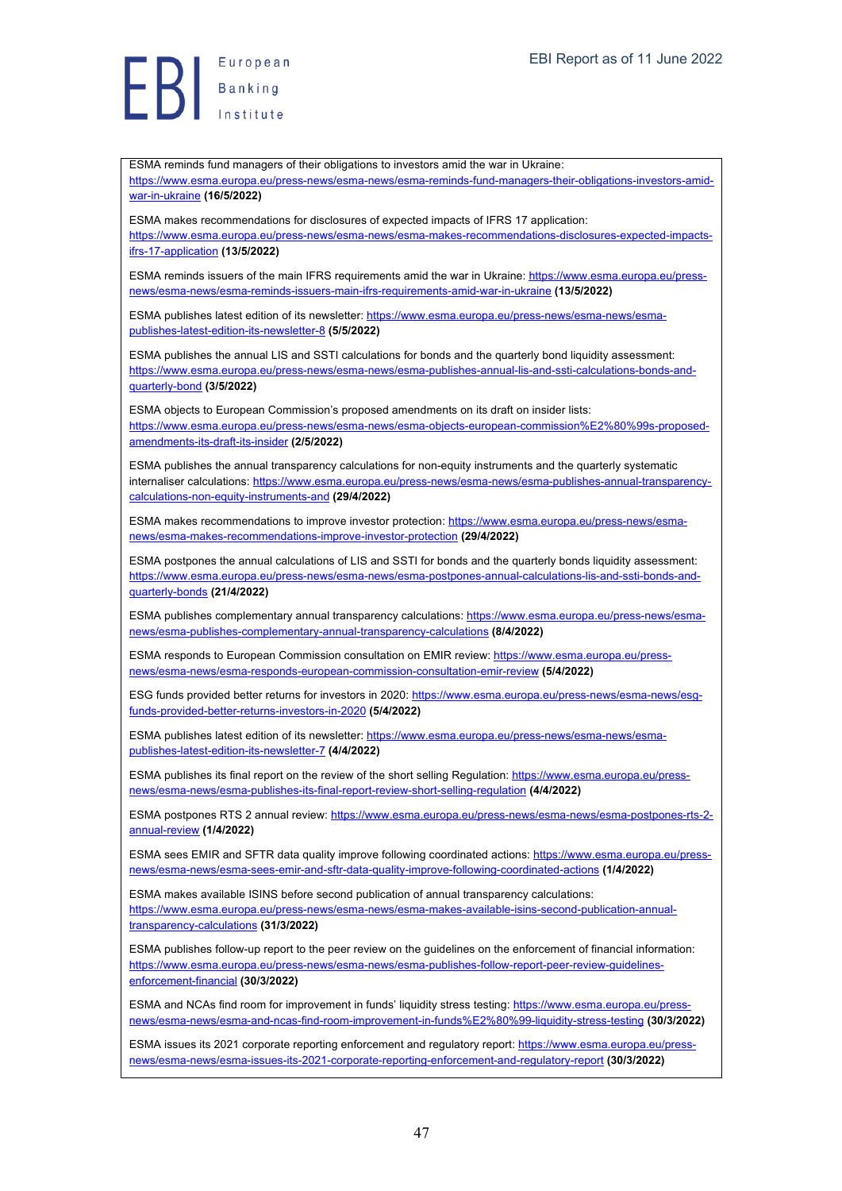ESMA reminds fund managers of their obligations to investors amid the war in Ukraine: https://www.esma.europa.eu/press-news/esma-news/esma-reminds-fund-managers-their-obligations-investors-amid-war-in-ukraine **(16/5/2022)**

ESMA makes recommendations for disclosures of expected impacts of IFRS 17 application: https://www.esma.europa.eu/press-news/esma-news/esma-makes-recommendations-disclosures-expected-impacts-ifrs-17-application **(13/5/2022)**

ESMA reminds issuers of the main IFRS requirements amid the war in Ukraine: https://www.esma.europa.eu/press-news/esma-news/esma-reminds-issuers-main-ifrs-requirements-amid-war-in-ukraine **(13/5/2022)**

ESMA publishes latest edition of its newsletter: https://www.esma.europa.eu/press-news/esma-news/esma-publishes-latest-edition-its-newsletter-8 **(5/5/2022)**

ESMA publishes the annual LIS and SSTI calculations for bonds and the quarterly bond liquidity assessment: https://www.esma.europa.eu/press-news/esma-news/esma-publishes-annual-lis-and-ssti-calculations-bonds-and-quarterly-bond **(3/5/2022)**

ESMA objects to European Commission's proposed amendments on its draft on insider lists: https://www.esma.europa.eu/press-news/esma-news/esma-objects-european-commission%E2%80%99s-proposed-amendments-its-draft-its-insider **(2/5/2022)**

ESMA publishes the annual transparency calculations for non-equity instruments and the quarterly systematic internaliser calculations: https://www.esma.europa.eu/press-news/esma-news/esma-publishes-annual-transparency-calculations-non-equity-instruments-and **(29/4/2022)**

ESMA makes recommendations to improve investor protection: https://www.esma.europa.eu/press-news/esma-news/esma-makes-recommendations-improve-investor-protection **(29/4/2022)**

ESMA postpones the annual calculations of LIS and SSTI for bonds and the quarterly bonds liquidity assessment: https://www.esma.europa.eu/press-news/esma-news/esma-postpones-annual-calculations-lis-and-ssti-bonds-and-quarterly-bonds **(21/4/2022)**

ESMA publishes complementary annual transparency calculations: https://www.esma.europa.eu/press-news/esma-news/esma-publishes-complementary-annual-transparency-calculations **(8/4/2022)**

ESMA responds to European Commission consultation on EMIR review: https://www.esma.europa.eu/press-news/esma-news/esma-responds-european-commission-consultation-emir-review **(5/4/2022)**

ESG funds provided better returns for investors in 2020: https://www.esma.europa.eu/press-news/esma-news/esg-funds-provided-better-returns-investors-in-2020 **(5/4/2022)**

ESMA publishes latest edition of its newsletter: https://www.esma.europa.eu/press-news/esma-news/esma-publishes-latest-edition-its-newsletter-7 **(4/4/2022)**

ESMA publishes its final report on the review of the short selling Regulation: https://www.esma.europa.eu/press-news/esma-news/esma-publishes-its-final-report-review-short-selling-regulation **(4/4/2022)**

ESMA postpones RTS 2 annual review: https://www.esma.europa.eu/press-news/esma-news/esma-postpones-rts-2-annual-review **(1/4/2022)**

ESMA sees EMIR and SFTR data quality improve following coordinated actions: https://www.esma.europa.eu/press-news/esma-news/esma-sees-emir-and-sftr-data-quality-improve-following-coordinated-actions **(1/4/2022)**

ESMA makes available ISINS before second publication of annual transparency calculations: https://www.esma.europa.eu/press-news/esma-news/esma-makes-available-isins-second-publication-annual-transparency-calculations **(31/3/2022)**

ESMA publishes follow-up report to the peer review on the guidelines on the enforcement of financial information: https://www.esma.europa.eu/press-news/esma-news/esma-publishes-follow-report-peer-review-guidelines-enforcement-financial **(30/3/2022)**

ESMA and NCAs find room for improvement in funds' liquidity stress testing: https://www.esma.europa.eu/press-news/esma-news/esma-and-ncas-find-room-improvement-in-funds%E2%80%99-liquidity-stress-testing **(30/3/2022)**

ESMA issues its 2021 corporate reporting enforcement and regulatory report: https://www.esma.europa.eu/press-news/esma-news/esma-issues-its-2021-corporate-reporting-enforcement-and-regulatory-report **(30/3/2022)**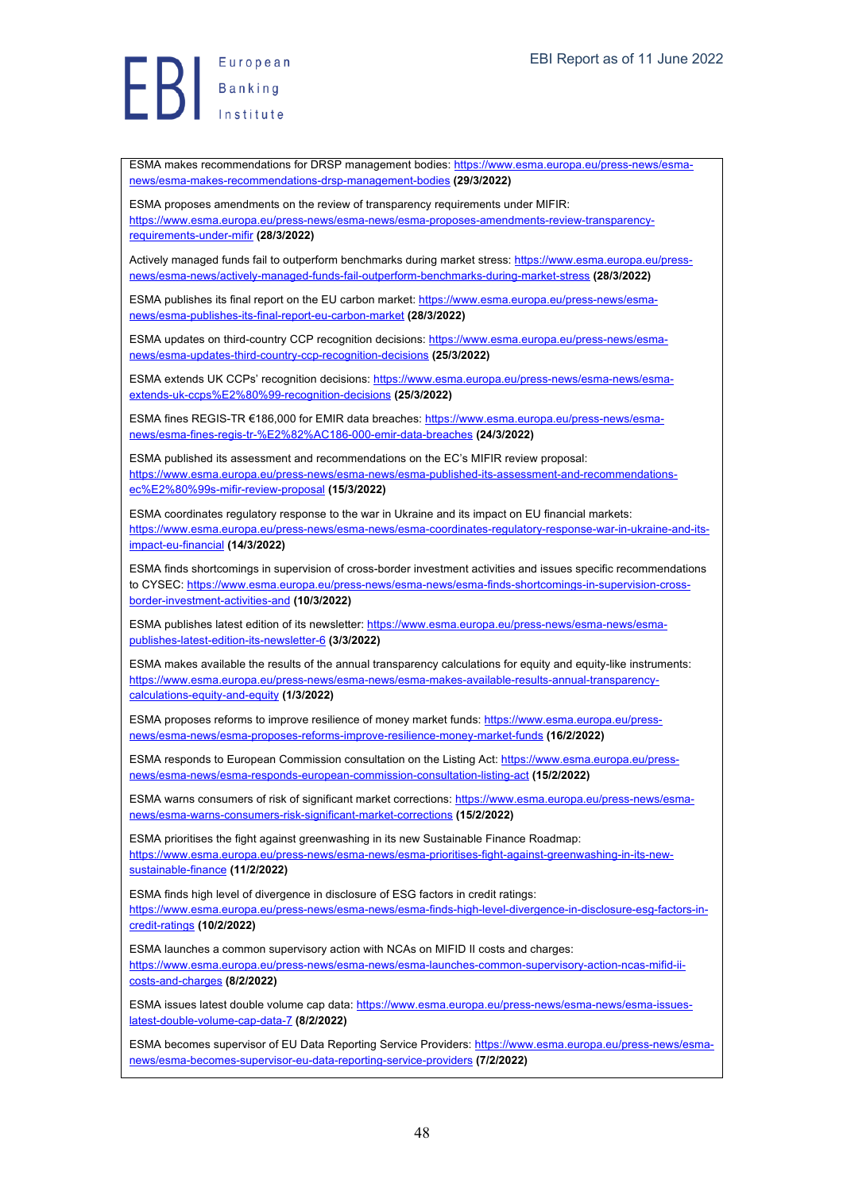ESMA makes recommendations for DRSP management bodies: https://www.esma.europa.eu/press-news/esma-news/esma-makes-recommendations-drsp-management-bodies **(29/3/2022)**

ESMA proposes amendments on the review of transparency requirements under MIFIR: https://www.esma.europa.eu/press-news/esma-news/esma-proposes-amendments-review-transparency-requirements-under-mifir **(28/3/2022)**

Actively managed funds fail to outperform benchmarks during market stress: https://www.esma.europa.eu/press-news/esma-news/actively-managed-funds-fail-outperform-benchmarks-during-market-stress **(28/3/2022)**

ESMA publishes its final report on the EU carbon market: https://www.esma.europa.eu/press-news/esma-news/esma-publishes-its-final-report-eu-carbon-market **(28/3/2022)**

ESMA updates on third-country CCP recognition decisions: https://www.esma.europa.eu/press-news/esma-news/esma-updates-third-country-ccp-recognition-decisions **(25/3/2022)**

ESMA extends UK CCPs' recognition decisions: https://www.esma.europa.eu/press-news/esma-news/esma-extends-uk-ccps%E2%80%99-recognition-decisions **(25/3/2022)**

ESMA fines REGIS-TR €186,000 for EMIR data breaches: https://www.esma.europa.eu/press-news/esma-news/esma-fines-regis-tr-%E2%82%AC186-000-emir-data-breaches **(24/3/2022)**

ESMA published its assessment and recommendations on the EC's MIFIR review proposal: https://www.esma.europa.eu/press-news/esma-news/esma-published-its-assessment-and-recommendations-ec%E2%80%99s-mifir-review-proposal **(15/3/2022)**

ESMA coordinates regulatory response to the war in Ukraine and its impact on EU financial markets: https://www.esma.europa.eu/press-news/esma-news/esma-coordinates-regulatory-response-war-in-ukraine-and-its-impact-eu-financial **(14/3/2022)**

ESMA finds shortcomings in supervision of cross-border investment activities and issues specific recommendations to CYSEC: https://www.esma.europa.eu/press-news/esma-news/esma-finds-shortcomings-in-supervision-cross-border-investment-activities-and **(10/3/2022)**

ESMA publishes latest edition of its newsletter: https://www.esma.europa.eu/press-news/esma-news/esma-publishes-latest-edition-its-newsletter-6 **(3/3/2022)**

ESMA makes available the results of the annual transparency calculations for equity and equity-like instruments: https://www.esma.europa.eu/press-news/esma-news/esma-makes-available-results-annual-transparency-calculations-equity-and-equity **(1/3/2022)**

ESMA proposes reforms to improve resilience of money market funds: https://www.esma.europa.eu/press-news/esma-news/esma-proposes-reforms-improve-resilience-money-market-funds **(16/2/2022)**

ESMA responds to European Commission consultation on the Listing Act: https://www.esma.europa.eu/press-news/esma-news/esma-responds-european-commission-consultation-listing-act **(15/2/2022)**

ESMA warns consumers of risk of significant market corrections: https://www.esma.europa.eu/press-news/esma-news/esma-warns-consumers-risk-significant-market-corrections **(15/2/2022)**

ESMA prioritises the fight against greenwashing in its new Sustainable Finance Roadmap: https://www.esma.europa.eu/press-news/esma-news/esma-prioritises-fight-against-greenwashing-in-its-new-sustainable-finance **(11/2/2022)**

ESMA finds high level of divergence in disclosure of ESG factors in credit ratings: https://www.esma.europa.eu/press-news/esma-news/esma-finds-high-level-divergence-disclosure-esg-factors-in-credit-ratings **(10/2/2022)**

ESMA launches a common supervisory action with NCAs on MIFID II costs and charges: https://www.esma.europa.eu/press-news/esma-news/esma-launches-common-supervisory-action-ncas-mifid-ii-costs-and-charges **(8/2/2022)**

ESMA issues latest double volume cap data: https://www.esma.europa.eu/press-news/esma-news/esma-issues-latest-double-volume-cap-data-7 **(8/2/2022)**

ESMA becomes supervisor of EU Data Reporting Service Providers: https://www.esma.europa.eu/press-news/esma-news/esma-becomes-supervisor-eu-data-reporting-service-providers **(7/2/2022)**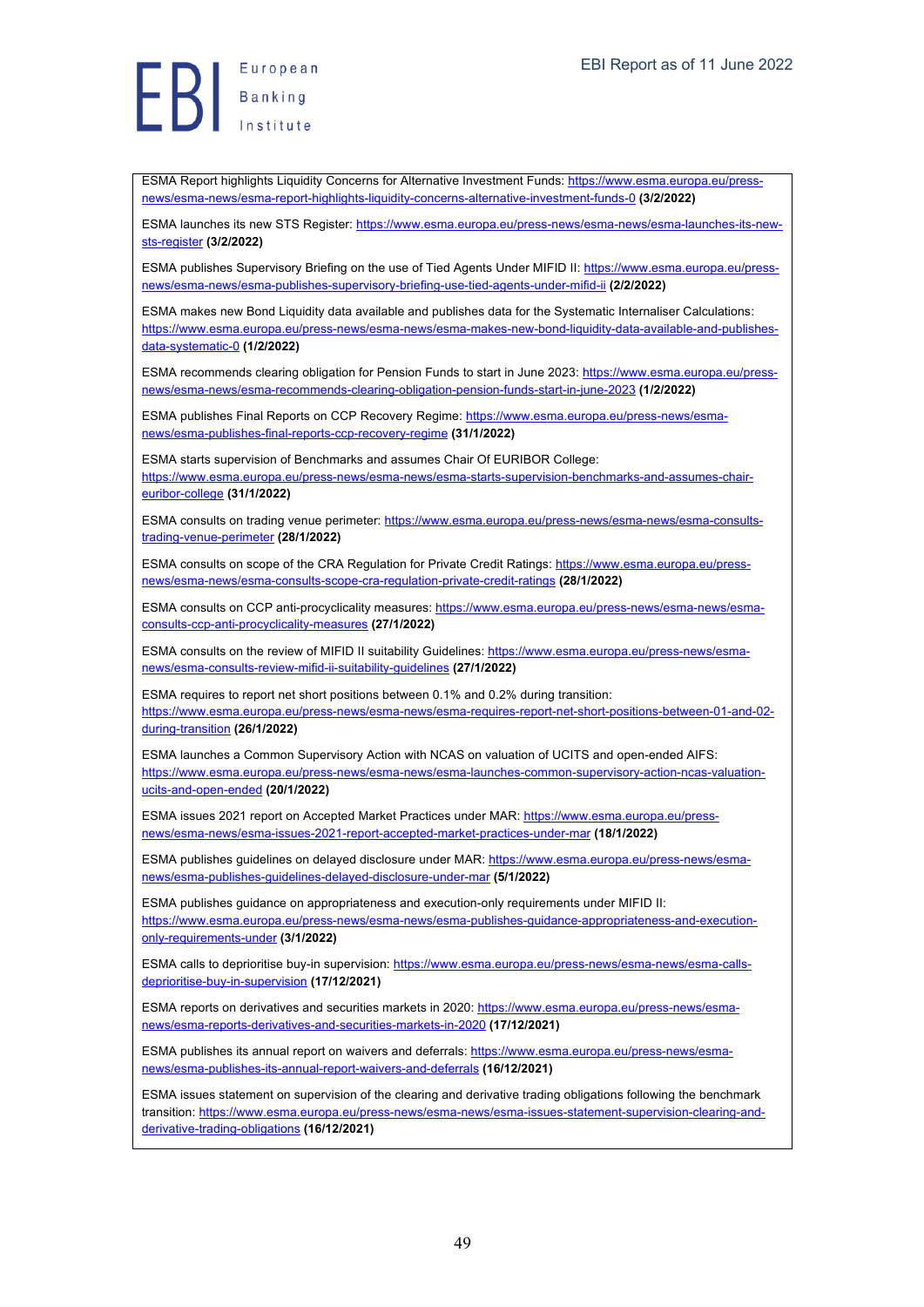ESMA Report highlights Liquidity Concerns for Alternative Investment Funds: https://www.esma.europa.eu/press-news/esma-news/esma-report-highlights-liquidity-concerns-alternative-investment-funds-0 **(3/2/2022)**

ESMA launches its new STS Register: https://www.esma.europa.eu/press-news/esma-news/esma-launches-its-new-sts-register **(3/2/2022)**

ESMA publishes Supervisory Briefing on the use of Tied Agents Under MIFID II: https://www.esma.europa.eu/press-news/esma-news/esma-publishes-supervisory-briefing-use-tied-agents-under-mifid-ii **(2/2/2022)**

ESMA makes new Bond Liquidity data available and publishes data for the Systematic Internaliser Calculations: https://www.esma.europa.eu/press-news/esma-news/esma-makes-new-bond-liquidity-data-available-and-publishes-data-systematic-0 **(1/2/2022)**

ESMA recommends clearing obligation for Pension Funds to start in June 2023: https://www.esma.europa.eu/press-news/esma-news/esma-recommends-clearing-obligation-pension-funds-start-in-june-2023 **(1/2/2022)**

ESMA publishes Final Reports on CCP Recovery Regime: https://www.esma.europa.eu/press-news/esma-news/esma-publishes-final-reports-ccp-recovery-regime **(31/1/2022)**

ESMA starts supervision of Benchmarks and assumes Chair Of EURIBOR College: https://www.esma.europa.eu/press-news/esma-news/esma-starts-supervision-benchmarks-and-assumes-chair-euribor-college **(31/1/2022)**

ESMA consults on trading venue perimeter: https://www.esma.europa.eu/press-news/esma-news/esma-consults-trading-venue-perimeter **(28/1/2022)**

ESMA consults on scope of the CRA Regulation for Private Credit Ratings: https://www.esma.europa.eu/press-news/esma-news/esma-consults-scope-cra-regulation-private-credit-ratings **(28/1/2022)**

ESMA consults on CCP anti-procyclicality measures: https://www.esma.europa.eu/press-news/esma-news/esma-consults-ccp-anti-procyclicality-measures **(27/1/2022)**

ESMA consults on the review of MIFID II suitability Guidelines: https://www.esma.europa.eu/press-news/esma-news/esma-consults-review-mifid-ii-suitability-guidelines **(27/1/2022)**

ESMA requires to report net short positions between 0.1% and 0.2% during transition: https://www.esma.europa.eu/press-news/esma-news/esma-requires-report-net-short-positions-between-01-and-02-during-transition **(26/1/2022)**

ESMA launches a Common Supervisory Action with NCAS on valuation of UCITS and open-ended AIFS: https://www.esma.europa.eu/press-news/esma-news/esma-launches-common-supervisory-action-ncas-valuation-ucits-and-open-ended **(20/1/2022)**

ESMA issues 2021 report on Accepted Market Practices under MAR: https://www.esma.europa.eu/press-news/esma-news/esma-issues-2021-report-accepted-market-practices-under-mar **(18/1/2022)**

ESMA publishes guidelines on delayed disclosure under MAR: https://www.esma.europa.eu/press-news/esma-news/esma-publishes-guidelines-delayed-disclosure-under-mar **(5/1/2022)**

ESMA publishes guidance on appropriateness and execution-only requirements under MIFID II: https://www.esma.europa.eu/press-news/esma-news/esma-publishes-guidance-appropriateness-and-execution-only-requirements-under **(3/1/2022)**

ESMA calls to deprioritise buy-in supervision: https://www.esma.europa.eu/press-news/esma-news/esma-calls-deprioritise-buy-in-supervision **(17/12/2021)**

ESMA reports on derivatives and securities markets in 2020: https://www.esma.europa.eu/press-news/esma-news/esma-reports-derivatives-and-securities-markets-in-2020 **(17/12/2021)**

ESMA publishes its annual report on waivers and deferrals: https://www.esma.europa.eu/press-news/esma-news/esma-publishes-its-annual-report-waivers-and-deferrals **(16/12/2021)**

ESMA issues statement on supervision of the clearing and derivative trading obligations following the benchmark transition: https://www.esma.europa.eu/press-news/esma-news/esma-issues-statement-supervision-clearing-and-derivative-trading-obligations **(16/12/2021)**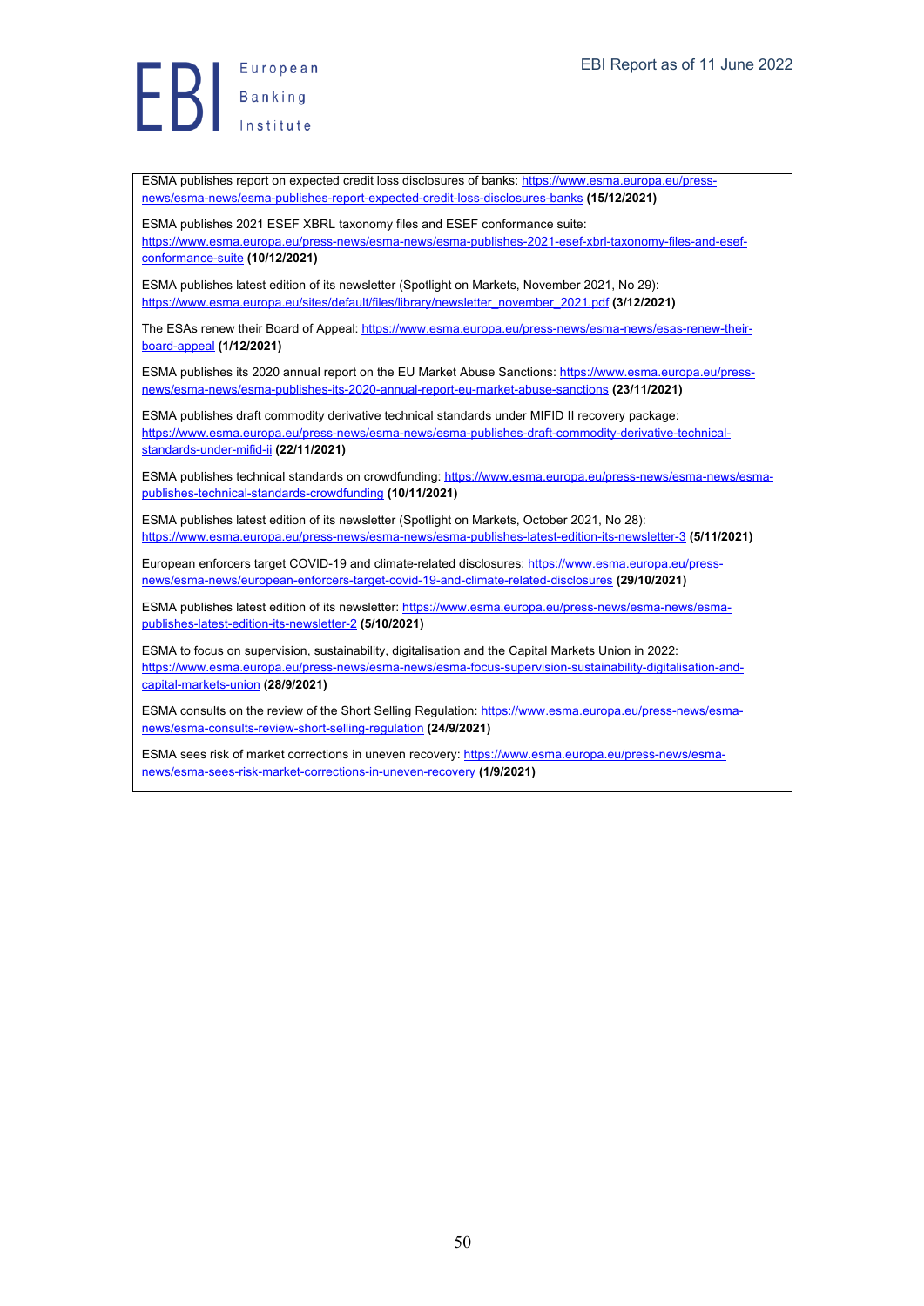ESMA publishes report on expected credit loss disclosures of banks: https://www.esma.europa.eu/press-news/esma-news/esma-publishes-report-expected-credit-loss-disclosures-banks **(15/12/2021)**

ESMA publishes 2021 ESEF XBRL taxonomy files and ESEF conformance suite: https://www.esma.europa.eu/press-news/esma-news/esma-publishes-2021-esef-xbrl-taxonomy-files-and-esef-conformance-suite **(10/12/2021)**

ESMA publishes latest edition of its newsletter (Spotlight on Markets, November 2021, No 29): https://www.esma.europa.eu/sites/default/files/library/newsletter_november_2021.pdf **(3/12/2021)**

The ESAs renew their Board of Appeal: https://www.esma.europa.eu/press-news/esma-news/esas-renew-their-board-appeal **(1/12/2021)**

ESMA publishes its 2020 annual report on the EU Market Abuse Sanctions: https://www.esma.europa.eu/press-news/esma-news/esma-publishes-its-2020-annual-report-eu-market-abuse-sanctions **(23/11/2021)**

ESMA publishes draft commodity derivative technical standards under MIFID II recovery package: https://www.esma.europa.eu/press-news/esma-news/esma-publishes-draft-commodity-derivative-technical-standards-under-mifid-ii **(22/11/2021)**

ESMA publishes technical standards on crowdfunding: https://www.esma.europa.eu/press-news/esma-news/esma-publishes-technical-standards-crowdfunding **(10/11/2021)**

ESMA publishes latest edition of its newsletter (Spotlight on Markets, October 2021, No 28): https://www.esma.europa.eu/press-news/esma-news/esma-publishes-latest-edition-its-newsletter-3 **(5/11/2021)**

European enforcers target COVID-19 and climate-related disclosures: https://www.esma.europa.eu/press-news/esma-news/european-enforcers-target-covid-19-and-climate-related-disclosures **(29/10/2021)**

ESMA publishes latest edition of its newsletter: https://www.esma.europa.eu/press-news/esma-news/esma-publishes-latest-edition-its-newsletter-2 **(5/10/2021)**

ESMA to focus on supervision, sustainability, digitalisation and the Capital Markets Union in 2022: https://www.esma.europa.eu/press-news/esma-news/esma-focus-supervision-sustainability-digitalisation-and-capital-markets-union **(28/9/2021)**

ESMA consults on the review of the Short Selling Regulation: https://www.esma.europa.eu/press-news/esma-news/esma-consults-review-short-selling-regulation **(24/9/2021)**

ESMA sees risk of market corrections in uneven recovery: https://www.esma.europa.eu/press-news/esma-news/esma-sees-risk-market-corrections-in-uneven-recovery **(1/9/2021)**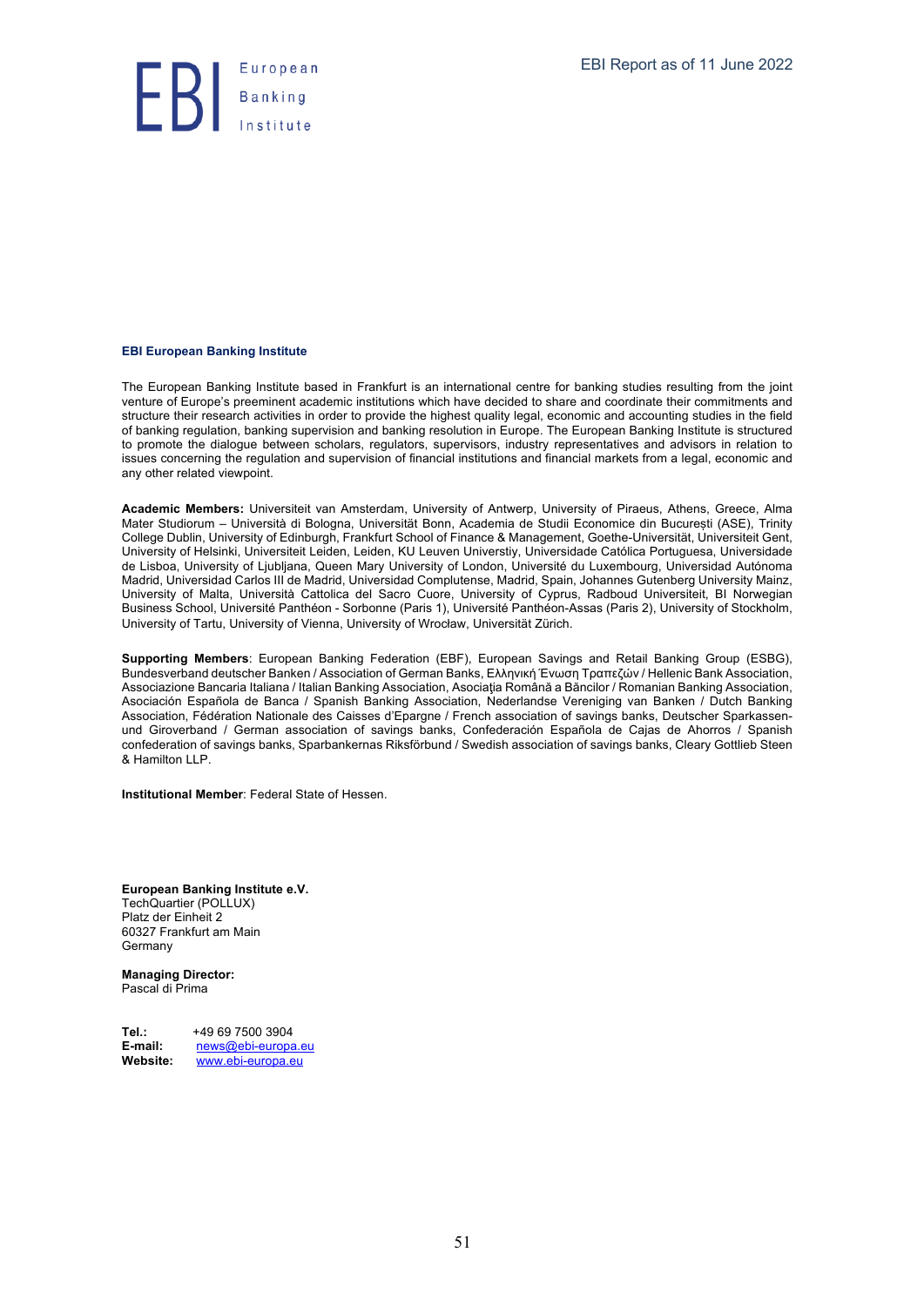EBI Report as of 11 June 2022

**EBI European Banking Institute**

The European Banking Institute based in Frankfurt is an international centre for banking studies resulting from the joint venture of Europe's preeminent academic institutions which have decided to share and coordinate their commitments and structure their research activities in order to provide the highest quality legal, economic and accounting studies in the field of banking regulation, banking supervision and banking resolution in Europe. The European Banking Institute is structured to promote the dialogue between scholars, regulators, supervisors, industry representatives and advisors in relation to issues concerning the regulation and supervision of financial institutions and financial markets from a legal, economic and any other related viewpoint.

**Academic Members:** Universiteit van Amsterdam, University of Antwerp, University of Piraeus, Athens, Greece, Alma Mater Studiorum – Università di Bologna, Universität Bonn, Academia de Studii Economice din București (ASE), Trinity College Dublin, University of Edinburgh, Frankfurt School of Finance & Management, Goethe-Universität, Universiteit Gent, University of Helsinki, Universiteit Leiden, Leiden, KU Leuven Universtiy, Universidade Católica Portuguesa, Universidade de Lisboa, University of Ljubljana, Queen Mary University of London, Université du Luxembourg, Universidad Autónoma Madrid, Universidad Carlos III de Madrid, Universidad Complutense, Madrid, Spain, Johannes Gutenberg University Mainz, University of Malta, Università Cattolica del Sacro Cuore, University of Cyprus, Radboud Universiteit, BI Norwegian Business School, Université Panthéon - Sorbonne (Paris 1), Université Panthéon-Assas (Paris 2), University of Stockholm, University of Tartu, University of Vienna, University of Wrocław, Universität Zürich.

**Supporting Members**: European Banking Federation (EBF), European Savings and Retail Banking Group (ESBG), Bundesverband deutscher Banken / Association of German Banks, Ελληνική Ένωση Τραπεζών / Hellenic Bank Association, Associazione Bancaria Italiana / Italian Banking Association, Asociaţia Română a Băncilor / Romanian Banking Association, Asociación Española de Banca / Spanish Banking Association, Nederlandse Vereniging van Banken / Dutch Banking Association, Fédération Nationale des Caisses d'Epargne / French association of savings banks, Deutscher Sparkassen- und Giroverband / German association of savings banks, Confederación Española de Cajas de Ahorros / Spanish confederation of savings banks, Sparbankernas Riksförbund / Swedish association of savings banks, Cleary Gottlieb Steen & Hamilton LLP.

**Institutional Member**: Federal State of Hessen.

**European Banking Institute e.V.**
TechQuartier (POLLUX)
Platz der Einheit 2
60327 Frankfurt am Main
Germany

**Managing Director:**
Pascal di Prima

**Tel.:** +49 69 7500 3904
**E-mail:** news@ebi-europa.eu
**Website:** www.ebi-europa.eu